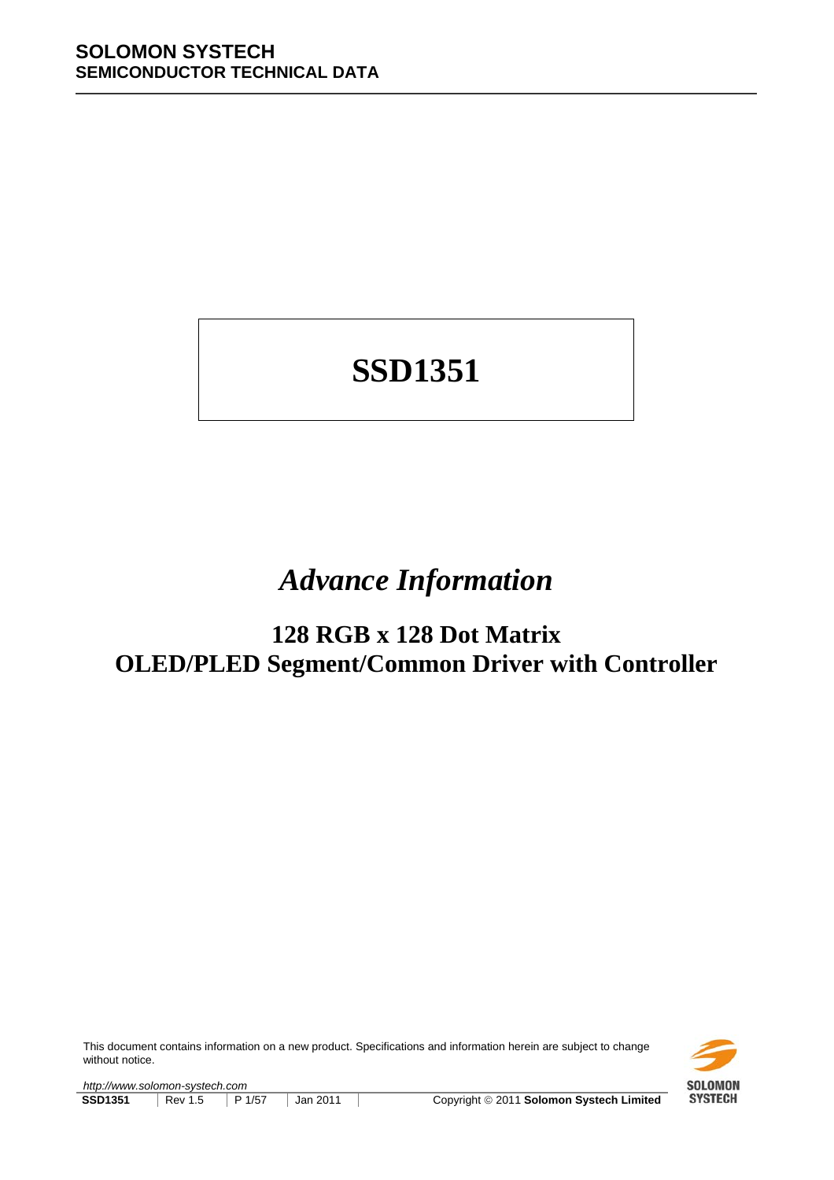**SOLOMON SYSTECH**
**SEMICONDUCTOR TECHNICAL DATA**

# SSD1351

## *Advance Information*

## 128 RGB x 128 Dot Matrix
## OLED/PLED Segment/Common Driver with Controller

This document contains information on a new product. Specifications and information herein are subject to change without notice.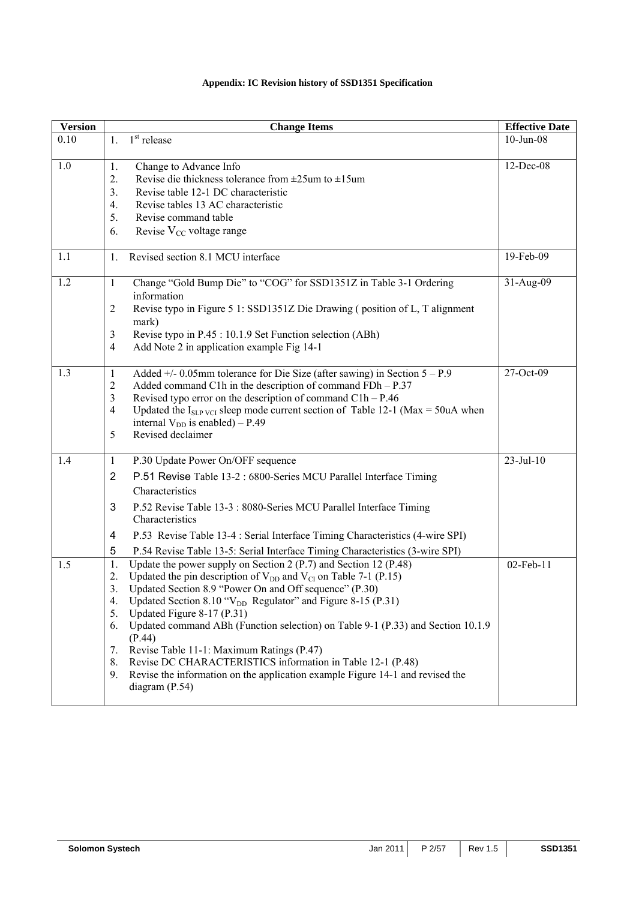**Appendix: IC Revision history of SSD1351 Specification**

| Version | Change Items | Effective Date |
|---|---|---|
| 0.10 | 1. 1st release | 10-Jun-08 |
| 1.0 | 1. Change to Advance Info<br>2. Revise die thickness tolerance from ±25um to ±15um<br>3. Revise table 12-1 DC characteristic<br>4. Revise tables 13 AC characteristic<br>5. Revise command table<br>6. Revise $V_{CC}$ voltage range | 12-Dec-08 |
| 1.1 | 1. Revised section 8.1 MCU interface | 19-Feb-09 |
| 1.2 | 1 Change "Gold Bump Die" to "COG" for SSD1351Z in Table 3-1 Ordering information<br>2 Revise typo in Figure 5 1: SSD1351Z Die Drawing ( position of L, T alignment mark)<br>3 Revise typo in P.45 : 10.1.9 Set Function selection (ABh)<br>4 Add Note 2 in application example Fig 14-1 | 31-Aug-09 |
| 1.3 | 1 Added +/- 0.05mm tolerance for Die Size (after sawing) in Section 5 – P.9<br>2 Added command C1h in the description of command FDh – P.37<br>3 Revised typo error on the description of command C1h – P.46<br>4 Updated the $I_{SLP\ VCI}$ sleep mode current section of Table 12-1 (Max = 50uA when internal $V_{DD}$ is enabled) – P.49<br>5 Revised declaimer | 27-Oct-09 |
| 1.4 | 1 P.30 Update Power On/OFF sequence<br>2 P.51 Revise Table 13-2 : 6800-Series MCU Parallel Interface Timing Characteristics<br>3 P.52 Revise Table 13-3 : 8080-Series MCU Parallel Interface Timing Characteristics<br>4 P.53 Revise Table 13-4 : Serial Interface Timing Characteristics (4-wire SPI)<br>5 P.54 Revise Table 13-5: Serial Interface Timing Characteristics (3-wire SPI) | 23-Jul-10 |
| 1.5 | 1. Update the power supply on Section 2 (P.7) and Section 12 (P.48)<br>2. Updated the pin description of $V_{DD}$ and $V_{CI}$ on Table 7-1 (P.15)<br>3. Updated Section 8.9 "Power On and Off sequence" (P.30)<br>4. Updated Section 8.10 "$V_{DD}$ Regulator" and Figure 8-15 (P.31)<br>5. Updated Figure 8-17 (P.31)<br>6. Updated command ABh (Function selection) on Table 9-1 (P.33) and Section 10.1.9 (P.44)<br>7. Revise Table 11-1: Maximum Ratings (P.47)<br>8. Revise DC CHARACTERISTICS information in Table 12-1 (P.48)<br>9. Revise the information on the application example Figure 14-1 and revised the diagram (P.54) | 02-Feb-11 |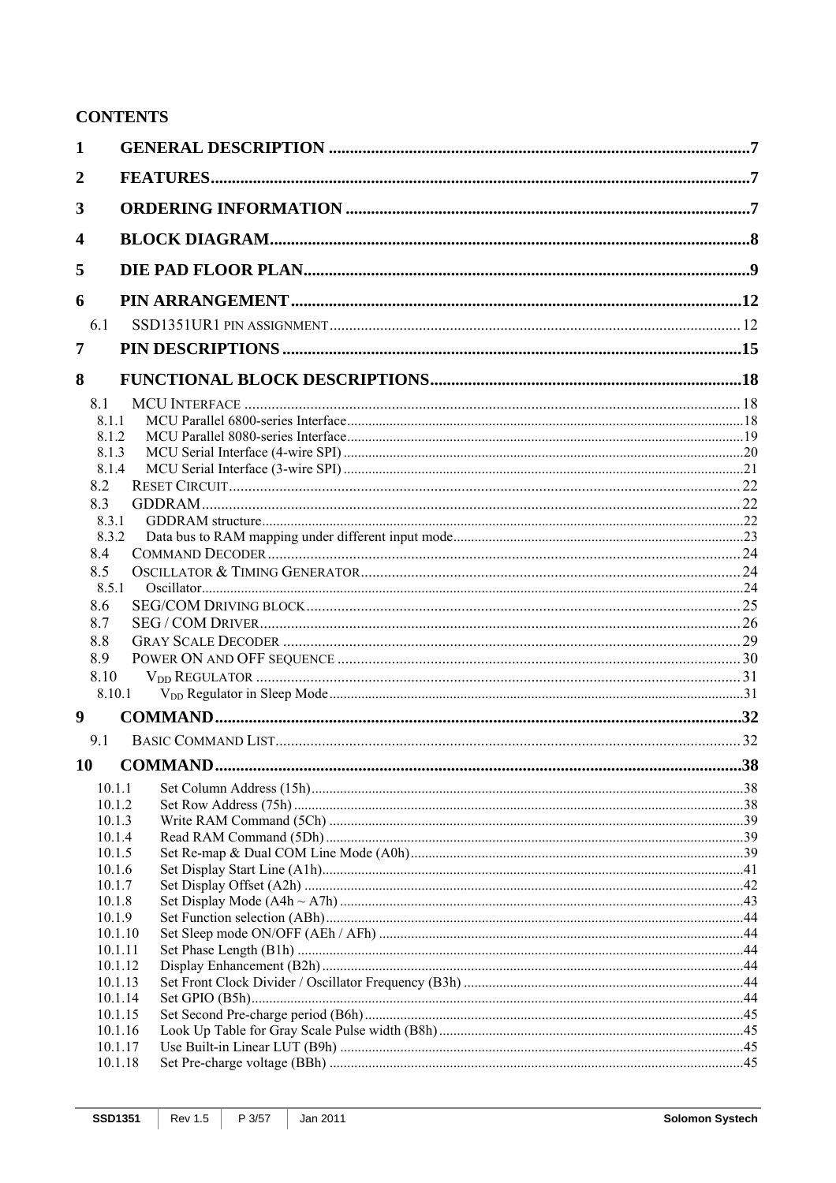## CONTENTS

| | | |
|---|---|---|
| **1** | **GENERAL DESCRIPTION** | **7** |
| **2** | **FEATURES** | **7** |
| **3** | **ORDERING INFORMATION** | **7** |
| **4** | **BLOCK DIAGRAM** | **8** |
| **5** | **DIE PAD FLOOR PLAN** | **9** |
| **6** | **PIN ARRANGEMENT** | **12** |
| 6.1 | SSD1351UR1 PIN ASSIGNMENT | 12 |
| **7** | **PIN DESCRIPTIONS** | **15** |
| **8** | **FUNCTIONAL BLOCK DESCRIPTIONS** | **18** |
| 8.1 | MCU INTERFACE | 18 |
| 8.1.1 | MCU Parallel 6800-series Interface | 18 |
| 8.1.2 | MCU Parallel 8080-series Interface | 19 |
| 8.1.3 | MCU Serial Interface (4-wire SPI) | 20 |
| 8.1.4 | MCU Serial Interface (3-wire SPI) | 21 |
| 8.2 | RESET CIRCUIT | 22 |
| 8.3 | GDDRAM | 22 |
| 8.3.1 | GDDRAM structure | 22 |
| 8.3.2 | Data bus to RAM mapping under different input mode | 23 |
| 8.4 | COMMAND DECODER | 24 |
| 8.5 | OSCILLATOR & TIMING GENERATOR | 24 |
| 8.5.1 | Oscillator | 24 |
| 8.6 | SEG/COM DRIVING BLOCK | 25 |
| 8.7 | SEG / COM DRIVER | 26 |
| 8.8 | GRAY SCALE DECODER | 29 |
| 8.9 | POWER ON AND OFF SEQUENCE | 30 |
| 8.10 | $V_{DD}$ REGULATOR | 31 |
| 8.10.1 | $V_{DD}$ Regulator in Sleep Mode | 31 |
| **9** | **COMMAND** | **32** |
| 9.1 | BASIC COMMAND LIST | 32 |
| **10** | **COMMAND** | **38** |
| 10.1.1 | Set Column Address (15h) | 38 |
| 10.1.2 | Set Row Address (75h) | 38 |
| 10.1.3 | Write RAM Command (5Ch) | 39 |
| 10.1.4 | Read RAM Command (5Dh) | 39 |
| 10.1.5 | Set Re-map & Dual COM Line Mode (A0h) | 39 |
| 10.1.6 | Set Display Start Line (A1h) | 41 |
| 10.1.7 | Set Display Offset (A2h) | 42 |
| 10.1.8 | Set Display Mode (A4h ~ A7h) | 43 |
| 10.1.9 | Set Function selection (ABh) | 44 |
| 10.1.10 | Set Sleep mode ON/OFF (AEh / AFh) | 44 |
| 10.1.11 | Set Phase Length (B1h) | 44 |
| 10.1.12 | Display Enhancement (B2h) | 44 |
| 10.1.13 | Set Front Clock Divider / Oscillator Frequency (B3h) | 44 |
| 10.1.14 | Set GPIO (B5h) | 44 |
| 10.1.15 | Set Second Pre-charge period (B6h) | 45 |
| 10.1.16 | Look Up Table for Gray Scale Pulse width (B8h) | 45 |
| 10.1.17 | Use Built-in Linear LUT (B9h) | 45 |
| 10.1.18 | Set Pre-charge voltage (BBh) | 45 |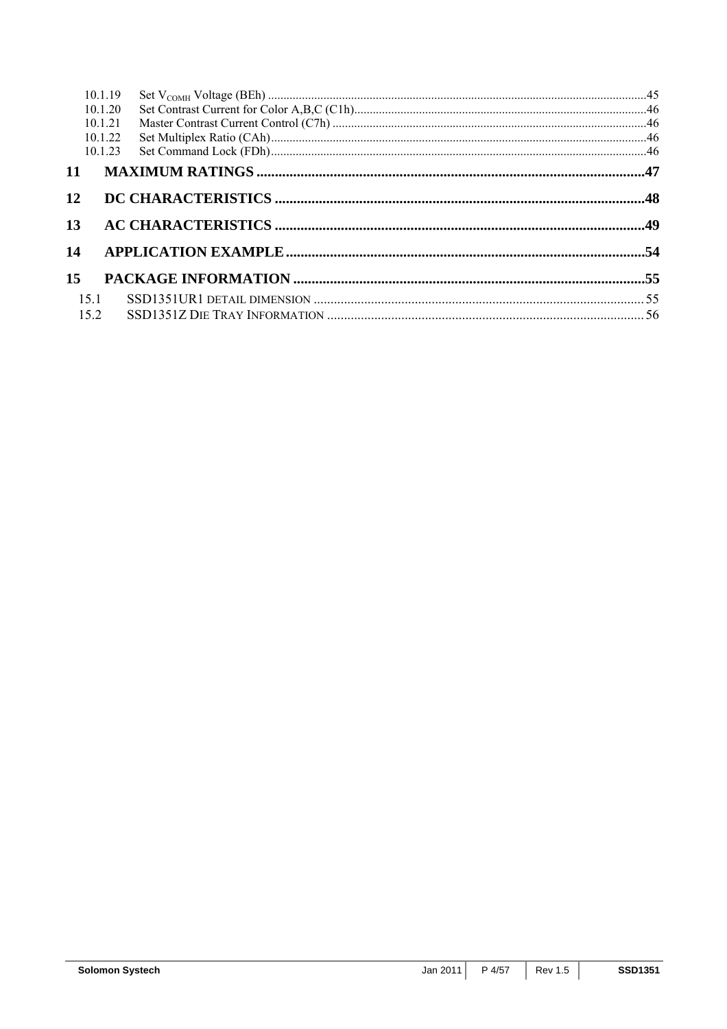10.1.19 Set $V_{COMH}$ Voltage (BEh) ....................................................................................................................45
10.1.20 Set Contrast Current for Color A,B,C (C1h)..........................................................................................46
10.1.21 Master Contrast Current Control (C7h) ................................................................................................46
10.1.22 Set Multiplex Ratio (CAh)......................................................................................................................46
10.1.23 Set Command Lock (FDh).....................................................................................................................46

**11 MAXIMUM RATINGS ........................................................................................................47**

**12 DC CHARACTERISTICS ....................................................................................................48**

**13 AC CHARACTERISTICS ....................................................................................................49**

**14 APPLICATION EXAMPLE ..................................................................................................54**

**15 PACKAGE INFORMATION ................................................................................................55**

15.1 SSD1351UR1 DETAIL DIMENSION ..................................................................................................55
15.2 SSD1351Z DIE TRAY INFORMATION ..............................................................................................56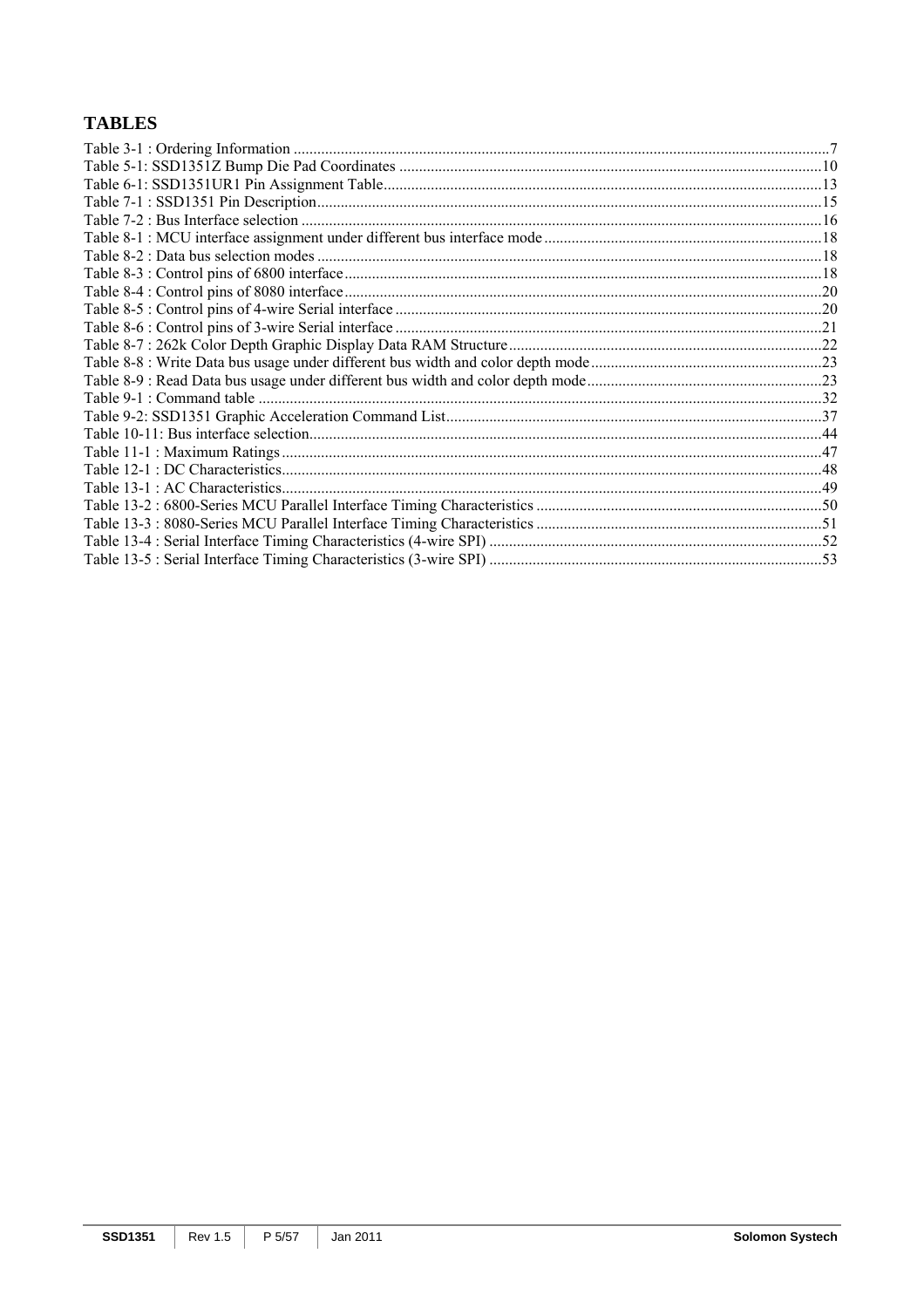# TABLES

Table 3-1 : Ordering Information .....................................................................................................................................7
Table 5-1: SSD1351Z Bump Die Pad Coordinates ...........................................................................................................10
Table 6-1: SSD1351UR1 Pin Assignment Table...............................................................................................................13
Table 7-1 : SSD1351 Pin Description................................................................................................................................15
Table 7-2 : Bus Interface selection ....................................................................................................................................16
Table 8-1 : MCU interface assignment under different bus interface mode.......................................................................18
Table 8-2 : Data bus selection modes ................................................................................................................................18
Table 8-3 : Control pins of 6800 interface..........................................................................................................................18
Table 8-4 : Control pins of 8080 interface..........................................................................................................................20
Table 8-5 : Control pins of 4-wire Serial interface ............................................................................................................20
Table 8-6 : Control pins of 3-wire Serial interface ............................................................................................................21
Table 8-7 : 262k Color Depth Graphic Display Data RAM Structure................................................................................22
Table 8-8 : Write Data bus usage under different bus width and color depth mode...........................................................23
Table 8-9 : Read Data bus usage under different bus width and color depth mode............................................................23
Table 9-1 : Command table ...............................................................................................................................................32
Table 9-2: SSD1351 Graphic Acceleration Command List................................................................................................37
Table 10-11: Bus interface selection..................................................................................................................................44
Table 11-1 : Maximum Ratings.........................................................................................................................................47
Table 12-1 : DC Characteristics.........................................................................................................................................48
Table 13-1 : AC Characteristics.........................................................................................................................................49
Table 13-2 : 6800-Series MCU Parallel Interface Timing Characteristics .........................................................................50
Table 13-3 : 8080-Series MCU Parallel Interface Timing Characteristics .........................................................................51
Table 13-4 : Serial Interface Timing Characteristics (4-wire SPI) .....................................................................................52
Table 13-5 : Serial Interface Timing Characteristics (3-wire SPI) .....................................................................................53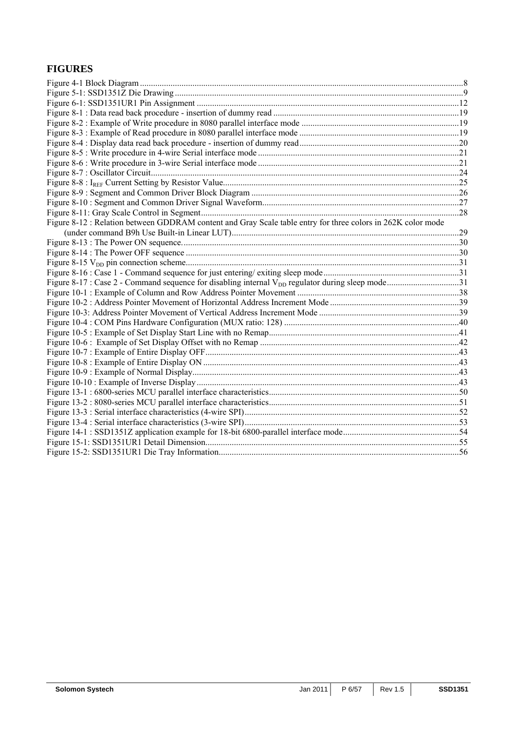## FIGURES

Figure 4-1 Block Diagram ....8
Figure 5-1: SSD1351Z Die Drawing ....9
Figure 6-1: SSD1351UR1 Pin Assignment ....12
Figure 8-1 : Data read back procedure - insertion of dummy read ....19
Figure 8-2 : Example of Write procedure in 8080 parallel interface mode ....19
Figure 8-3 : Example of Read procedure in 8080 parallel interface mode ....19
Figure 8-4 : Display data read back procedure - insertion of dummy read ....20
Figure 8-5 : Write procedure in 4-wire Serial interface mode ....21
Figure 8-6 : Write procedure in 3-wire Serial interface mode ....21
Figure 8-7 : Oscillator Circuit ....24
Figure 8-8 : $I_{REF}$ Current Setting by Resistor Value ....25
Figure 8-9 : Segment and Common Driver Block Diagram ....26
Figure 8-10 : Segment and Common Driver Signal Waveform ....27
Figure 8-11: Gray Scale Control in Segment ....28
Figure 8-12 : Relation between GDDRAM content and Gray Scale table entry for three colors in 262K color mode (under command B9h Use Built-in Linear LUT) ....29
Figure 8-13 : The Power ON sequence. ....30
Figure 8-14 : The Power OFF sequence ....30
Figure 8-15 $V_{DD}$ pin connection scheme ....31
Figure 8-16 : Case 1 - Command sequence for just entering/ exiting sleep mode ....31
Figure 8-17 : Case 2 - Command sequence for disabling internal $V_{DD}$ regulator during sleep mode ....31
Figure 10-1 : Example of Column and Row Address Pointer Movement ....38
Figure 10-2 : Address Pointer Movement of Horizontal Address Increment Mode ....39
Figure 10-3: Address Pointer Movement of Vertical Address Increment Mode ....39
Figure 10-4 : COM Pins Hardware Configuration (MUX ratio: 128) ....40
Figure 10-5 : Example of Set Display Start Line with no Remap ....41
Figure 10-6 : Example of Set Display Offset with no Remap ....42
Figure 10-7 : Example of Entire Display OFF ....43
Figure 10-8 : Example of Entire Display ON ....43
Figure 10-9 : Example of Normal Display ....43
Figure 10-10 : Example of Inverse Display ....43
Figure 13-1 : 6800-series MCU parallel interface characteristics ....50
Figure 13-2 : 8080-series MCU parallel interface characteristics ....51
Figure 13-3 : Serial interface characteristics (4-wire SPI) ....52
Figure 13-4 : Serial interface characteristics (3-wire SPI) ....53
Figure 14-1 : SSD1351Z application example for 18-bit 6800-parallel interface mode ....54
Figure 15-1: SSD1351UR1 Detail Dimension ....55
Figure 15-2: SSD1351UR1 Die Tray Information ....56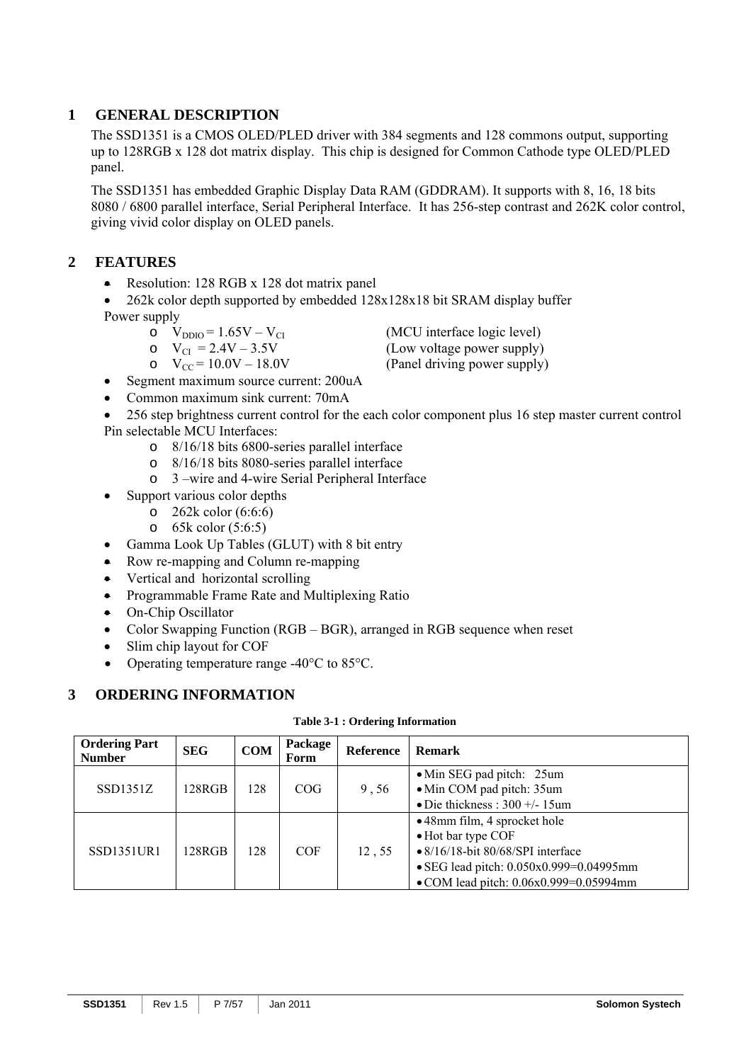# 1 GENERAL DESCRIPTION

The SSD1351 is a CMOS OLED/PLED driver with 384 segments and 128 commons output, supporting up to 128RGB x 128 dot matrix display. This chip is designed for Common Cathode type OLED/PLED panel.

The SSD1351 has embedded Graphic Display Data RAM (GDDRAM). It supports with 8, 16, 18 bits 8080 / 6800 parallel interface, Serial Peripheral Interface. It has 256-step contrast and 262K color control, giving vivid color display on OLED panels.

# 2 FEATURES

- Resolution: 128 RGB x 128 dot matrix panel
- 262k color depth supported by embedded 128x128x18 bit SRAM display buffer

Power supply
  - $V_{DDIO}$ = 1.65V – $V_{CI}$ (MCU interface logic level)
  - $V_{CI}$ = 2.4V – 3.5V (Low voltage power supply)
  - $V_{CC}$ = 10.0V – 18.0V (Panel driving power supply)
- Segment maximum source current: 200uA
- Common maximum sink current: 70mA
- 256 step brightness current control for the each color component plus 16 step master current control

Pin selectable MCU Interfaces:
  - 8/16/18 bits 6800-series parallel interface
  - 8/16/18 bits 8080-series parallel interface
  - 3 –wire and 4-wire Serial Peripheral Interface
- Support various color depths
  - 262k color (6:6:6)
  - 65k color (5:6:5)
- Gamma Look Up Tables (GLUT) with 8 bit entry
- Row re-mapping and Column re-mapping
- Vertical and horizontal scrolling
- Programmable Frame Rate and Multiplexing Ratio
- On-Chip Oscillator
- Color Swapping Function (RGB – BGR), arranged in RGB sequence when reset
- Slim chip layout for COF
- Operating temperature range -40°C to 85°C.

# 3 ORDERING INFORMATION

**Table 3-1 : Ordering Information**

| Ordering Part Number | SEG | COM | Package Form | Reference | Remark |
|---|---|---|---|---|---|
| SSD1351Z | 128RGB | 128 | COG | 9 , 56 | • Min SEG pad pitch: 25um<br>• Min COM pad pitch: 35um<br>• Die thickness : 300 +/- 15um |
| SSD1351UR1 | 128RGB | 128 | COF | 12 , 55 | • 48mm film, 4 sprocket hole<br>• Hot bar type COF<br>• 8/16/18-bit 80/68/SPI interface<br>• SEG lead pitch: 0.050x0.999=0.04995mm<br>• COM lead pitch: 0.06x0.999=0.05994mm |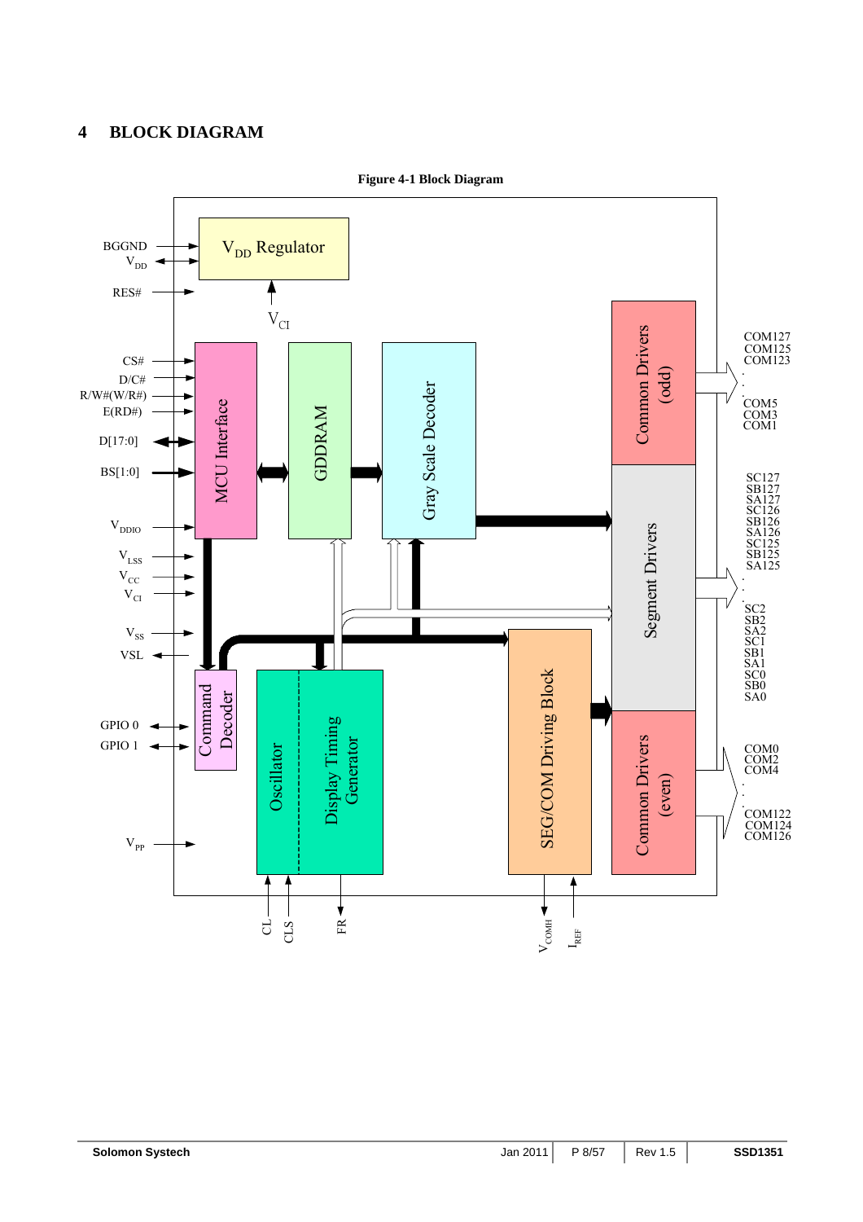# 4 BLOCK DIAGRAM

**Figure 4-1 Block Diagram**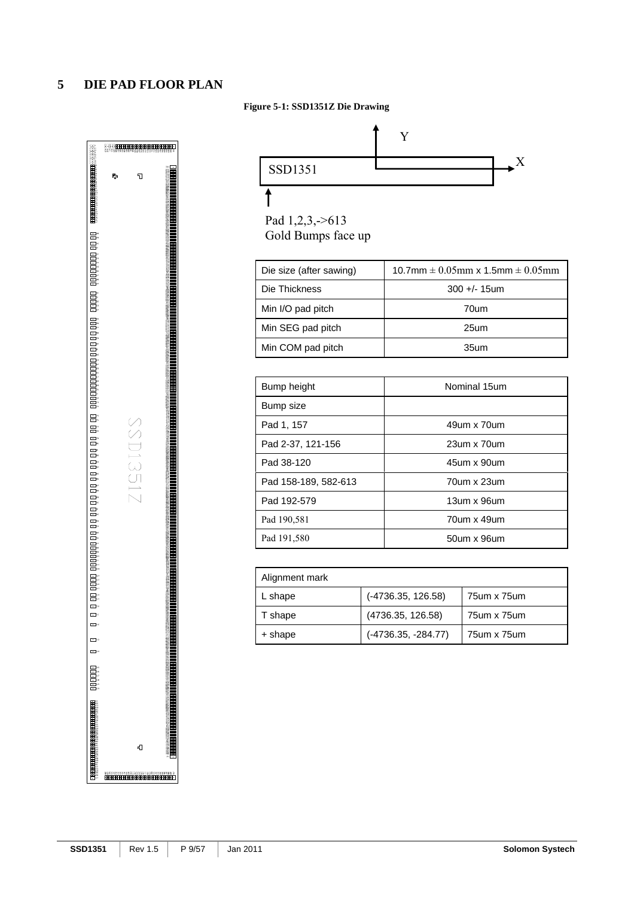# 5 DIE PAD FLOOR PLAN

**Figure 5-1: SSD1351Z Die Drawing**

SSD1351

Pad 1,2,3,->613
Gold Bumps face up

| Die size (after sawing) | 10.7mm ± 0.05mm x 1.5mm ± 0.05mm |
|---|---|
| Die Thickness | 300 +/- 15um |
| Min I/O pad pitch | 70um |
| Min SEG pad pitch | 25um |
| Min COM pad pitch | 35um |

| Bump height | Nominal 15um |
|---|---|
| Bump size | |
| Pad 1, 157 | 49um x 70um |
| Pad 2-37, 121-156 | 23um x 70um |
| Pad 38-120 | 45um x 90um |
| Pad 158-189, 582-613 | 70um x 23um |
| Pad 192-579 | 13um x 96um |
| Pad 190,581 | 70um x 49um |
| Pad 191,580 | 50um x 96um |

| Alignment mark | | |
|---|---|---|
| L shape | (-4736.35, 126.58) | 75um x 75um |
| T shape | (4736.35, 126.58) | 75um x 75um |
| + shape | (-4736.35, -284.77) | 75um x 75um |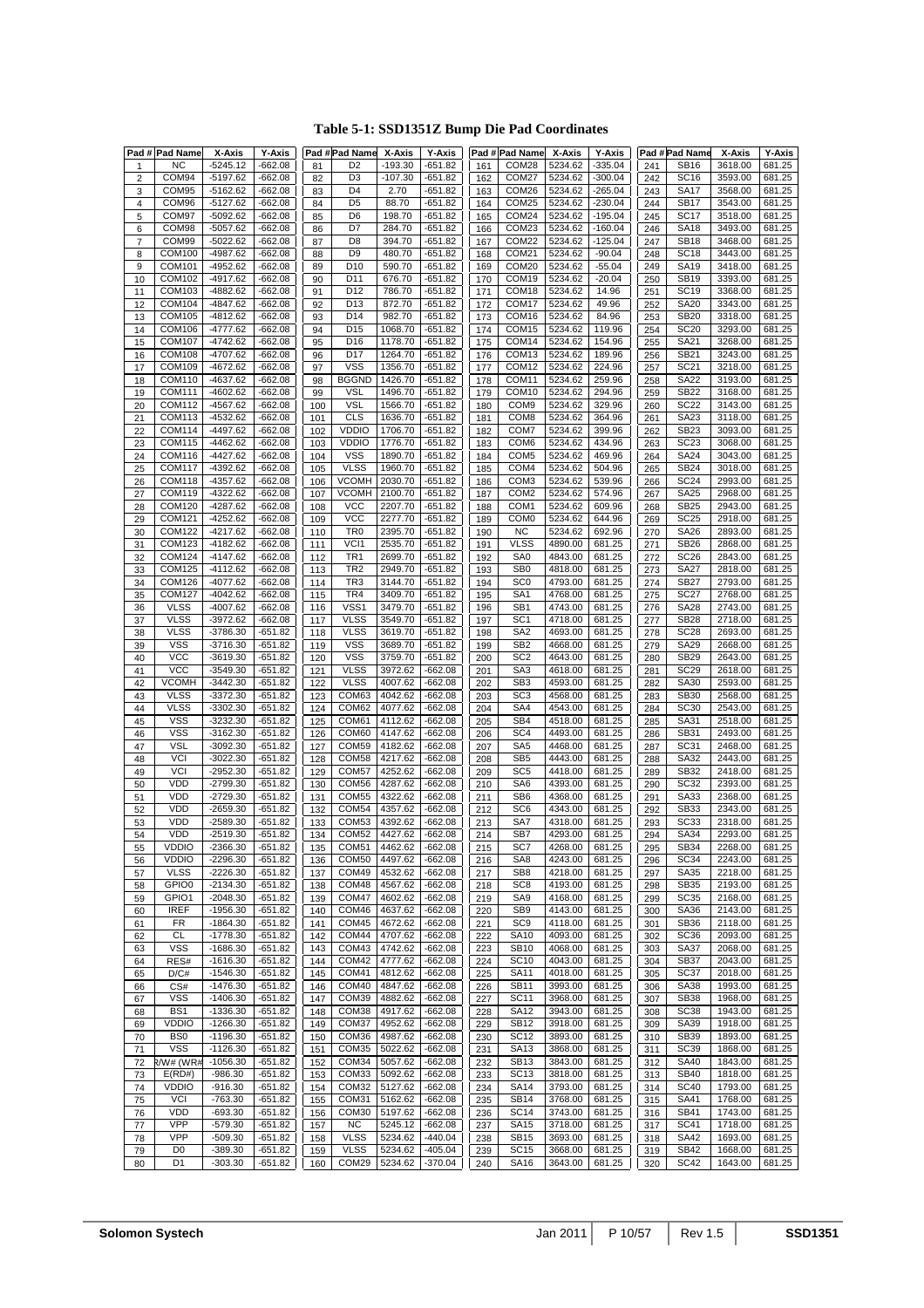**Table 5-1: SSD1351Z Bump Die Pad Coordinates**

| Pad # | Pad Name | X-Axis | Y-Axis | Pad # | Pad Name | X-Axis | Y-Axis | Pad # | Pad Name | X-Axis | Y-Axis | Pad # | Pad Name | X-Axis | Y-Axis |
|---|---|---|---|---|---|---|---|---|---|---|---|---|---|---|---|
| 1 | NC | -5245.12 | -662.08 | 81 | D2 | -193.30 | -651.82 | 161 | COM28 | 5234.62 | -335.04 | 241 | SB16 | 3618.00 | 681.25 |
| 2 | COM94 | -5197.62 | -662.08 | 82 | D3 | -107.30 | -651.82 | 162 | COM27 | 5234.62 | -300.04 | 242 | SC16 | 3593.00 | 681.25 |
| 3 | COM95 | -5162.62 | -662.08 | 83 | D4 | 2.70 | -651.82 | 163 | COM26 | 5234.62 | -265.04 | 243 | SA17 | 3568.00 | 681.25 |
| 4 | COM96 | -5127.62 | -662.08 | 84 | D5 | 88.70 | -651.82 | 164 | COM25 | 5234.62 | -230.04 | 244 | SB17 | 3543.00 | 681.25 |
| 5 | COM97 | -5092.62 | -662.08 | 85 | D6 | 198.70 | -651.82 | 165 | COM24 | 5234.62 | -195.04 | 245 | SC17 | 3518.00 | 681.25 |
| 6 | COM98 | -5057.62 | -662.08 | 86 | D7 | 284.70 | -651.82 | 166 | COM23 | 5234.62 | -160.04 | 246 | SA18 | 3493.00 | 681.25 |
| 7 | COM99 | -5022.62 | -662.08 | 87 | D8 | 394.70 | -651.82 | 167 | COM22 | 5234.62 | -125.04 | 247 | SB18 | 3468.00 | 681.25 |
| 8 | COM100 | -4987.62 | -662.08 | 88 | D9 | 480.70 | -651.82 | 168 | COM21 | 5234.62 | -90.04 | 248 | SC18 | 3443.00 | 681.25 |
| 9 | COM101 | -4952.62 | -662.08 | 89 | D10 | 590.70 | -651.82 | 169 | COM20 | 5234.62 | -55.04 | 249 | SA19 | 3418.00 | 681.25 |
| 10 | COM102 | -4917.62 | -662.08 | 90 | D11 | 676.70 | -651.82 | 170 | COM19 | 5234.62 | -20.04 | 250 | SB19 | 3393.00 | 681.25 |
| 11 | COM103 | -4882.62 | -662.08 | 91 | D12 | 786.70 | -651.82 | 171 | COM18 | 5234.62 | 14.96 | 251 | SC19 | 3368.00 | 681.25 |
| 12 | COM104 | -4847.62 | -662.08 | 92 | D13 | 872.70 | -651.82 | 172 | COM17 | 5234.62 | 49.96 | 252 | SA20 | 3343.00 | 681.25 |
| 13 | COM105 | -4812.62 | -662.08 | 93 | D14 | 982.70 | -651.82 | 173 | COM16 | 5234.62 | 84.96 | 253 | SB20 | 3318.00 | 681.25 |
| 14 | COM106 | -4777.62 | -662.08 | 94 | D15 | 1068.70 | -651.82 | 174 | COM15 | 5234.62 | 119.96 | 254 | SC20 | 3293.00 | 681.25 |
| 15 | COM107 | -4742.62 | -662.08 | 95 | D16 | 1178.70 | -651.82 | 175 | COM14 | 5234.62 | 154.96 | 255 | SA21 | 3268.00 | 681.25 |
| 16 | COM108 | -4707.62 | -662.08 | 96 | D17 | 1264.70 | -651.82 | 176 | COM13 | 5234.62 | 189.96 | 256 | SB21 | 3243.00 | 681.25 |
| 17 | COM109 | -4672.62 | -662.08 | 97 | VSS | 1356.70 | -651.82 | 177 | COM12 | 5234.62 | 224.96 | 257 | SC21 | 3218.00 | 681.25 |
| 18 | COM110 | -4637.62 | -662.08 | 98 | BGGND | 1426.70 | -651.82 | 178 | COM11 | 5234.62 | 259.96 | 258 | SA22 | 3193.00 | 681.25 |
| 19 | COM111 | -4602.62 | -662.08 | 99 | VSL | 1496.70 | -651.82 | 179 | COM10 | 5234.62 | 294.96 | 259 | SB22 | 3168.00 | 681.25 |
| 20 | COM112 | -4567.62 | -662.08 | 100 | VSL | 1566.70 | -651.82 | 180 | COM9 | 5234.62 | 329.96 | 260 | SC22 | 3143.00 | 681.25 |
| 21 | COM113 | -4532.62 | -662.08 | 101 | CLS | 1636.70 | -651.82 | 181 | COM8 | 5234.62 | 364.96 | 261 | SA23 | 3118.00 | 681.25 |
| 22 | COM114 | -4497.62 | -662.08 | 102 | VDDIO | 1706.70 | -651.82 | 182 | COM7 | 5234.62 | 399.96 | 262 | SB23 | 3093.00 | 681.25 |
| 23 | COM115 | -4462.62 | -662.08 | 103 | VDDIO | 1776.70 | -651.82 | 183 | COM6 | 5234.62 | 434.96 | 263 | SC23 | 3068.00 | 681.25 |
| 24 | COM116 | -4427.62 | -662.08 | 104 | VSS | 1890.70 | -651.82 | 184 | COM5 | 5234.62 | 469.96 | 264 | SA24 | 3043.00 | 681.25 |
| 25 | COM117 | -4392.62 | -662.08 | 105 | VLSS | 1960.70 | -651.82 | 185 | COM4 | 5234.62 | 504.96 | 265 | SB24 | 3018.00 | 681.25 |
| 26 | COM118 | -4357.62 | -662.08 | 106 | VCOMH | 2030.70 | -651.82 | 186 | COM3 | 5234.62 | 539.96 | 266 | SC24 | 2993.00 | 681.25 |
| 27 | COM119 | -4322.62 | -662.08 | 107 | VCOMH | 2100.70 | -651.82 | 187 | COM2 | 5234.62 | 574.96 | 267 | SA25 | 2968.00 | 681.25 |
| 28 | COM120 | -4287.62 | -662.08 | 108 | VCC | 2207.70 | -651.82 | 188 | COM1 | 5234.62 | 609.96 | 268 | SB25 | 2943.00 | 681.25 |
| 29 | COM121 | -4252.62 | -662.08 | 109 | VCC | 2277.70 | -651.82 | 189 | COM0 | 5234.62 | 644.96 | 269 | SC25 | 2918.00 | 681.25 |
| 30 | COM122 | -4217.62 | -662.08 | 110 | TR0 | 2395.70 | -651.82 | 190 | NC | 5234.62 | 692.96 | 270 | SA26 | 2893.00 | 681.25 |
| 31 | COM123 | -4182.62 | -662.08 | 111 | VCI1 | 2535.70 | -651.82 | 191 | VLSS | 4890.00 | 681.25 | 271 | SB26 | 2868.00 | 681.25 |
| 32 | COM124 | -4147.62 | -662.08 | 112 | TR1 | 2699.70 | -651.82 | 192 | SA0 | 4843.00 | 681.25 | 272 | SC26 | 2843.00 | 681.25 |
| 33 | COM125 | -4112.62 | -662.08 | 113 | TR2 | 2949.70 | -651.82 | 193 | SB0 | 4818.00 | 681.25 | 273 | SA27 | 2818.00 | 681.25 |
| 34 | COM126 | -4077.62 | -662.08 | 114 | TR3 | 3144.70 | -651.82 | 194 | SC0 | 4793.00 | 681.25 | 274 | SB27 | 2793.00 | 681.25 |
| 35 | COM127 | -4042.62 | -662.08 | 115 | TR4 | 3409.70 | -651.82 | 195 | SA1 | 4768.00 | 681.25 | 275 | SC27 | 2768.00 | 681.25 |
| 36 | VLSS | -4007.62 | -662.08 | 116 | VSS1 | 3479.70 | -651.82 | 196 | SB1 | 4743.00 | 681.25 | 276 | SA28 | 2743.00 | 681.25 |
| 37 | VLSS | -3972.62 | -662.08 | 117 | VLSS | 3549.70 | -651.82 | 197 | SC1 | 4718.00 | 681.25 | 277 | SB28 | 2718.00 | 681.25 |
| 38 | VLSS | -3786.30 | -651.82 | 118 | VLSS | 3619.70 | -651.82 | 198 | SA2 | 4693.00 | 681.25 | 278 | SC28 | 2693.00 | 681.25 |
| 39 | VSS | -3716.30 | -651.82 | 119 | VSS | 3689.70 | -651.82 | 199 | SB2 | 4668.00 | 681.25 | 279 | SA29 | 2668.00 | 681.25 |
| 40 | VCC | -3619.30 | -651.82 | 120 | VSS | 3759.70 | -651.82 | 200 | SC2 | 4643.00 | 681.25 | 280 | SB29 | 2643.00 | 681.25 |
| 41 | VCC | -3549.30 | -651.82 | 121 | VLSS | 3972.62 | -662.08 | 201 | SA3 | 4618.00 | 681.25 | 281 | SC29 | 2618.00 | 681.25 |
| 42 | VCOMH | -3442.30 | -651.82 | 122 | VLSS | 4007.62 | -662.08 | 202 | SB3 | 4593.00 | 681.25 | 282 | SA30 | 2593.00 | 681.25 |
| 43 | VLSS | -3372.30 | -651.82 | 123 | COM63 | 4042.62 | -662.08 | 203 | SC3 | 4568.00 | 681.25 | 283 | SB30 | 2568.00 | 681.25 |
| 44 | VLSS | -3302.30 | -651.82 | 124 | COM62 | 4077.62 | -662.08 | 204 | SA4 | 4543.00 | 681.25 | 284 | SC30 | 2543.00 | 681.25 |
| 45 | VSS | -3232.30 | -651.82 | 125 | COM61 | 4112.62 | -662.08 | 205 | SB4 | 4518.00 | 681.25 | 285 | SA31 | 2518.00 | 681.25 |
| 46 | VSS | -3162.30 | -651.82 | 126 | COM60 | 4147.62 | -662.08 | 206 | SC4 | 4493.00 | 681.25 | 286 | SB31 | 2493.00 | 681.25 |
| 47 | VSL | -3092.30 | -651.82 | 127 | COM59 | 4182.62 | -662.08 | 207 | SA5 | 4468.00 | 681.25 | 287 | SC31 | 2468.00 | 681.25 |
| 48 | VCI | -3022.30 | -651.82 | 128 | COM58 | 4217.62 | -662.08 | 208 | SB5 | 4443.00 | 681.25 | 288 | SA32 | 2443.00 | 681.25 |
| 49 | VCI | -2952.30 | -651.82 | 129 | COM57 | 4252.62 | -662.08 | 209 | SC5 | 4418.00 | 681.25 | 289 | SB32 | 2418.00 | 681.25 |
| 50 | VDD | -2799.30 | -651.82 | 130 | COM56 | 4287.62 | -662.08 | 210 | SA6 | 4393.00 | 681.25 | 290 | SC32 | 2393.00 | 681.25 |
| 51 | VDD | -2729.30 | -651.82 | 131 | COM55 | 4322.62 | -662.08 | 211 | SB6 | 4368.00 | 681.25 | 291 | SA33 | 2368.00 | 681.25 |
| 52 | VDD | -2659.30 | -651.82 | 132 | COM54 | 4357.62 | -662.08 | 212 | SC6 | 4343.00 | 681.25 | 292 | SB33 | 2343.00 | 681.25 |
| 53 | VDD | -2589.30 | -651.82 | 133 | COM53 | 4392.62 | -662.08 | 213 | SA7 | 4318.00 | 681.25 | 293 | SC33 | 2318.00 | 681.25 |
| 54 | VDD | -2519.30 | -651.82 | 134 | COM52 | 4427.62 | -662.08 | 214 | SB7 | 4293.00 | 681.25 | 294 | SA34 | 2293.00 | 681.25 |
| 55 | VDDIO | -2366.30 | -651.82 | 135 | COM51 | 4462.62 | -662.08 | 215 | SC7 | 4268.00 | 681.25 | 295 | SB34 | 2268.00 | 681.25 |
| 56 | VDDIO | -2296.30 | -651.82 | 136 | COM50 | 4497.62 | -662.08 | 216 | SA8 | 4243.00 | 681.25 | 296 | SC34 | 2243.00 | 681.25 |
| 57 | VLSS | -2226.30 | -651.82 | 137 | COM49 | 4532.62 | -662.08 | 217 | SB8 | 4218.00 | 681.25 | 297 | SA35 | 2218.00 | 681.25 |
| 58 | GPIO0 | -2134.30 | -651.82 | 138 | COM48 | 4567.62 | -662.08 | 218 | SC8 | 4193.00 | 681.25 | 298 | SB35 | 2193.00 | 681.25 |
| 59 | GPIO1 | -2048.30 | -651.82 | 139 | COM47 | 4602.62 | -662.08 | 219 | SA9 | 4168.00 | 681.25 | 299 | SC35 | 2168.00 | 681.25 |
| 60 | IREF | -1956.30 | -651.82 | 140 | COM46 | 4637.62 | -662.08 | 220 | SB9 | 4143.00 | 681.25 | 300 | SA36 | 2143.00 | 681.25 |
| 61 | FR | -1864.30 | -651.82 | 141 | COM45 | 4672.62 | -662.08 | 221 | SC9 | 4118.00 | 681.25 | 301 | SB36 | 2118.00 | 681.25 |
| 62 | CL | -1778.30 | -651.82 | 142 | COM44 | 4707.62 | -662.08 | 222 | SA10 | 4093.00 | 681.25 | 302 | SC36 | 2093.00 | 681.25 |
| 63 | VSS | -1686.30 | -651.82 | 143 | COM43 | 4742.62 | -662.08 | 223 | SB10 | 4068.00 | 681.25 | 303 | SA37 | 2068.00 | 681.25 |
| 64 | RES# | -1616.30 | -651.82 | 144 | COM42 | 4777.62 | -662.08 | 224 | SC10 | 4043.00 | 681.25 | 304 | SB37 | 2043.00 | 681.25 |
| 65 | D/C# | -1546.30 | -651.82 | 145 | COM41 | 4812.62 | -662.08 | 225 | SA11 | 4018.00 | 681.25 | 305 | SC37 | 2018.00 | 681.25 |
| 66 | CS# | -1476.30 | -651.82 | 146 | COM40 | 4847.62 | -662.08 | 226 | SB11 | 3993.00 | 681.25 | 306 | SA38 | 1993.00 | 681.25 |
| 67 | VSS | -1406.30 | -651.82 | 147 | COM39 | 4882.62 | -662.08 | 227 | SC11 | 3968.00 | 681.25 | 307 | SB38 | 1968.00 | 681.25 |
| 68 | BS1 | -1336.30 | -651.82 | 148 | COM38 | 4917.62 | -662.08 | 228 | SA12 | 3943.00 | 681.25 | 308 | SC38 | 1943.00 | 681.25 |
| 69 | VDDIO | -1266.30 | -651.82 | 149 | COM37 | 4952.62 | -662.08 | 229 | SB12 | 3918.00 | 681.25 | 309 | SA39 | 1918.00 | 681.25 |
| 70 | BS0 | -1196.30 | -651.82 | 150 | COM36 | 4987.62 | -662.08 | 230 | SC12 | 3893.00 | 681.25 | 310 | SB39 | 1893.00 | 681.25 |
| 71 | VSS | -1126.30 | -651.82 | 151 | COM35 | 5022.62 | -662.08 | 231 | SA13 | 3868.00 | 681.25 | 311 | SC39 | 1868.00 | 681.25 |
| 72 | R/W# (WR#) | -1056.30 | -651.82 | 152 | COM34 | 5057.62 | -662.08 | 232 | SB13 | 3843.00 | 681.25 | 312 | SA40 | 1843.00 | 681.25 |
| 73 | E(RD#) | -986.30 | -651.82 | 153 | COM33 | 5092.62 | -662.08 | 233 | SC13 | 3818.00 | 681.25 | 313 | SB40 | 1818.00 | 681.25 |
| 74 | VDDIO | -916.30 | -651.82 | 154 | COM32 | 5127.62 | -662.08 | 234 | SA14 | 3793.00 | 681.25 | 314 | SC40 | 1793.00 | 681.25 |
| 75 | VCI | -763.30 | -651.82 | 155 | COM31 | 5162.62 | -662.08 | 235 | SB14 | 3768.00 | 681.25 | 315 | SA41 | 1768.00 | 681.25 |
| 76 | VDD | -693.30 | -651.82 | 156 | COM30 | 5197.62 | -662.08 | 236 | SC14 | 3743.00 | 681.25 | 316 | SB41 | 1743.00 | 681.25 |
| 77 | VPP | -579.30 | -651.82 | 157 | NC | 5245.12 | -662.08 | 237 | SA15 | 3718.00 | 681.25 | 317 | SC41 | 1718.00 | 681.25 |
| 78 | VPP | -509.30 | -651.82 | 158 | VLSS | 5234.62 | -440.04 | 238 | SB15 | 3693.00 | 681.25 | 318 | SA42 | 1693.00 | 681.25 |
| 79 | D0 | -389.30 | -651.82 | 159 | VLSS | 5234.62 | -405.04 | 239 | SC15 | 3668.00 | 681.25 | 319 | SB42 | 1668.00 | 681.25 |
| 80 | D1 | -303.30 | -651.82 | 160 | COM29 | 5234.62 | -370.04 | 240 | SA16 | 3643.00 | 681.25 | 320 | SC42 | 1643.00 | 681.25 |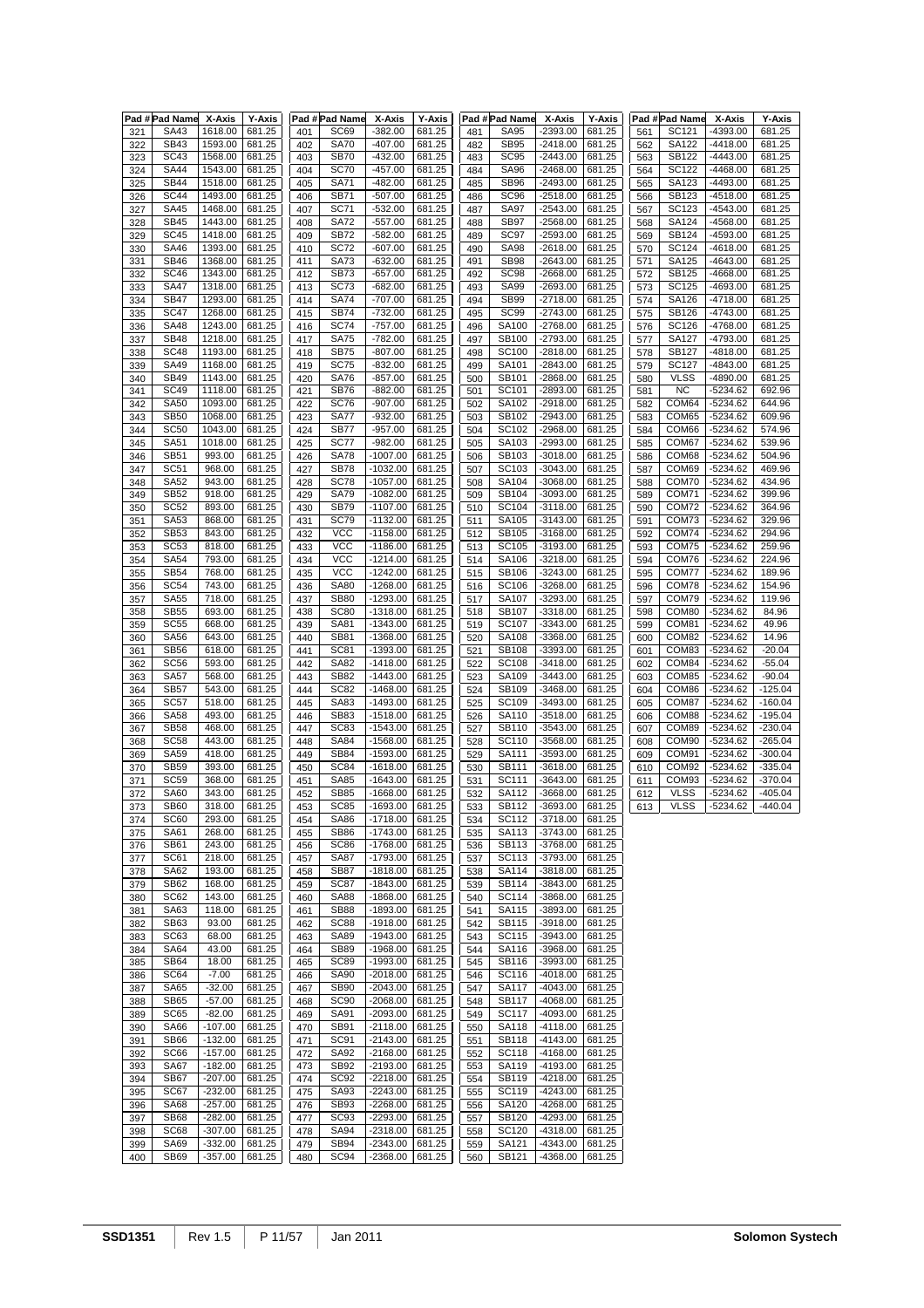| Pad # | Pad Name | X-Axis | Y-Axis |
|---|---|---|---|
| 321 | SA43 | 1618.00 | 681.25 |
| 322 | SB43 | 1593.00 | 681.25 |
| 323 | SC43 | 1568.00 | 681.25 |
| 324 | SA44 | 1543.00 | 681.25 |
| 325 | SB44 | 1518.00 | 681.25 |
| 326 | SC44 | 1493.00 | 681.25 |
| 327 | SA45 | 1468.00 | 681.25 |
| 328 | SB45 | 1443.00 | 681.25 |
| 329 | SC45 | 1418.00 | 681.25 |
| 330 | SA46 | 1393.00 | 681.25 |
| 331 | SB46 | 1368.00 | 681.25 |
| 332 | SC46 | 1343.00 | 681.25 |
| 333 | SA47 | 1318.00 | 681.25 |
| 334 | SB47 | 1293.00 | 681.25 |
| 335 | SC47 | 1268.00 | 681.25 |
| 336 | SA48 | 1243.00 | 681.25 |
| 337 | SB48 | 1218.00 | 681.25 |
| 338 | SC48 | 1193.00 | 681.25 |
| 339 | SA49 | 1168.00 | 681.25 |
| 340 | SB49 | 1143.00 | 681.25 |
| 341 | SC49 | 1118.00 | 681.25 |
| 342 | SA50 | 1093.00 | 681.25 |
| 343 | SB50 | 1068.00 | 681.25 |
| 344 | SC50 | 1043.00 | 681.25 |
| 345 | SA51 | 1018.00 | 681.25 |
| 346 | SB51 | 993.00 | 681.25 |
| 347 | SC51 | 968.00 | 681.25 |
| 348 | SA52 | 943.00 | 681.25 |
| 349 | SB52 | 918.00 | 681.25 |
| 350 | SC52 | 893.00 | 681.25 |
| 351 | SA53 | 868.00 | 681.25 |
| 352 | SB53 | 843.00 | 681.25 |
| 353 | SC53 | 818.00 | 681.25 |
| 354 | SA54 | 793.00 | 681.25 |
| 355 | SB54 | 768.00 | 681.25 |
| 356 | SC54 | 743.00 | 681.25 |
| 357 | SA55 | 718.00 | 681.25 |
| 358 | SB55 | 693.00 | 681.25 |
| 359 | SC55 | 668.00 | 681.25 |
| 360 | SA56 | 643.00 | 681.25 |
| 361 | SB56 | 618.00 | 681.25 |
| 362 | SC56 | 593.00 | 681.25 |
| 363 | SA57 | 568.00 | 681.25 |
| 364 | SB57 | 543.00 | 681.25 |
| 365 | SC57 | 518.00 | 681.25 |
| 366 | SA58 | 493.00 | 681.25 |
| 367 | SB58 | 468.00 | 681.25 |
| 368 | SC58 | 443.00 | 681.25 |
| 369 | SA59 | 418.00 | 681.25 |
| 370 | SB59 | 393.00 | 681.25 |
| 371 | SC59 | 368.00 | 681.25 |
| 372 | SA60 | 343.00 | 681.25 |
| 373 | SB60 | 318.00 | 681.25 |
| 374 | SC60 | 293.00 | 681.25 |
| 375 | SA61 | 268.00 | 681.25 |
| 376 | SB61 | 243.00 | 681.25 |
| 377 | SC61 | 218.00 | 681.25 |
| 378 | SA62 | 193.00 | 681.25 |
| 379 | SB62 | 168.00 | 681.25 |
| 380 | SC62 | 143.00 | 681.25 |
| 381 | SA63 | 118.00 | 681.25 |
| 382 | SB63 | 93.00 | 681.25 |
| 383 | SC63 | 68.00 | 681.25 |
| 384 | SA64 | 43.00 | 681.25 |
| 385 | SB64 | 18.00 | 681.25 |
| 386 | SC64 | -7.00 | 681.25 |
| 387 | SA65 | -32.00 | 681.25 |
| 388 | SB65 | -57.00 | 681.25 |
| 389 | SC65 | -82.00 | 681.25 |
| 390 | SA66 | -107.00 | 681.25 |
| 391 | SB66 | -132.00 | 681.25 |
| 392 | SC66 | -157.00 | 681.25 |
| 393 | SA67 | -182.00 | 681.25 |
| 394 | SB67 | -207.00 | 681.25 |
| 395 | SC67 | -232.00 | 681.25 |
| 396 | SA68 | -257.00 | 681.25 |
| 397 | SB68 | -282.00 | 681.25 |
| 398 | SC68 | -307.00 | 681.25 |
| 399 | SA69 | -332.00 | 681.25 |
| 400 | SB69 | -357.00 | 681.25 |

| Pad # | Pad Name | X-Axis | Y-Axis |
|---|---|---|---|
| 401 | SC69 | -382.00 | 681.25 |
| 402 | SA70 | -407.00 | 681.25 |
| 403 | SB70 | -432.00 | 681.25 |
| 404 | SC70 | -457.00 | 681.25 |
| 405 | SA71 | -482.00 | 681.25 |
| 406 | SB71 | -507.00 | 681.25 |
| 407 | SC71 | -532.00 | 681.25 |
| 408 | SA72 | -557.00 | 681.25 |
| 409 | SB72 | -582.00 | 681.25 |
| 410 | SC72 | -607.00 | 681.25 |
| 411 | SA73 | -632.00 | 681.25 |
| 412 | SB73 | -657.00 | 681.25 |
| 413 | SC73 | -682.00 | 681.25 |
| 414 | SA74 | -707.00 | 681.25 |
| 415 | SB74 | -732.00 | 681.25 |
| 416 | SC74 | -757.00 | 681.25 |
| 417 | SA75 | -782.00 | 681.25 |
| 418 | SB75 | -807.00 | 681.25 |
| 419 | SC75 | -832.00 | 681.25 |
| 420 | SA76 | -857.00 | 681.25 |
| 421 | SB76 | -882.00 | 681.25 |
| 422 | SC76 | -907.00 | 681.25 |
| 423 | SA77 | -932.00 | 681.25 |
| 424 | SB77 | -957.00 | 681.25 |
| 425 | SC77 | -982.00 | 681.25 |
| 426 | SA78 | -1007.00 | 681.25 |
| 427 | SB78 | -1032.00 | 681.25 |
| 428 | SC78 | -1057.00 | 681.25 |
| 429 | SA79 | -1082.00 | 681.25 |
| 430 | SB79 | -1107.00 | 681.25 |
| 431 | SC79 | -1132.00 | 681.25 |
| 432 | VCC | -1158.00 | 681.25 |
| 433 | VCC | -1186.00 | 681.25 |
| 434 | VCC | -1214.00 | 681.25 |
| 435 | VCC | -1242.00 | 681.25 |
| 436 | SA80 | -1268.00 | 681.25 |
| 437 | SB80 | -1293.00 | 681.25 |
| 438 | SC80 | -1318.00 | 681.25 |
| 439 | SA81 | -1343.00 | 681.25 |
| 440 | SB81 | -1368.00 | 681.25 |
| 441 | SC81 | -1393.00 | 681.25 |
| 442 | SA82 | -1418.00 | 681.25 |
| 443 | SB82 | -1443.00 | 681.25 |
| 444 | SC82 | -1468.00 | 681.25 |
| 445 | SA83 | -1493.00 | 681.25 |
| 446 | SB83 | -1518.00 | 681.25 |
| 447 | SC83 | -1543.00 | 681.25 |
| 448 | SA84 | -1568.00 | 681.25 |
| 449 | SB84 | -1593.00 | 681.25 |
| 450 | SC84 | -1618.00 | 681.25 |
| 451 | SA85 | -1643.00 | 681.25 |
| 452 | SB85 | -1668.00 | 681.25 |
| 453 | SC85 | -1693.00 | 681.25 |
| 454 | SA86 | -1718.00 | 681.25 |
| 455 | SB86 | -1743.00 | 681.25 |
| 456 | SC86 | -1768.00 | 681.25 |
| 457 | SA87 | -1793.00 | 681.25 |
| 458 | SB87 | -1818.00 | 681.25 |
| 459 | SC87 | -1843.00 | 681.25 |
| 460 | SA88 | -1868.00 | 681.25 |
| 461 | SB88 | -1893.00 | 681.25 |
| 462 | SC88 | -1918.00 | 681.25 |
| 463 | SA89 | -1943.00 | 681.25 |
| 464 | SB89 | -1968.00 | 681.25 |
| 465 | SC89 | -1993.00 | 681.25 |
| 466 | SA90 | -2018.00 | 681.25 |
| 467 | SB90 | -2043.00 | 681.25 |
| 468 | SC90 | -2068.00 | 681.25 |
| 469 | SA91 | -2093.00 | 681.25 |
| 470 | SB91 | -2118.00 | 681.25 |
| 471 | SC91 | -2143.00 | 681.25 |
| 472 | SA92 | -2168.00 | 681.25 |
| 473 | SB92 | -2193.00 | 681.25 |
| 474 | SC92 | -2218.00 | 681.25 |
| 475 | SA93 | -2243.00 | 681.25 |
| 476 | SB93 | -2268.00 | 681.25 |
| 477 | SC93 | -2293.00 | 681.25 |
| 478 | SA94 | -2318.00 | 681.25 |
| 479 | SB94 | -2343.00 | 681.25 |
| 480 | SC94 | -2368.00 | 681.25 |

| Pad # | Pad Name | X-Axis | Y-Axis |
|---|---|---|---|
| 481 | SA95 | -2393.00 | 681.25 |
| 482 | SB95 | -2418.00 | 681.25 |
| 483 | SC95 | -2443.00 | 681.25 |
| 484 | SA96 | -2468.00 | 681.25 |
| 485 | SB96 | -2493.00 | 681.25 |
| 486 | SC96 | -2518.00 | 681.25 |
| 487 | SA97 | -2543.00 | 681.25 |
| 488 | SB97 | -2568.00 | 681.25 |
| 489 | SC97 | -2593.00 | 681.25 |
| 490 | SA98 | -2618.00 | 681.25 |
| 491 | SB98 | -2643.00 | 681.25 |
| 492 | SC98 | -2668.00 | 681.25 |
| 493 | SA99 | -2693.00 | 681.25 |
| 494 | SB99 | -2718.00 | 681.25 |
| 495 | SC99 | -2743.00 | 681.25 |
| 496 | SA100 | -2768.00 | 681.25 |
| 497 | SB100 | -2793.00 | 681.25 |
| 498 | SC100 | -2818.00 | 681.25 |
| 499 | SA101 | -2843.00 | 681.25 |
| 500 | SB101 | -2868.00 | 681.25 |
| 501 | SC101 | -2893.00 | 681.25 |
| 502 | SA102 | -2918.00 | 681.25 |
| 503 | SB102 | -2943.00 | 681.25 |
| 504 | SC102 | -2968.00 | 681.25 |
| 505 | SA103 | -2993.00 | 681.25 |
| 506 | SB103 | -3018.00 | 681.25 |
| 507 | SC103 | -3043.00 | 681.25 |
| 508 | SA104 | -3068.00 | 681.25 |
| 509 | SB104 | -3093.00 | 681.25 |
| 510 | SC104 | -3118.00 | 681.25 |
| 511 | SA105 | -3143.00 | 681.25 |
| 512 | SB105 | -3168.00 | 681.25 |
| 513 | SC105 | -3193.00 | 681.25 |
| 514 | SA106 | -3218.00 | 681.25 |
| 515 | SB106 | -3243.00 | 681.25 |
| 516 | SC106 | -3268.00 | 681.25 |
| 517 | SA107 | -3293.00 | 681.25 |
| 518 | SB107 | -3318.00 | 681.25 |
| 519 | SC107 | -3343.00 | 681.25 |
| 520 | SA108 | -3368.00 | 681.25 |
| 521 | SB108 | -3393.00 | 681.25 |
| 522 | SC108 | -3418.00 | 681.25 |
| 523 | SA109 | -3443.00 | 681.25 |
| 524 | SB109 | -3468.00 | 681.25 |
| 525 | SC109 | -3493.00 | 681.25 |
| 526 | SA110 | -3518.00 | 681.25 |
| 527 | SB110 | -3543.00 | 681.25 |
| 528 | SC110 | -3568.00 | 681.25 |
| 529 | SA111 | -3593.00 | 681.25 |
| 530 | SB111 | -3618.00 | 681.25 |
| 531 | SC111 | -3643.00 | 681.25 |
| 532 | SA112 | -3668.00 | 681.25 |
| 533 | SB112 | -3693.00 | 681.25 |
| 534 | SC112 | -3718.00 | 681.25 |
| 535 | SA113 | -3743.00 | 681.25 |
| 536 | SB113 | -3768.00 | 681.25 |
| 537 | SC113 | -3793.00 | 681.25 |
| 538 | SA114 | -3818.00 | 681.25 |
| 539 | SB114 | -3843.00 | 681.25 |
| 540 | SC114 | -3868.00 | 681.25 |
| 541 | SA115 | -3893.00 | 681.25 |
| 542 | SB115 | -3918.00 | 681.25 |
| 543 | SC115 | -3943.00 | 681.25 |
| 544 | SA116 | -3968.00 | 681.25 |
| 545 | SB116 | -3993.00 | 681.25 |
| 546 | SC116 | -4018.00 | 681.25 |
| 547 | SA117 | -4043.00 | 681.25 |
| 548 | SB117 | -4068.00 | 681.25 |
| 549 | SC117 | -4093.00 | 681.25 |
| 550 | SA118 | -4118.00 | 681.25 |
| 551 | SB118 | -4143.00 | 681.25 |
| 552 | SC118 | -4168.00 | 681.25 |
| 553 | SA119 | -4193.00 | 681.25 |
| 554 | SB119 | -4218.00 | 681.25 |
| 555 | SC119 | -4243.00 | 681.25 |
| 556 | SA120 | -4268.00 | 681.25 |
| 557 | SB120 | -4293.00 | 681.25 |
| 558 | SC120 | -4318.00 | 681.25 |
| 559 | SA121 | -4343.00 | 681.25 |
| 560 | SB121 | -4368.00 | 681.25 |

| Pad # | Pad Name | X-Axis | Y-Axis |
|---|---|---|---|
| 561 | SC121 | -4393.00 | 681.25 |
| 562 | SA122 | -4418.00 | 681.25 |
| 563 | SB122 | -4443.00 | 681.25 |
| 564 | SC122 | -4468.00 | 681.25 |
| 565 | SA123 | -4493.00 | 681.25 |
| 566 | SB123 | -4518.00 | 681.25 |
| 567 | SC123 | -4543.00 | 681.25 |
| 568 | SA124 | -4568.00 | 681.25 |
| 569 | SB124 | -4593.00 | 681.25 |
| 570 | SC124 | -4618.00 | 681.25 |
| 571 | SA125 | -4643.00 | 681.25 |
| 572 | SB125 | -4668.00 | 681.25 |
| 573 | SC125 | -4693.00 | 681.25 |
| 574 | SA126 | -4718.00 | 681.25 |
| 575 | SB126 | -4743.00 | 681.25 |
| 576 | SC126 | -4768.00 | 681.25 |
| 577 | SA127 | -4793.00 | 681.25 |
| 578 | SB127 | -4818.00 | 681.25 |
| 579 | SC127 | -4843.00 | 681.25 |
| 580 | VLSS | -4890.00 | 681.25 |
| 581 | NC | -5234.62 | 692.96 |
| 582 | COM64 | -5234.62 | 644.96 |
| 583 | COM65 | -5234.62 | 609.96 |
| 584 | COM66 | -5234.62 | 574.96 |
| 585 | COM67 | -5234.62 | 539.96 |
| 586 | COM68 | -5234.62 | 504.96 |
| 587 | COM69 | -5234.62 | 469.96 |
| 588 | COM70 | -5234.62 | 434.96 |
| 589 | COM71 | -5234.62 | 399.96 |
| 590 | COM72 | -5234.62 | 364.96 |
| 591 | COM73 | -5234.62 | 329.96 |
| 592 | COM74 | -5234.62 | 294.96 |
| 593 | COM75 | -5234.62 | 259.96 |
| 594 | COM76 | -5234.62 | 224.96 |
| 595 | COM77 | -5234.62 | 189.96 |
| 596 | COM78 | -5234.62 | 154.96 |
| 597 | COM79 | -5234.62 | 119.96 |
| 598 | COM80 | -5234.62 | 84.96 |
| 599 | COM81 | -5234.62 | 49.96 |
| 600 | COM82 | -5234.62 | 14.96 |
| 601 | COM83 | -5234.62 | -20.04 |
| 602 | COM84 | -5234.62 | -55.04 |
| 603 | COM85 | -5234.62 | -90.04 |
| 604 | COM86 | -5234.62 | -125.04 |
| 605 | COM87 | -5234.62 | -160.04 |
| 606 | COM88 | -5234.62 | -195.04 |
| 607 | COM89 | -5234.62 | -230.04 |
| 608 | COM90 | -5234.62 | -265.04 |
| 609 | COM91 | -5234.62 | -300.04 |
| 610 | COM92 | -5234.62 | -335.04 |
| 611 | COM93 | -5234.62 | -370.04 |
| 612 | VLSS | -5234.62 | -405.04 |
| 613 | VLSS | -5234.62 | -440.04 |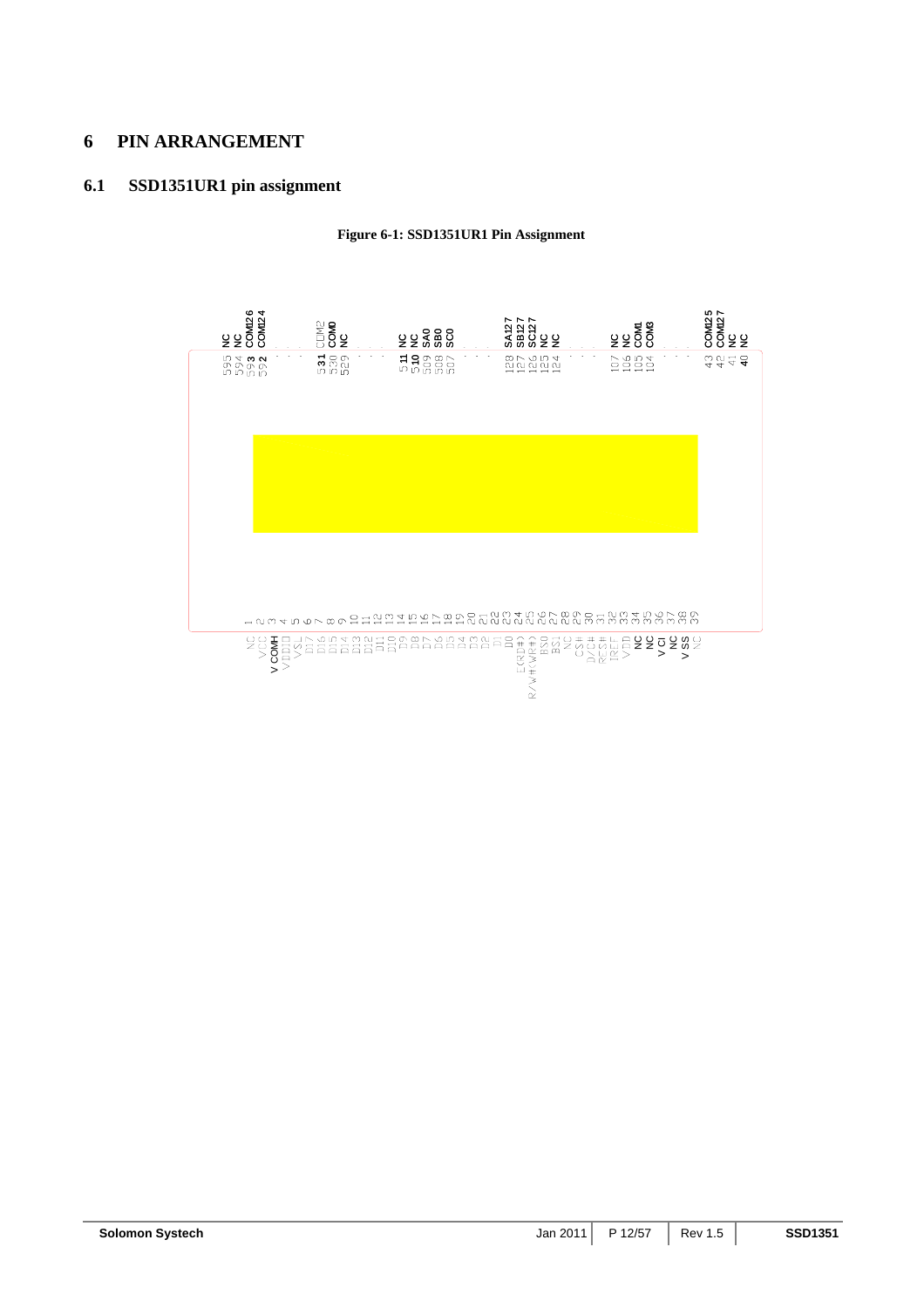# 6 PIN ARRANGEMENT

## 6.1 SSD1351UR1 pin assignment

**Figure 6-1: SSD1351UR1 Pin Assignment**

| Pin | Name |
|---|---|
| 595 | NC |
| 594 | NC |
| 593 | COM126 |
| 592 | COM124 |
| ... | ... |
| 531 | COM2 |
| 530 | COM0 |
| 529 | NC |
| ... | ... |
| 511 | NC |
| 510 | NC |
| 509 | SA0 |
| 508 | SB0 |
| 507 | SC0 |
| ... | ... |
| 128 | SA127 |
| 127 | SB127 |
| 126 | SC127 |
| 125 | NC |
| 124 | NC |
| ... | ... |
| 107 | NC |
| 106 | NC |
| 105 | COM1 |
| 104 | COM3 |
| ... | ... |
| 43 | COM125 |
| 42 | COM127 |
| 41 | NC |
| 40 | NC |

| Pin | Name |
|---|---|
| 1 | NC |
| 2 | VCC |
| 3 | VCOMH |
| 4 | VDDIO |
| 5 | VSL |
| 6 | D17 |
| 7 | D16 |
| 8 | D15 |
| 9 | D14 |
| 10 | D13 |
| 11 | D12 |
| 12 | D11 |
| 13 | D10 |
| 14 | D9 |
| 15 | D8 |
| 16 | D7 |
| 17 | D6 |
| 18 | D5 |
| 19 | D4 |
| 20 | D3 |
| 21 | D2 |
| 22 | D1 |
| 23 | D0 |
| 24 | E(RD#) |
| 25 | R/W#(WR#) |
| 26 | BS0 |
| 27 | BS1 |
| 28 | NC |
| 29 | CS# |
| 30 | D/C# |
| 31 | RES# |
| 32 | IREF |
| 33 | VDD |
| 34 | NC |
| 35 | NC |
| 36 | VCI |
| 37 | NC |
| 38 | VSS |
| 39 | NC |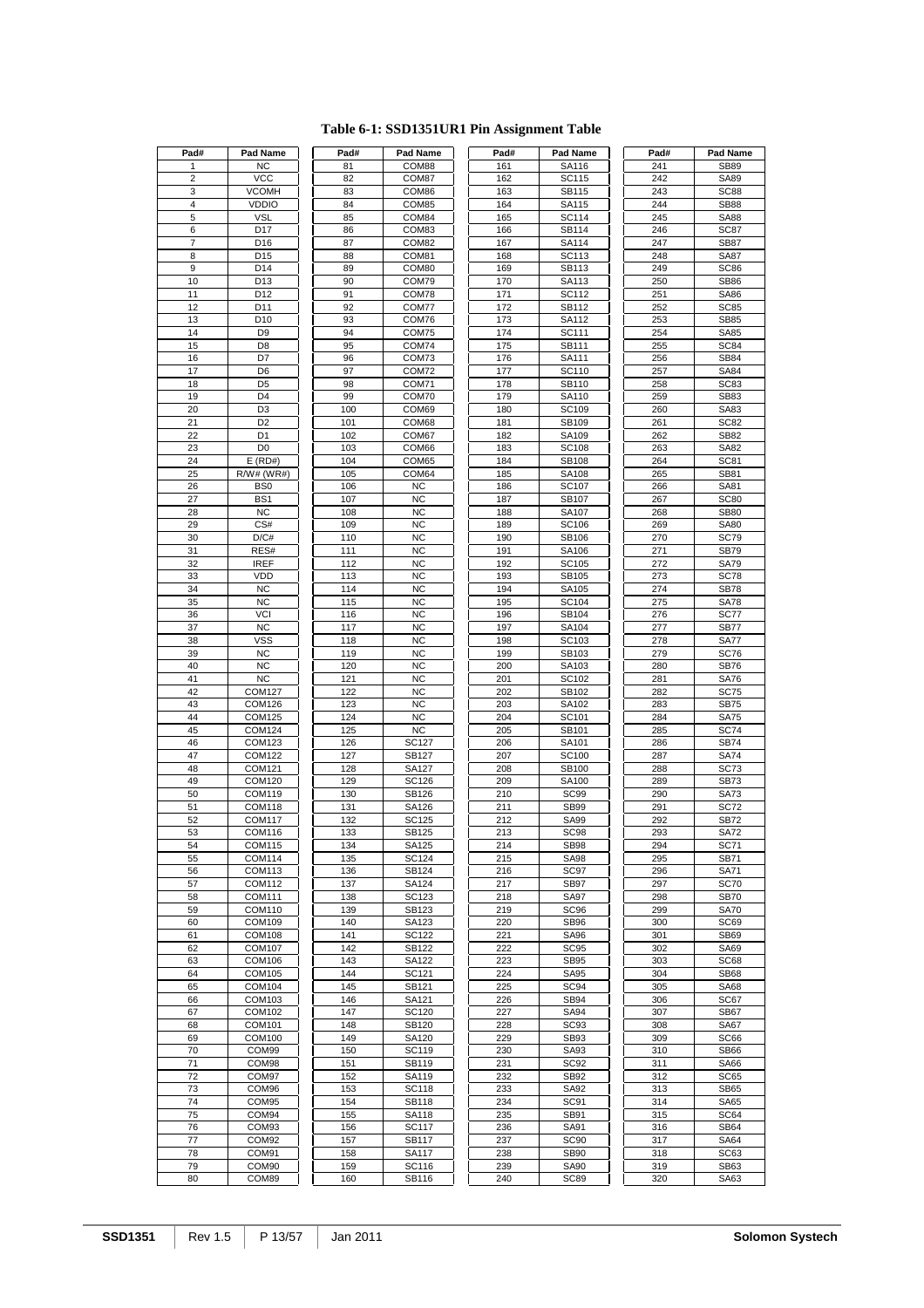**Table 6-1: SSD1351UR1 Pin Assignment Table**

| Pad# | Pad Name | Pad# | Pad Name | Pad# | Pad Name | Pad# | Pad Name |
|---|---|---|---|---|---|---|---|
| 1 | NC | 81 | COM88 | 161 | SA116 | 241 | SB89 |
| 2 | VCC | 82 | COM87 | 162 | SC115 | 242 | SA89 |
| 3 | VCOMH | 83 | COM86 | 163 | SB115 | 243 | SC88 |
| 4 | VDDIO | 84 | COM85 | 164 | SA115 | 244 | SB88 |
| 5 | VSL | 85 | COM84 | 165 | SC114 | 245 | SA88 |
| 6 | D17 | 86 | COM83 | 166 | SB114 | 246 | SC87 |
| 7 | D16 | 87 | COM82 | 167 | SA114 | 247 | SB87 |
| 8 | D15 | 88 | COM81 | 168 | SC113 | 248 | SA87 |
| 9 | D14 | 89 | COM80 | 169 | SB113 | 249 | SC86 |
| 10 | D13 | 90 | COM79 | 170 | SA113 | 250 | SB86 |
| 11 | D12 | 91 | COM78 | 171 | SC112 | 251 | SA86 |
| 12 | D11 | 92 | COM77 | 172 | SB112 | 252 | SC85 |
| 13 | D10 | 93 | COM76 | 173 | SA112 | 253 | SB85 |
| 14 | D9 | 94 | COM75 | 174 | SC111 | 254 | SA85 |
| 15 | D8 | 95 | COM74 | 175 | SB111 | 255 | SC84 |
| 16 | D7 | 96 | COM73 | 176 | SA111 | 256 | SB84 |
| 17 | D6 | 97 | COM72 | 177 | SC110 | 257 | SA84 |
| 18 | D5 | 98 | COM71 | 178 | SB110 | 258 | SC83 |
| 19 | D4 | 99 | COM70 | 179 | SA110 | 259 | SB83 |
| 20 | D3 | 100 | COM69 | 180 | SC109 | 260 | SA83 |
| 21 | D2 | 101 | COM68 | 181 | SB109 | 261 | SC82 |
| 22 | D1 | 102 | COM67 | 182 | SA109 | 262 | SB82 |
| 23 | D0 | 103 | COM66 | 183 | SC108 | 263 | SA82 |
| 24 | E (RD#) | 104 | COM65 | 184 | SB108 | 264 | SC81 |
| 25 | R/W# (WR#) | 105 | COM64 | 185 | SA108 | 265 | SB81 |
| 26 | BS0 | 106 | NC | 186 | SC107 | 266 | SA81 |
| 27 | BS1 | 107 | NC | 187 | SB107 | 267 | SC80 |
| 28 | NC | 108 | NC | 188 | SA107 | 268 | SB80 |
| 29 | CS# | 109 | NC | 189 | SC106 | 269 | SA80 |
| 30 | D/C# | 110 | NC | 190 | SB106 | 270 | SC79 |
| 31 | RES# | 111 | NC | 191 | SA106 | 271 | SB79 |
| 32 | IREF | 112 | NC | 192 | SC105 | 272 | SA79 |
| 33 | VDD | 113 | NC | 193 | SB105 | 273 | SC78 |
| 34 | NC | 114 | NC | 194 | SA105 | 274 | SB78 |
| 35 | NC | 115 | NC | 195 | SC104 | 275 | SA78 |
| 36 | VCI | 116 | NC | 196 | SB104 | 276 | SC77 |
| 37 | NC | 117 | NC | 197 | SA104 | 277 | SB77 |
| 38 | VSS | 118 | NC | 198 | SC103 | 278 | SA77 |
| 39 | NC | 119 | NC | 199 | SB103 | 279 | SC76 |
| 40 | NC | 120 | NC | 200 | SA103 | 280 | SB76 |
| 41 | NC | 121 | NC | 201 | SC102 | 281 | SA76 |
| 42 | COM127 | 122 | NC | 202 | SB102 | 282 | SC75 |
| 43 | COM126 | 123 | NC | 203 | SA102 | 283 | SB75 |
| 44 | COM125 | 124 | NC | 204 | SC101 | 284 | SA75 |
| 45 | COM124 | 125 | NC | 205 | SB101 | 285 | SC74 |
| 46 | COM123 | 126 | SC127 | 206 | SA101 | 286 | SB74 |
| 47 | COM122 | 127 | SB127 | 207 | SC100 | 287 | SA74 |
| 48 | COM121 | 128 | SA127 | 208 | SB100 | 288 | SC73 |
| 49 | COM120 | 129 | SC126 | 209 | SA100 | 289 | SB73 |
| 50 | COM119 | 130 | SB126 | 210 | SC99 | 290 | SA73 |
| 51 | COM118 | 131 | SA126 | 211 | SB99 | 291 | SC72 |
| 52 | COM117 | 132 | SC125 | 212 | SA99 | 292 | SB72 |
| 53 | COM116 | 133 | SB125 | 213 | SC98 | 293 | SA72 |
| 54 | COM115 | 134 | SA125 | 214 | SB98 | 294 | SC71 |
| 55 | COM114 | 135 | SC124 | 215 | SA98 | 295 | SB71 |
| 56 | COM113 | 136 | SB124 | 216 | SC97 | 296 | SA71 |
| 57 | COM112 | 137 | SA124 | 217 | SB97 | 297 | SC70 |
| 58 | COM111 | 138 | SC123 | 218 | SA97 | 298 | SB70 |
| 59 | COM110 | 139 | SB123 | 219 | SC96 | 299 | SA70 |
| 60 | COM109 | 140 | SA123 | 220 | SB96 | 300 | SC69 |
| 61 | COM108 | 141 | SC122 | 221 | SA96 | 301 | SB69 |
| 62 | COM107 | 142 | SB122 | 222 | SC95 | 302 | SA69 |
| 63 | COM106 | 143 | SA122 | 223 | SB95 | 303 | SC68 |
| 64 | COM105 | 144 | SC121 | 224 | SA95 | 304 | SB68 |
| 65 | COM104 | 145 | SB121 | 225 | SC94 | 305 | SA68 |
| 66 | COM103 | 146 | SA121 | 226 | SB94 | 306 | SC67 |
| 67 | COM102 | 147 | SC120 | 227 | SA94 | 307 | SB67 |
| 68 | COM101 | 148 | SB120 | 228 | SC93 | 308 | SA67 |
| 69 | COM100 | 149 | SA120 | 229 | SB93 | 309 | SC66 |
| 70 | COM99 | 150 | SC119 | 230 | SA93 | 310 | SB66 |
| 71 | COM98 | 151 | SB119 | 231 | SC92 | 311 | SA66 |
| 72 | COM97 | 152 | SA119 | 232 | SB92 | 312 | SC65 |
| 73 | COM96 | 153 | SC118 | 233 | SA92 | 313 | SB65 |
| 74 | COM95 | 154 | SB118 | 234 | SC91 | 314 | SA65 |
| 75 | COM94 | 155 | SA118 | 235 | SB91 | 315 | SC64 |
| 76 | COM93 | 156 | SC117 | 236 | SA91 | 316 | SB64 |
| 77 | COM92 | 157 | SB117 | 237 | SC90 | 317 | SA64 |
| 78 | COM91 | 158 | SA117 | 238 | SB90 | 318 | SC63 |
| 79 | COM90 | 159 | SC116 | 239 | SA90 | 319 | SB63 |
| 80 | COM89 | 160 | SB116 | 240 | SC89 | 320 | SA63 |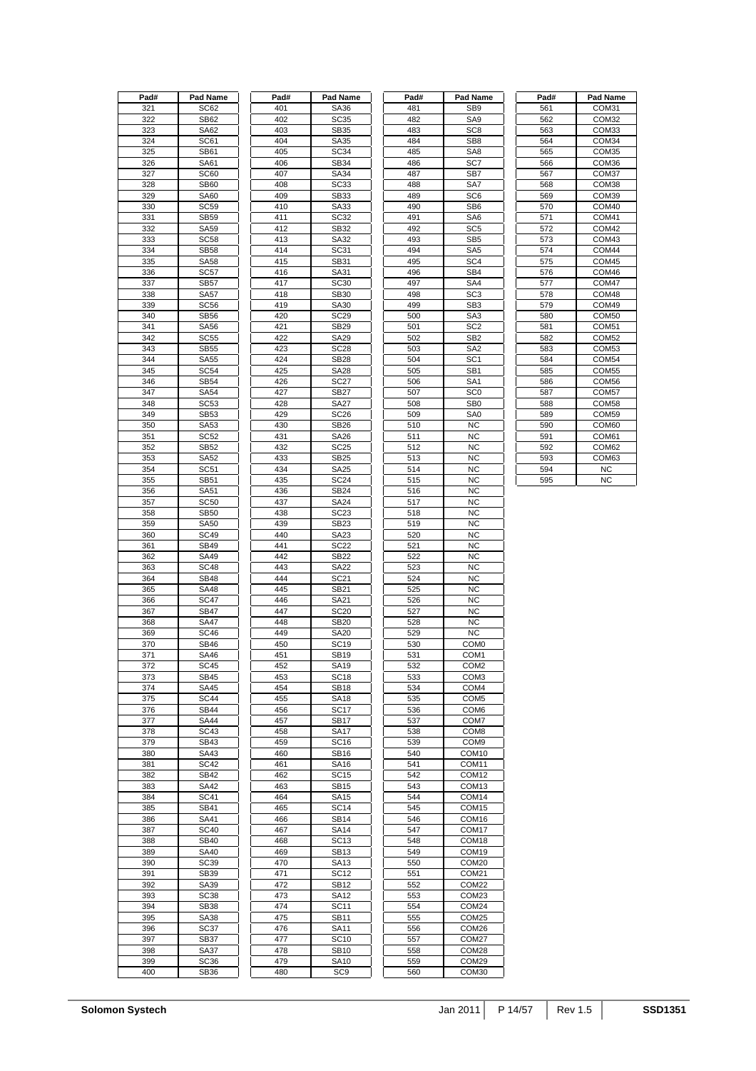| Pad# | Pad Name |
|---|---|
| 321 | SC62 |
| 322 | SB62 |
| 323 | SA62 |
| 324 | SC61 |
| 325 | SB61 |
| 326 | SA61 |
| 327 | SC60 |
| 328 | SB60 |
| 329 | SA60 |
| 330 | SC59 |
| 331 | SB59 |
| 332 | SA59 |
| 333 | SC58 |
| 334 | SB58 |
| 335 | SA58 |
| 336 | SC57 |
| 337 | SB57 |
| 338 | SA57 |
| 339 | SC56 |
| 340 | SB56 |
| 341 | SA56 |
| 342 | SC55 |
| 343 | SB55 |
| 344 | SA55 |
| 345 | SC54 |
| 346 | SB54 |
| 347 | SA54 |
| 348 | SC53 |
| 349 | SB53 |
| 350 | SA53 |
| 351 | SC52 |
| 352 | SB52 |
| 353 | SA52 |
| 354 | SC51 |
| 355 | SB51 |
| 356 | SA51 |
| 357 | SC50 |
| 358 | SB50 |
| 359 | SA50 |
| 360 | SC49 |
| 361 | SB49 |
| 362 | SA49 |
| 363 | SC48 |
| 364 | SB48 |
| 365 | SA48 |
| 366 | SC47 |
| 367 | SB47 |
| 368 | SA47 |
| 369 | SC46 |
| 370 | SB46 |
| 371 | SA46 |
| 372 | SC45 |
| 373 | SB45 |
| 374 | SA45 |
| 375 | SC44 |
| 376 | SB44 |
| 377 | SA44 |
| 378 | SC43 |
| 379 | SB43 |
| 380 | SA43 |
| 381 | SC42 |
| 382 | SB42 |
| 383 | SA42 |
| 384 | SC41 |
| 385 | SB41 |
| 386 | SA41 |
| 387 | SC40 |
| 388 | SB40 |
| 389 | SA40 |
| 390 | SC39 |
| 391 | SB39 |
| 392 | SA39 |
| 393 | SC38 |
| 394 | SB38 |
| 395 | SA38 |
| 396 | SC37 |
| 397 | SB37 |
| 398 | SA37 |
| 399 | SC36 |
| 400 | SB36 |

| Pad# | Pad Name |
|---|---|
| 401 | SA36 |
| 402 | SC35 |
| 403 | SB35 |
| 404 | SA35 |
| 405 | SC34 |
| 406 | SB34 |
| 407 | SA34 |
| 408 | SC33 |
| 409 | SB33 |
| 410 | SA33 |
| 411 | SC32 |
| 412 | SB32 |
| 413 | SA32 |
| 414 | SC31 |
| 415 | SB31 |
| 416 | SA31 |
| 417 | SC30 |
| 418 | SB30 |
| 419 | SA30 |
| 420 | SC29 |
| 421 | SB29 |
| 422 | SA29 |
| 423 | SC28 |
| 424 | SB28 |
| 425 | SA28 |
| 426 | SC27 |
| 427 | SB27 |
| 428 | SA27 |
| 429 | SC26 |
| 430 | SB26 |
| 431 | SA26 |
| 432 | SC25 |
| 433 | SB25 |
| 434 | SA25 |
| 435 | SC24 |
| 436 | SB24 |
| 437 | SA24 |
| 438 | SC23 |
| 439 | SB23 |
| 440 | SA23 |
| 441 | SC22 |
| 442 | SB22 |
| 443 | SA22 |
| 444 | SC21 |
| 445 | SB21 |
| 446 | SA21 |
| 447 | SC20 |
| 448 | SB20 |
| 449 | SA20 |
| 450 | SC19 |
| 451 | SB19 |
| 452 | SA19 |
| 453 | SC18 |
| 454 | SB18 |
| 455 | SA18 |
| 456 | SC17 |
| 457 | SB17 |
| 458 | SA17 |
| 459 | SC16 |
| 460 | SB16 |
| 461 | SA16 |
| 462 | SC15 |
| 463 | SB15 |
| 464 | SA15 |
| 465 | SC14 |
| 466 | SB14 |
| 467 | SA14 |
| 468 | SC13 |
| 469 | SB13 |
| 470 | SA13 |
| 471 | SC12 |
| 472 | SB12 |
| 473 | SA12 |
| 474 | SC11 |
| 475 | SB11 |
| 476 | SA11 |
| 477 | SC10 |
| 478 | SB10 |
| 479 | SA10 |
| 480 | SC9 |

| Pad# | Pad Name |
|---|---|
| 481 | SB9 |
| 482 | SA9 |
| 483 | SC8 |
| 484 | SB8 |
| 485 | SA8 |
| 486 | SC7 |
| 487 | SB7 |
| 488 | SA7 |
| 489 | SC6 |
| 490 | SB6 |
| 491 | SA6 |
| 492 | SC5 |
| 493 | SB5 |
| 494 | SA5 |
| 495 | SC4 |
| 496 | SB4 |
| 497 | SA4 |
| 498 | SC3 |
| 499 | SB3 |
| 500 | SA3 |
| 501 | SC2 |
| 502 | SB2 |
| 503 | SA2 |
| 504 | SC1 |
| 505 | SB1 |
| 506 | SA1 |
| 507 | SC0 |
| 508 | SB0 |
| 509 | SA0 |
| 510 | NC |
| 511 | NC |
| 512 | NC |
| 513 | NC |
| 514 | NC |
| 515 | NC |
| 516 | NC |
| 517 | NC |
| 518 | NC |
| 519 | NC |
| 520 | NC |
| 521 | NC |
| 522 | NC |
| 523 | NC |
| 524 | NC |
| 525 | NC |
| 526 | NC |
| 527 | NC |
| 528 | NC |
| 529 | NC |
| 530 | COM0 |
| 531 | COM1 |
| 532 | COM2 |
| 533 | COM3 |
| 534 | COM4 |
| 535 | COM5 |
| 536 | COM6 |
| 537 | COM7 |
| 538 | COM8 |
| 539 | COM9 |
| 540 | COM10 |
| 541 | COM11 |
| 542 | COM12 |
| 543 | COM13 |
| 544 | COM14 |
| 545 | COM15 |
| 546 | COM16 |
| 547 | COM17 |
| 548 | COM18 |
| 549 | COM19 |
| 550 | COM20 |
| 551 | COM21 |
| 552 | COM22 |
| 553 | COM23 |
| 554 | COM24 |
| 555 | COM25 |
| 556 | COM26 |
| 557 | COM27 |
| 558 | COM28 |
| 559 | COM29 |
| 560 | COM30 |

| Pad# | Pad Name |
|---|---|
| 561 | COM31 |
| 562 | COM32 |
| 563 | COM33 |
| 564 | COM34 |
| 565 | COM35 |
| 566 | COM36 |
| 567 | COM37 |
| 568 | COM38 |
| 569 | COM39 |
| 570 | COM40 |
| 571 | COM41 |
| 572 | COM42 |
| 573 | COM43 |
| 574 | COM44 |
| 575 | COM45 |
| 576 | COM46 |
| 577 | COM47 |
| 578 | COM48 |
| 579 | COM49 |
| 580 | COM50 |
| 581 | COM51 |
| 582 | COM52 |
| 583 | COM53 |
| 584 | COM54 |
| 585 | COM55 |
| 586 | COM56 |
| 587 | COM57 |
| 588 | COM58 |
| 589 | COM59 |
| 590 | COM60 |
| 591 | COM61 |
| 592 | COM62 |
| 593 | COM63 |
| 594 | NC |
| 595 | NC |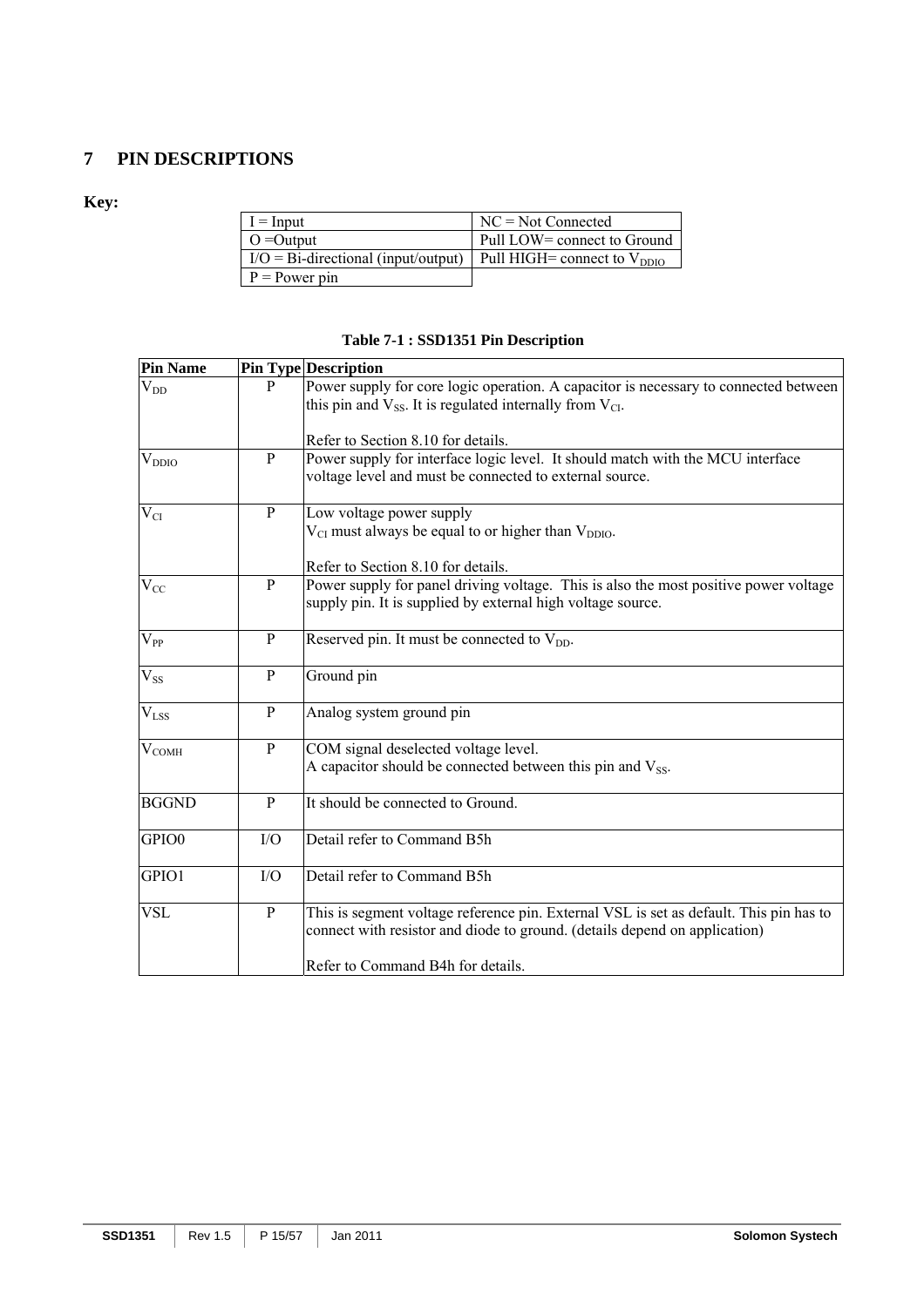# 7 PIN DESCRIPTIONS

**Key:**

| | |
|---|---|
| I = Input | NC = Not Connected |
| O =Output | Pull LOW= connect to Ground |
| I/O = Bi-directional (input/output) | Pull HIGH= connect to $V_{DDIO}$ |
| P = Power pin | |

**Table 7-1 : SSD1351 Pin Description**

| Pin Name | Pin Type | Description |
|---|---|---|
| $V_{DD}$ | P | Power supply for core logic operation. A capacitor is necessary to connected between this pin and $V_{SS}$. It is regulated internally from $V_{CI}$.<br><br>Refer to Section 8.10 for details. |
| $V_{DDIO}$ | P | Power supply for interface logic level. It should match with the MCU interface voltage level and must be connected to external source. |
| $V_{CI}$ | P | Low voltage power supply<br>$V_{CI}$ must always be equal to or higher than $V_{DDIO}$.<br><br>Refer to Section 8.10 for details. |
| $V_{CC}$ | P | Power supply for panel driving voltage. This is also the most positive power voltage supply pin. It is supplied by external high voltage source. |
| $V_{PP}$ | P | Reserved pin. It must be connected to $V_{DD}$. |
| $V_{SS}$ | P | Ground pin |
| $V_{LSS}$ | P | Analog system ground pin |
| $V_{COMH}$ | P | COM signal deselected voltage level.<br>A capacitor should be connected between this pin and $V_{SS}$. |
| BGGND | P | It should be connected to Ground. |
| GPIO0 | I/O | Detail refer to Command B5h |
| GPIO1 | I/O | Detail refer to Command B5h |
| VSL | P | This is segment voltage reference pin. External VSL is set as default. This pin has to connect with resistor and diode to ground. (details depend on application)<br><br>Refer to Command B4h for details. |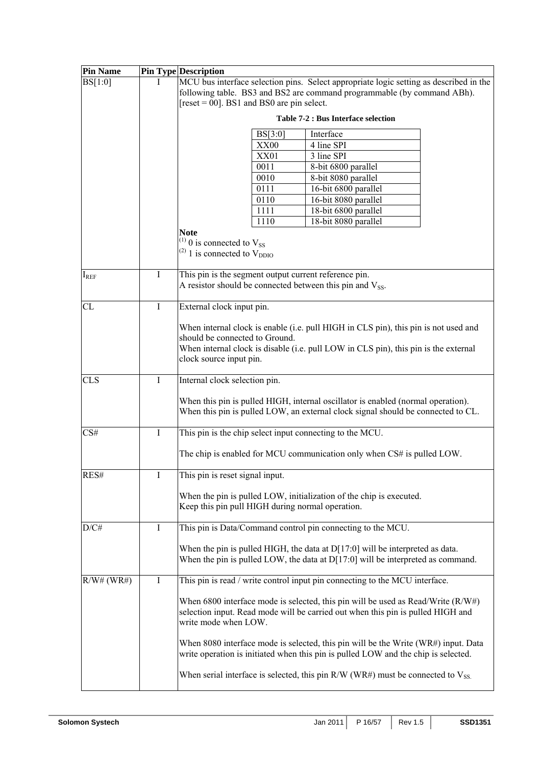| Pin Name | Pin Type | Description |
|---|---|---|
| BS[1:0] | I | MCU bus interface selection pins. Select appropriate logic setting as described in the following table. BS3 and BS2 are command programmable (by command ABh). [reset = 00]. BS1 and BS0 are pin select.<br><br>**Table 7-2 : Bus Interface selection**<br><br>BS[3:0] — Interface<br>XX00 — 4 line SPI<br>XX01 — 3 line SPI<br>0011 — 8-bit 6800 parallel<br>0010 — 8-bit 8080 parallel<br>0111 — 16-bit 6800 parallel<br>0110 — 16-bit 8080 parallel<br>1111 — 18-bit 6800 parallel<br>1110 — 18-bit 8080 parallel<br><br>**Note**<br>(1) 0 is connected to $V_{SS}$<br>(2) 1 is connected to $V_{DDIO}$ |
| $I_{REF}$ | I | This pin is the segment output current reference pin.<br>A resistor should be connected between this pin and $V_{SS}$. |
| CL | I | External clock input pin.<br><br>When internal clock is enable (i.e. pull HIGH in CLS pin), this pin is not used and should be connected to Ground.<br>When internal clock is disable (i.e. pull LOW in CLS pin), this pin is the external clock source input pin. |
| CLS | I | Internal clock selection pin.<br><br>When this pin is pulled HIGH, internal oscillator is enabled (normal operation).<br>When this pin is pulled LOW, an external clock signal should be connected to CL. |
| CS# | I | This pin is the chip select input connecting to the MCU.<br><br>The chip is enabled for MCU communication only when CS# is pulled LOW. |
| RES# | I | This pin is reset signal input.<br><br>When the pin is pulled LOW, initialization of the chip is executed.<br>Keep this pin pull HIGH during normal operation. |
| D/C# | I | This pin is Data/Command control pin connecting to the MCU.<br><br>When the pin is pulled HIGH, the data at D[17:0] will be interpreted as data.<br>When the pin is pulled LOW, the data at D[17:0] will be interpreted as command. |
| R/W# (WR#) | I | This pin is read / write control input pin connecting to the MCU interface.<br><br>When 6800 interface mode is selected, this pin will be used as Read/Write (R/W#) selection input. Read mode will be carried out when this pin is pulled HIGH and write mode when LOW.<br><br>When 8080 interface mode is selected, this pin will be the Write (WR#) input. Data write operation is initiated when this pin is pulled LOW and the chip is selected.<br><br>When serial interface is selected, this pin R/W (WR#) must be connected to $V_{SS}$. |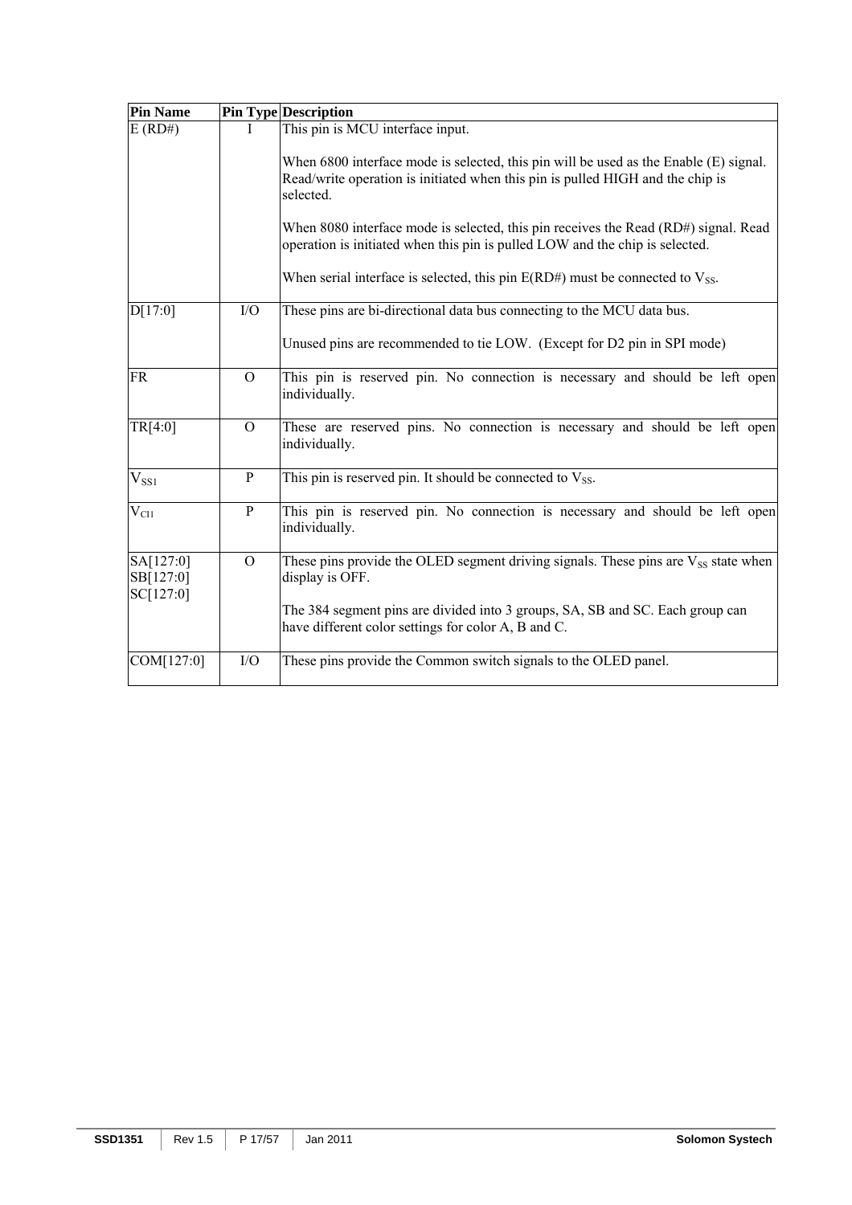| Pin Name | Pin Type | Description |
|---|---|---|
| E (RD#) | I | This pin is MCU interface input.<br><br>When 6800 interface mode is selected, this pin will be used as the Enable (E) signal. Read/write operation is initiated when this pin is pulled HIGH and the chip is selected.<br><br>When 8080 interface mode is selected, this pin receives the Read (RD#) signal. Read operation is initiated when this pin is pulled LOW and the chip is selected.<br><br>When serial interface is selected, this pin E(RD#) must be connected to $V_{SS}$. |
| D[17:0] | I/O | These pins are bi-directional data bus connecting to the MCU data bus.<br><br>Unused pins are recommended to tie LOW. (Except for D2 pin in SPI mode) |
| FR | O | This pin is reserved pin. No connection is necessary and should be left open individually. |
| TR[4:0] | O | These are reserved pins. No connection is necessary and should be left open individually. |
| $V_{SS1}$ | P | This pin is reserved pin. It should be connected to $V_{SS}$. |
| $V_{CI1}$ | P | This pin is reserved pin. No connection is necessary and should be left open individually. |
| SA[127:0]<br>SB[127:0]<br>SC[127:0] | O | These pins provide the OLED segment driving signals. These pins are $V_{SS}$ state when display is OFF.<br><br>The 384 segment pins are divided into 3 groups, SA, SB and SC. Each group can have different color settings for color A, B and C. |
| COM[127:0] | I/O | These pins provide the Common switch signals to the OLED panel. |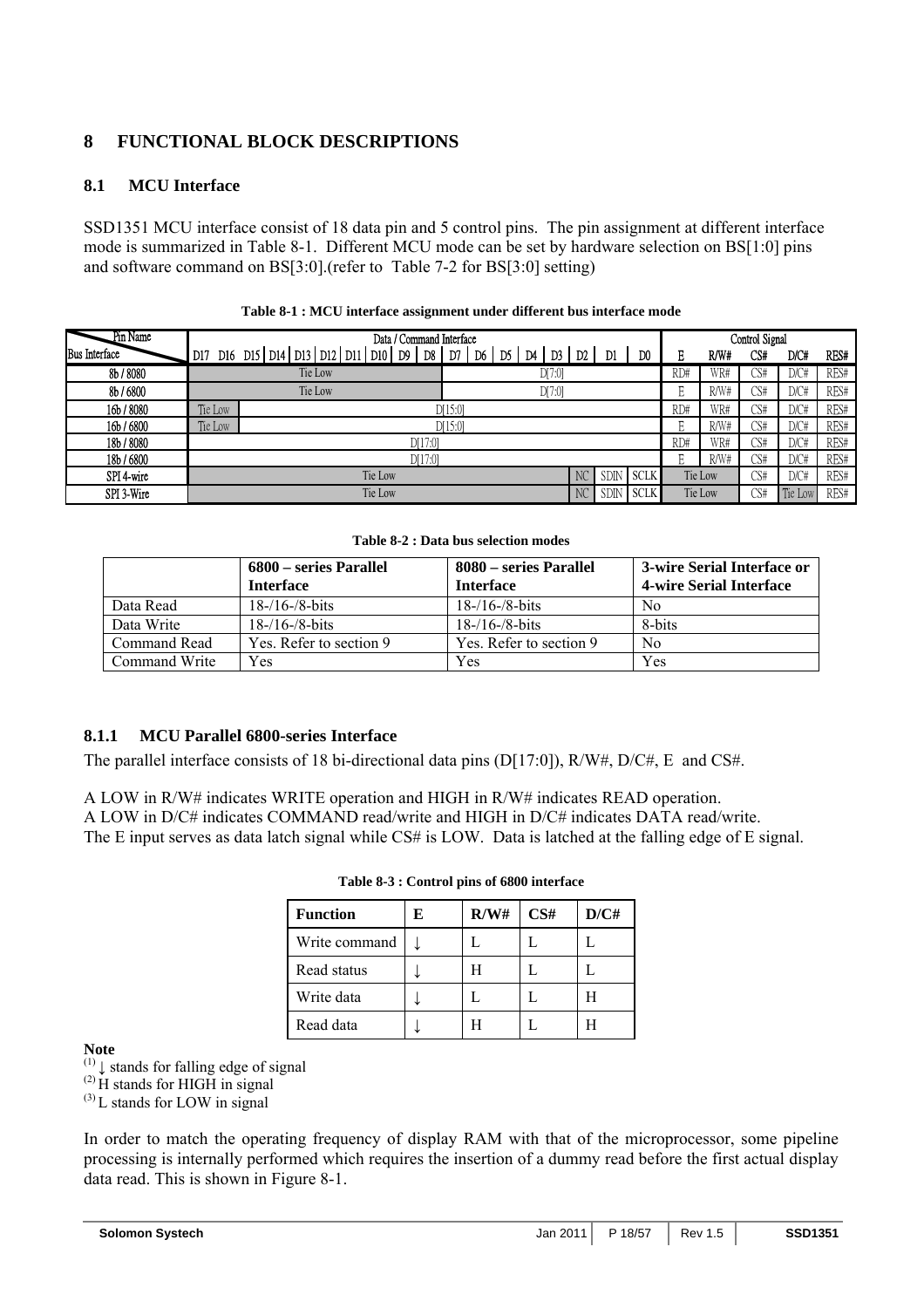# 8 FUNCTIONAL BLOCK DESCRIPTIONS

## 8.1 MCU Interface

SSD1351 MCU interface consist of 18 data pin and 5 control pins. The pin assignment at different interface mode is summarized in Table 8-1. Different MCU mode can be set by hardware selection on BS[1:0] pins and software command on BS[3:0].(refer to Table 7-2 for BS[3:0] setting)

**Table 8-1 : MCU interface assignment under different bus interface mode**

| Pin Name / Bus Interface | D17 | D16 | D15 | D14 | D13 | D12 | D11 | D10 | D9 | D8 | D7 | D6 | D5 | D4 | D3 | D2 | D1 | D0 | E | R/W# | CS# | D/C# | RES# |
|---|---|---|---|---|---|---|---|---|---|---|---|---|---|---|---|---|---|---|---|---|---|---|---|
| 8b / 8080 | Tie Low | | | | | | | | | | D[7:0] | | | | | | | | RD# | WR# | CS# | D/C# | RES# |
| 8b / 6800 | Tie Low | | | | | | | | | | D[7:0] | | | | | | | | E | R/W# | CS# | D/C# | RES# |
| 16b / 8080 | Tie Low | | D[15:0] | | | | | | | | | | | | | | | | RD# | WR# | CS# | D/C# | RES# |
| 16b / 6800 | Tie Low | | D[15:0] | | | | | | | | | | | | | | | | E | R/W# | CS# | D/C# | RES# |
| 18b / 8080 | D[17:0] | | | | | | | | | | | | | | | | | | RD# | WR# | CS# | D/C# | RES# |
| 18b / 6800 | D[17:0] | | | | | | | | | | | | | | | | | | E | R/W# | CS# | D/C# | RES# |
| SPI 4-wire | Tie Low | | | | | | | | | | | | | | | NC | SDIN | SCLK | Tie Low | | CS# | D/C# | RES# |
| SPI 3-Wire | Tie Low | | | | | | | | | | | | | | | NC | SDIN | SCLK | Tie Low | | CS# | Tie Low | RES# |

**Table 8-2 : Data bus selection modes**

| | 6800 – series Parallel Interface | 8080 – series Parallel Interface | 3-wire Serial Interface or 4-wire Serial Interface |
|---|---|---|---|
| Data Read | 18-/16-/8-bits | 18-/16-/8-bits | No |
| Data Write | 18-/16-/8-bits | 18-/16-/8-bits | 8-bits |
| Command Read | Yes. Refer to section 9 | Yes. Refer to section 9 | No |
| Command Write | Yes | Yes | Yes |

### 8.1.1 MCU Parallel 6800-series Interface

The parallel interface consists of 18 bi-directional data pins (D[17:0]), R/W#, D/C#, E and CS#.

A LOW in R/W# indicates WRITE operation and HIGH in R/W# indicates READ operation.
A LOW in D/C# indicates COMMAND read/write and HIGH in D/C# indicates DATA read/write.
The E input serves as data latch signal while CS# is LOW. Data is latched at the falling edge of E signal.

**Table 8-3 : Control pins of 6800 interface**

| Function | E | R/W# | CS# | D/C# |
|---|---|---|---|---|
| Write command | ↓ | L | L | L |
| Read status | ↓ | H | L | L |
| Write data | ↓ | L | L | H |
| Read data | ↓ | H | L | H |

**Note**
(1) ↓ stands for falling edge of signal
(2) H stands for HIGH in signal
(3) L stands for LOW in signal

In order to match the operating frequency of display RAM with that of the microprocessor, some pipeline processing is internally performed which requires the insertion of a dummy read before the first actual display data read. This is shown in Figure 8-1.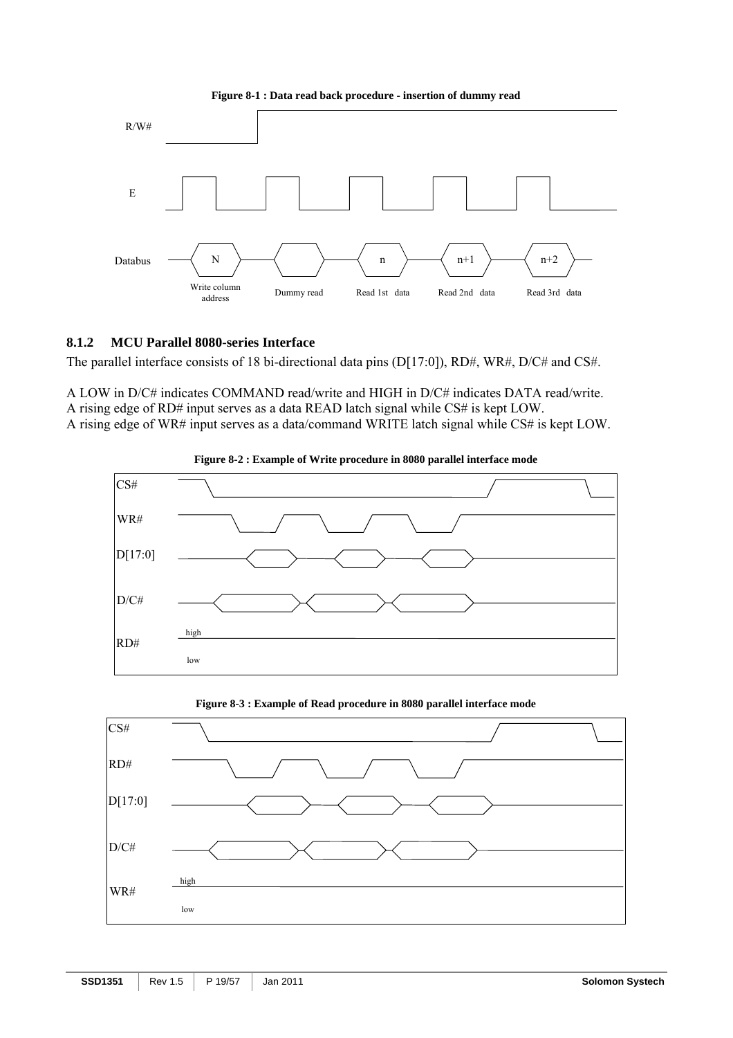**Figure 8-1 : Data read back procedure - insertion of dummy read**

R/W#

E

Databus N n n+1 n+2

Write column address Dummy read Read 1st data Read 2nd data Read 3rd data

### 8.1.2 MCU Parallel 8080-series Interface

The parallel interface consists of 18 bi-directional data pins (D[17:0]), RD#, WR#, D/C# and CS#.

A LOW in D/C# indicates COMMAND read/write and HIGH in D/C# indicates DATA read/write.
A rising edge of RD# input serves as a data READ latch signal while CS# is kept LOW.
A rising edge of WR# input serves as a data/command WRITE latch signal while CS# is kept LOW.

**Figure 8-2 : Example of Write procedure in 8080 parallel interface mode**

CS#

WR#

D[17:0]

D/C#

RD# high low

**Figure 8-3 : Example of Read procedure in 8080 parallel interface mode**

CS#

RD#

D[17:0]

D/C#

WR# high low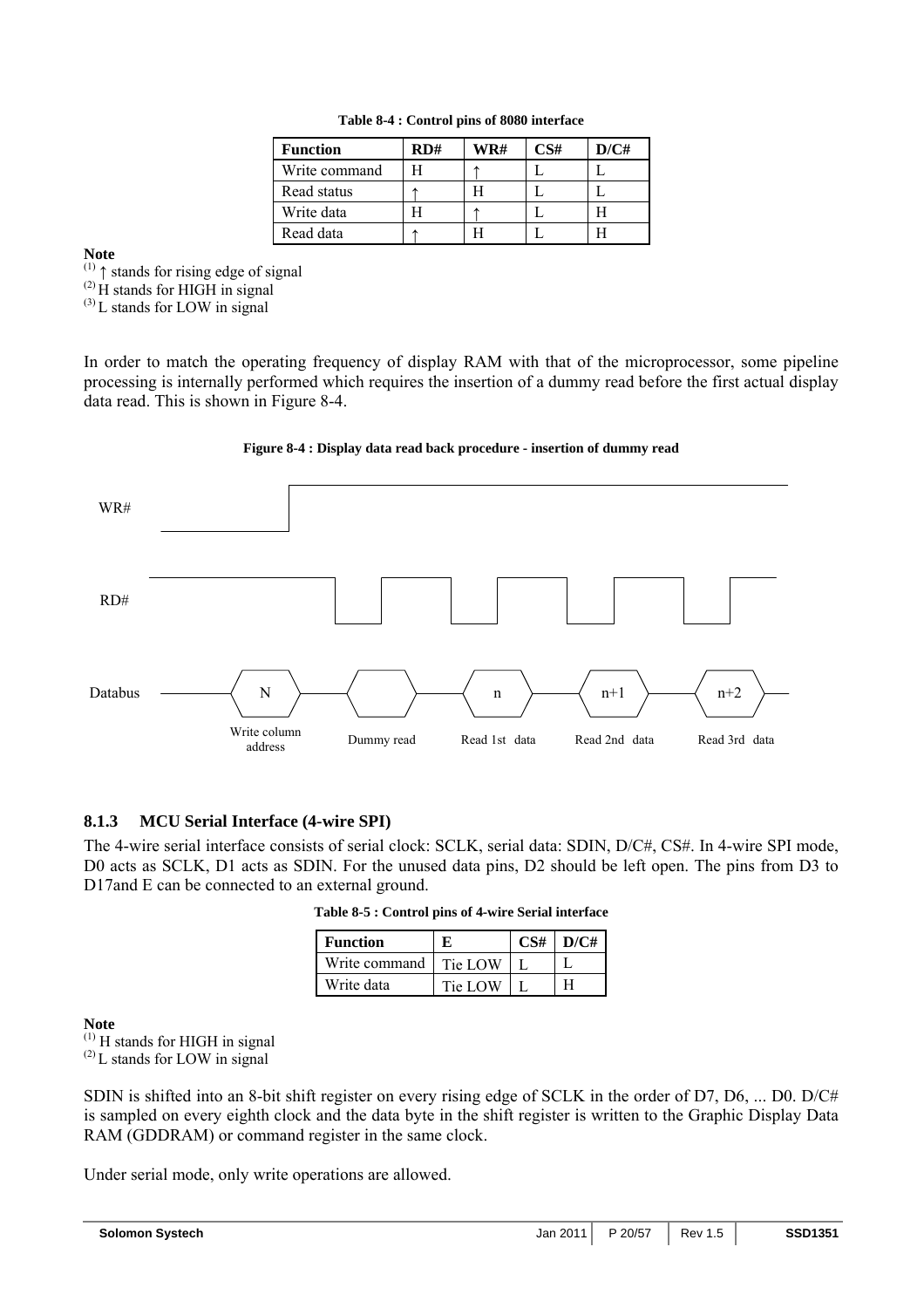**Table 8-4 : Control pins of 8080 interface**

| Function | RD# | WR# | CS# | D/C# |
|---|---|---|---|---|
| Write command | H | ↑ | L | L |
| Read status | ↑ | H | L | L |
| Write data | H | ↑ | L | H |
| Read data | ↑ | H | L | H |

**Note**
(1) ↑ stands for rising edge of signal
(2) H stands for HIGH in signal
(3) L stands for LOW in signal

In order to match the operating frequency of display RAM with that of the microprocessor, some pipeline processing is internally performed which requires the insertion of a dummy read before the first actual display data read. This is shown in Figure 8-4.

**Figure 8-4 : Display data read back procedure - insertion of dummy read**

WR#

RD#

Databus: N (Write column address), Dummy read, n (Read 1st data), n+1 (Read 2nd data), n+2 (Read 3rd data)

### 8.1.3 MCU Serial Interface (4-wire SPI)

The 4-wire serial interface consists of serial clock: SCLK, serial data: SDIN, D/C#, CS#. In 4-wire SPI mode, D0 acts as SCLK, D1 acts as SDIN. For the unused data pins, D2 should be left open. The pins from D3 to D17and E can be connected to an external ground.

**Table 8-5 : Control pins of 4-wire Serial interface**

| Function | E | CS# | D/C# |
|---|---|---|---|
| Write command | Tie LOW | L | L |
| Write data | Tie LOW | L | H |

**Note**
(1) H stands for HIGH in signal
(2) L stands for LOW in signal

SDIN is shifted into an 8-bit shift register on every rising edge of SCLK in the order of D7, D6, ... D0. D/C# is sampled on every eighth clock and the data byte in the shift register is written to the Graphic Display Data RAM (GDDRAM) or command register in the same clock.

Under serial mode, only write operations are allowed.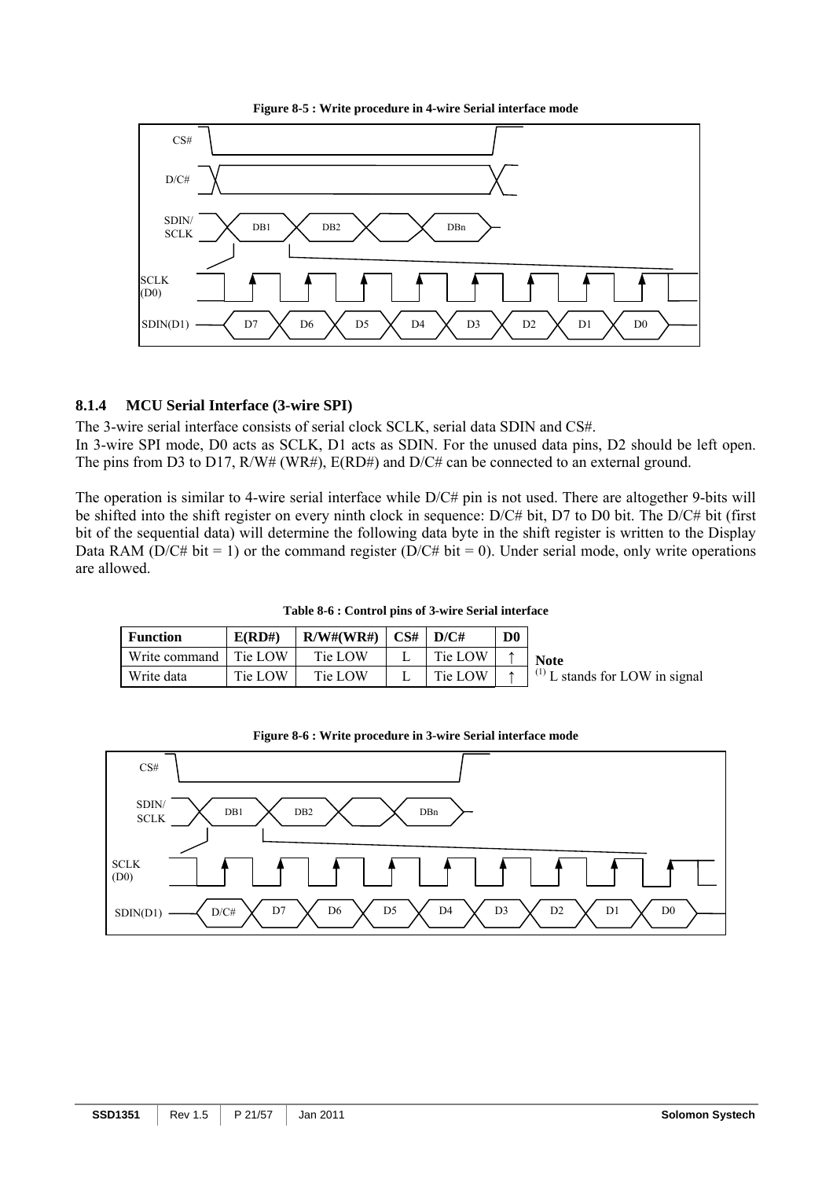**Figure 8-5 : Write procedure in 4-wire Serial interface mode**

### 8.1.4 MCU Serial Interface (3-wire SPI)

The 3-wire serial interface consists of serial clock SCLK, serial data SDIN and CS#.
In 3-wire SPI mode, D0 acts as SCLK, D1 acts as SDIN. For the unused data pins, D2 should be left open. The pins from D3 to D17, R/W# (WR#), E(RD#) and D/C# can be connected to an external ground.

The operation is similar to 4-wire serial interface while D/C# pin is not used. There are altogether 9-bits will be shifted into the shift register on every ninth clock in sequence: D/C# bit, D7 to D0 bit. The D/C# bit (first bit of the sequential data) will determine the following data byte in the shift register is written to the Display Data RAM (D/C# bit = 1) or the command register (D/C# bit = 0). Under serial mode, only write operations are allowed.

**Table 8-6 : Control pins of 3-wire Serial interface**

| Function | E(RD#) | R/W#(WR#) | CS# | D/C# | D0 |
|---|---|---|---|---|---|
| Write command | Tie LOW | Tie LOW | L | Tie LOW | ↑ |
| Write data | Tie LOW | Tie LOW | L | Tie LOW | ↑ |

**Note**
(1) L stands for LOW in signal

**Figure 8-6 : Write procedure in 3-wire Serial interface mode**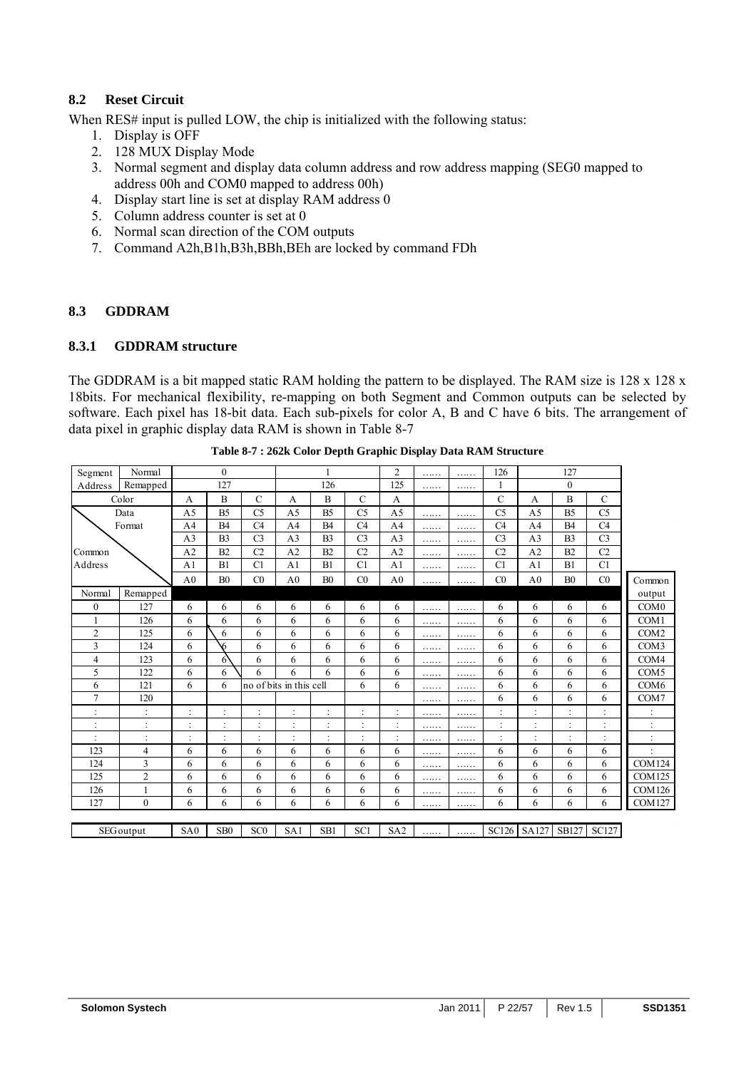### 8.2 Reset Circuit

When RES# input is pulled LOW, the chip is initialized with the following status:

1. Display is OFF
2. 128 MUX Display Mode
3. Normal segment and display data column address and row address mapping (SEG0 mapped to address 00h and COM0 mapped to address 00h)
4. Display start line is set at display RAM address 0
5. Column address counter is set at 0
6. Normal scan direction of the COM outputs
7. Command A2h,B1h,B3h,BBh,BEh are locked by command FDh

### 8.3 GDDRAM

#### 8.3.1 GDDRAM structure

The GDDRAM is a bit mapped static RAM holding the pattern to be displayed. The RAM size is 128 x 128 x 18bits. For mechanical flexibility, re-mapping on both Segment and Common outputs can be selected by software. Each pixel has 18-bit data. Each sub-pixels for color A, B and C have 6 bits. The arrangement of data pixel in graphic display data RAM is shown in Table 8-7

**Table 8-7 : 262k Color Depth Graphic Display Data RAM Structure**

| Segment Address Normal | Remapped | | | | | | | | | | | | | | |
|---|---|---|---|---|---|---|---|---|---|---|---|---|---|---|---|
| Normal | | 0 | | | 1 | | | 2 | …… | …… | 126 | 127 | | | |
| | Remapped | 127 | | | 126 | | | 125 | …… | …… | 1 | 0 | | | |
| Color | | A | B | C | A | B | C | A | | | C | A | B | C | |
| Data Format | | A5 | B5 | C5 | A5 | B5 | C5 | A5 | …… | …… | C5 | A5 | B5 | C5 | |
| | | A4 | B4 | C4 | A4 | B4 | C4 | A4 | …… | …… | C4 | A4 | B4 | C4 | |
| | | A3 | B3 | C3 | A3 | B3 | C3 | A3 | …… | …… | C3 | A3 | B3 | C3 | |
| Common Address | | A2 | B2 | C2 | A2 | B2 | C2 | A2 | …… | …… | C2 | A2 | B2 | C2 | |
| | | A1 | B1 | C1 | A1 | B1 | C1 | A1 | …… | …… | C1 | A1 | B1 | C1 | |
| | | A0 | B0 | C0 | A0 | B0 | C0 | A0 | …… | …… | C0 | A0 | B0 | C0 | Common output |
| Normal | Remapped | | | | | | | | | | | | | | |
| 0 | 127 | 6 | 6 | 6 | 6 | 6 | 6 | 6 | …… | …… | 6 | 6 | 6 | 6 | COM0 |
| 1 | 126 | 6 | 6 | 6 | 6 | 6 | 6 | 6 | …… | …… | 6 | 6 | 6 | 6 | COM1 |
| 2 | 125 | 6 | 6 | 6 | 6 | 6 | 6 | 6 | …… | …… | 6 | 6 | 6 | 6 | COM2 |
| 3 | 124 | 6 | 6 | 6 | 6 | 6 | 6 | 6 | …… | …… | 6 | 6 | 6 | 6 | COM3 |
| 4 | 123 | 6 | 6 | 6 | 6 | 6 | 6 | 6 | …… | …… | 6 | 6 | 6 | 6 | COM4 |
| 5 | 122 | 6 | 6 | 6 | 6 | 6 | 6 | 6 | …… | …… | 6 | 6 | 6 | 6 | COM5 |
| 6 | 121 | 6 | 6 | no of bits in this cell | | | 6 | 6 | …… | …… | 6 | 6 | 6 | 6 | COM6 |
| 7 | 120 | | | | | | | | …… | …… | 6 | 6 | 6 | 6 | COM7 |
| : | : | : | : | : | : | : | : | : | …… | …… | : | : | : | : | : |
| : | : | : | : | : | : | : | : | : | …… | …… | : | : | : | : | : |
| : | : | : | : | : | : | : | : | : | …… | …… | : | : | : | : | : |
| 123 | 4 | 6 | 6 | 6 | 6 | 6 | 6 | 6 | …… | …… | 6 | 6 | 6 | 6 | : |
| 124 | 3 | 6 | 6 | 6 | 6 | 6 | 6 | 6 | …… | …… | 6 | 6 | 6 | 6 | COM124 |
| 125 | 2 | 6 | 6 | 6 | 6 | 6 | 6 | 6 | …… | …… | 6 | 6 | 6 | 6 | COM125 |
| 126 | 1 | 6 | 6 | 6 | 6 | 6 | 6 | 6 | …… | …… | 6 | 6 | 6 | 6 | COM126 |
| 127 | 0 | 6 | 6 | 6 | 6 | 6 | 6 | 6 | …… | …… | 6 | 6 | 6 | 6 | COM127 |
| SEG output | | SA0 | SB0 | SC0 | SA1 | SB1 | SC1 | SA2 | …… | …… | SC126 | SA127 | SB127 | SC127 | |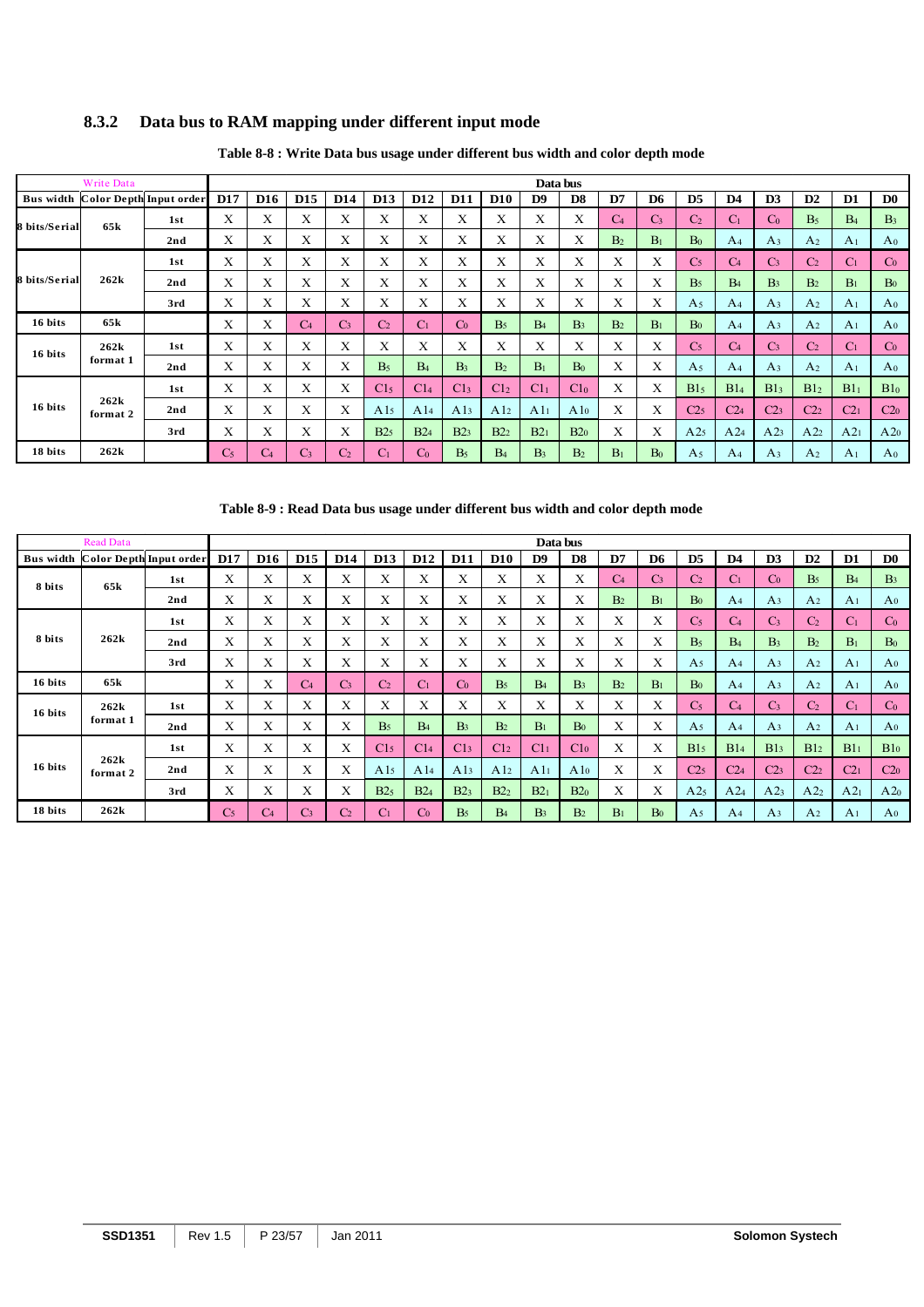### 8.3.2 Data bus to RAM mapping under different input mode

**Table 8-8 : Write Data bus usage under different bus width and color depth mode**

| Write Data | | | Data bus | | | | | | | | | | | | | | | | | |
|---|---|---|---|---|---|---|---|---|---|---|---|---|---|---|---|---|---|---|---|---|
| Bus width | Color Depth | Input order | D17 | D16 | D15 | D14 | D13 | D12 | D11 | D10 | D9 | D8 | D7 | D6 | D5 | D4 | D3 | D2 | D1 | D0 |
| 8 bits/Serial | 65k | 1st | X | X | X | X | X | X | X | X | X | X | $C_4$ | $C_3$ | $C_2$ | $C_1$ | $C_0$ | $B_5$ | $B_4$ | $B_3$ |
| | | 2nd | X | X | X | X | X | X | X | X | X | X | $B_2$ | $B_1$ | $B_0$ | $A_4$ | $A_3$ | $A_2$ | $A_1$ | $A_0$ |
| 8 bits/Serial | 262k | 1st | X | X | X | X | X | X | X | X | X | X | X | X | $C_5$ | $C_4$ | $C_3$ | $C_2$ | $C_1$ | $C_0$ |
| | | 2nd | X | X | X | X | X | X | X | X | X | X | X | X | $B_5$ | $B_4$ | $B_3$ | $B_2$ | $B_1$ | $B_0$ |
| | | 3rd | X | X | X | X | X | X | X | X | X | X | X | X | $A_5$ | $A_4$ | $A_3$ | $A_2$ | $A_1$ | $A_0$ |
| 16 bits | 65k | | X | X | $C_4$ | $C_3$ | $C_2$ | $C_1$ | $C_0$ | $B_5$ | $B_4$ | $B_3$ | $B_2$ | $B_1$ | $B_0$ | $A_4$ | $A_3$ | $A_2$ | $A_1$ | $A_0$ |
| 16 bits | 262k format 1 | 1st | X | X | X | X | X | X | X | X | X | X | X | X | $C_5$ | $C_4$ | $C_3$ | $C_2$ | $C_1$ | $C_0$ |
| | | 2nd | X | X | X | X | $B_5$ | $B_4$ | $B_3$ | $B_2$ | $B_1$ | $B_0$ | X | X | $A_5$ | $A_4$ | $A_3$ | $A_2$ | $A_1$ | $A_0$ |
| 16 bits | 262k format 2 | 1st | X | X | X | X | $C1_5$ | $C1_4$ | $C1_3$ | $C1_2$ | $C1_1$ | $C1_0$ | X | X | $B1_5$ | $B1_4$ | $B1_3$ | $B1_2$ | $B1_1$ | $B1_0$ |
| | | 2nd | X | X | X | X | $A1_5$ | $A1_4$ | $A1_3$ | $A1_2$ | $A1_1$ | $A1_0$ | X | X | $C2_5$ | $C2_4$ | $C2_3$ | $C2_2$ | $C2_1$ | $C2_0$ |
| | | 3rd | X | X | X | X | $B2_5$ | $B2_4$ | $B2_3$ | $B2_2$ | $B2_1$ | $B2_0$ | X | X | $A2_5$ | $A2_4$ | $A2_3$ | $A2_2$ | $A2_1$ | $A2_0$ |
| 18 bits | 262k | | $C_5$ | $C_4$ | $C_3$ | $C_2$ | $C_1$ | $C_0$ | $B_5$ | $B_4$ | $B_3$ | $B_2$ | $B_1$ | $B_0$ | $A_5$ | $A_4$ | $A_3$ | $A_2$ | $A_1$ | $A_0$ |

**Table 8-9 : Read Data bus usage under different bus width and color depth mode**

| Read Data | | | Data bus | | | | | | | | | | | | | | | | | |
|---|---|---|---|---|---|---|---|---|---|---|---|---|---|---|---|---|---|---|---|---|
| Bus width | Color Depth | Input order | D17 | D16 | D15 | D14 | D13 | D12 | D11 | D10 | D9 | D8 | D7 | D6 | D5 | D4 | D3 | D2 | D1 | D0 |
| 8 bits | 65k | 1st | X | X | X | X | X | X | X | X | X | X | $C_4$ | $C_3$ | $C_2$ | $C_1$ | $C_0$ | $B_5$ | $B_4$ | $B_3$ |
| | | 2nd | X | X | X | X | X | X | X | X | X | X | $B_2$ | $B_1$ | $B_0$ | $A_4$ | $A_3$ | $A_2$ | $A_1$ | $A_0$ |
| 8 bits | 262k | 1st | X | X | X | X | X | X | X | X | X | X | X | X | $C_5$ | $C_4$ | $C_3$ | $C_2$ | $C_1$ | $C_0$ |
| | | 2nd | X | X | X | X | X | X | X | X | X | X | X | X | $B_5$ | $B_4$ | $B_3$ | $B_2$ | $B_1$ | $B_0$ |
| | | 3rd | X | X | X | X | X | X | X | X | X | X | X | X | $A_5$ | $A_4$ | $A_3$ | $A_2$ | $A_1$ | $A_0$ |
| 16 bits | 65k | | X | X | $C_4$ | $C_3$ | $C_2$ | $C_1$ | $C_0$ | $B_5$ | $B_4$ | $B_3$ | $B_2$ | $B_1$ | $B_0$ | $A_4$ | $A_3$ | $A_2$ | $A_1$ | $A_0$ |
| 16 bits | 262k format 1 | 1st | X | X | X | X | X | X | X | X | X | X | X | X | $C_5$ | $C_4$ | $C_3$ | $C_2$ | $C_1$ | $C_0$ |
| | | 2nd | X | X | X | X | $B_5$ | $B_4$ | $B_3$ | $B_2$ | $B_1$ | $B_0$ | X | X | $A_5$ | $A_4$ | $A_3$ | $A_2$ | $A_1$ | $A_0$ |
| 16 bits | 262k format 2 | 1st | X | X | X | X | $C1_5$ | $C1_4$ | $C1_3$ | $C1_2$ | $C1_1$ | $C1_0$ | X | X | $B1_5$ | $B1_4$ | $B1_3$ | $B1_2$ | $B1_1$ | $B1_0$ |
| | | 2nd | X | X | X | X | $A1_5$ | $A1_4$ | $A1_3$ | $A1_2$ | $A1_1$ | $A1_0$ | X | X | $C2_5$ | $C2_4$ | $C2_3$ | $C2_2$ | $C2_1$ | $C2_0$ |
| | | 3rd | X | X | X | X | $B2_5$ | $B2_4$ | $B2_3$ | $B2_2$ | $B2_1$ | $B2_0$ | X | X | $A2_5$ | $A2_4$ | $A2_3$ | $A2_2$ | $A2_1$ | $A2_0$ |
| 18 bits | 262k | | $C_5$ | $C_4$ | $C_3$ | $C_2$ | $C_1$ | $C_0$ | $B_5$ | $B_4$ | $B_3$ | $B_2$ | $B_1$ | $B_0$ | $A_5$ | $A_4$ | $A_3$ | $A_2$ | $A_1$ | $A_0$ |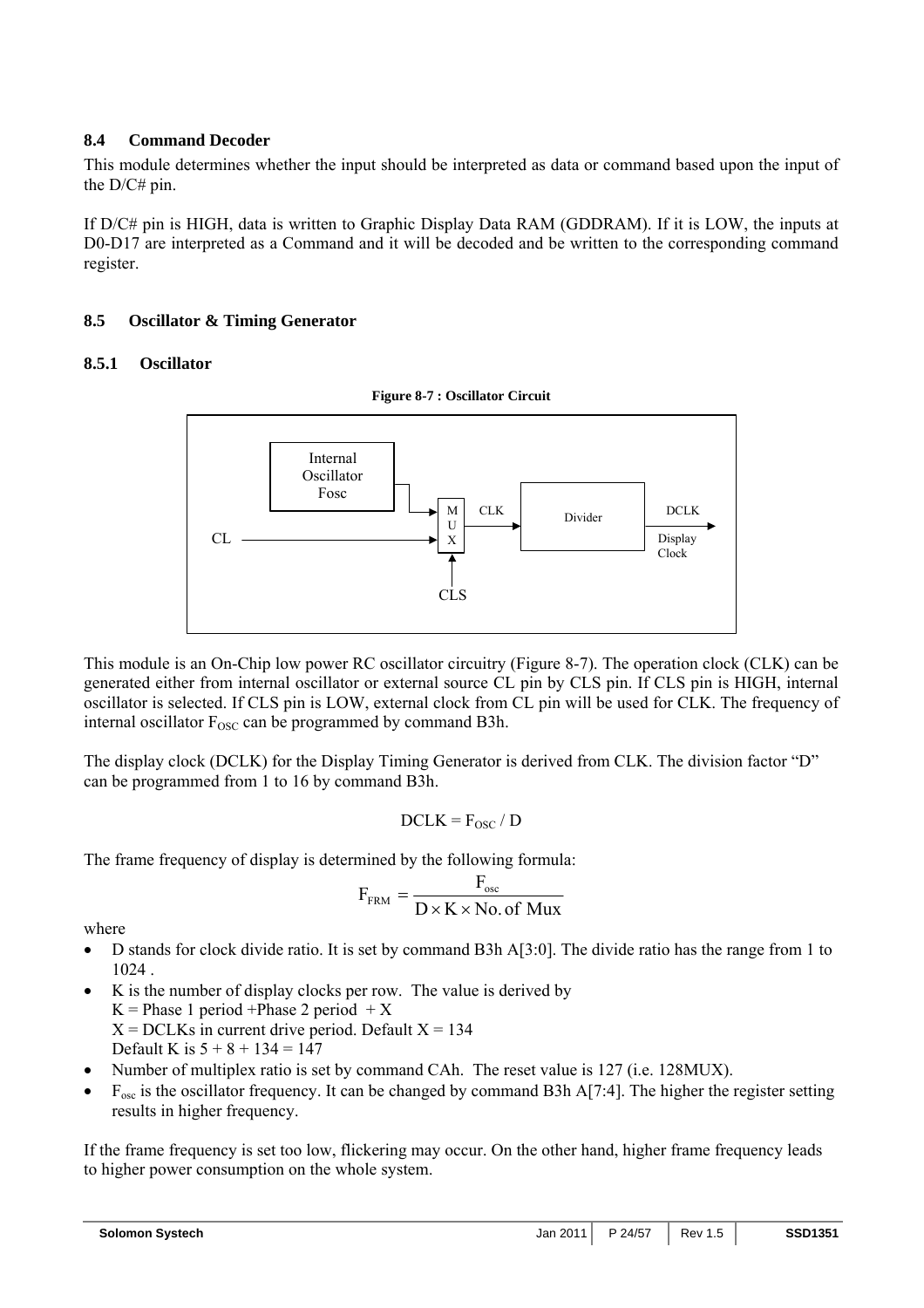### 8.4 Command Decoder

This module determines whether the input should be interpreted as data or command based upon the input of the D/C# pin.

If D/C# pin is HIGH, data is written to Graphic Display Data RAM (GDDRAM). If it is LOW, the inputs at D0-D17 are interpreted as a Command and it will be decoded and be written to the corresponding command register.

### 8.5 Oscillator & Timing Generator

#### 8.5.1 Oscillator

**Figure 8-7 : Oscillator Circuit**

This module is an On-Chip low power RC oscillator circuitry (Figure 8-7). The operation clock (CLK) can be generated either from internal oscillator or external source CL pin by CLS pin. If CLS pin is HIGH, internal oscillator is selected. If CLS pin is LOW, external clock from CL pin will be used for CLK. The frequency of internal oscillator $F_{OSC}$ can be programmed by command B3h.

The display clock (DCLK) for the Display Timing Generator is derived from CLK. The division factor "D" can be programmed from 1 to 16 by command B3h.

$$DCLK = F_{OSC} / D$$

The frame frequency of display is determined by the following formula:

$$F_{FRM} = \frac{F_{osc}}{D \times K \times \text{No. of Mux}}$$

where

- D stands for clock divide ratio. It is set by command B3h A[3:0]. The divide ratio has the range from 1 to 1024 .
- K is the number of display clocks per row. The value is derived by
  K = Phase 1 period +Phase 2 period + X
  X = DCLKs in current drive period. Default X = 134
  Default K is 5 + 8 + 134 = 147
- Number of multiplex ratio is set by command CAh. The reset value is 127 (i.e. 128MUX).
- $F_{osc}$ is the oscillator frequency. It can be changed by command B3h A[7:4]. The higher the register setting results in higher frequency.

If the frame frequency is set too low, flickering may occur. On the other hand, higher frame frequency leads to higher power consumption on the whole system.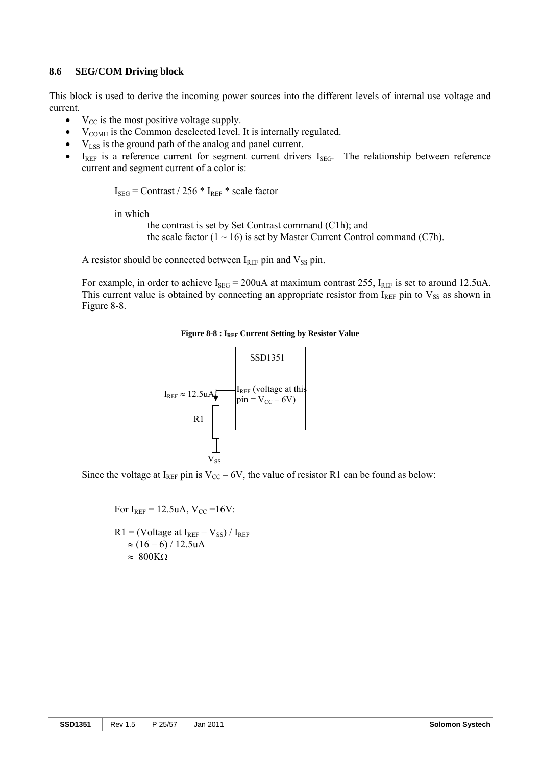### 8.6 SEG/COM Driving block

This block is used to derive the incoming power sources into the different levels of internal use voltage and current.

- $V_{CC}$ is the most positive voltage supply.
- $V_{COMH}$ is the Common deselected level. It is internally regulated.
- $V_{LSS}$ is the ground path of the analog and panel current.
- $I_{REF}$ is a reference current for segment current drivers $I_{SEG}$. The relationship between reference current and segment current of a color is:

  $I_{SEG}$ = Contrast / 256 * $I_{REF}$ * scale factor

  in which
  the contrast is set by Set Contrast command (C1h); and
  the scale factor (1 ~ 16) is set by Master Current Control command (C7h).

  A resistor should be connected between $I_{REF}$ pin and $V_{SS}$ pin.

  For example, in order to achieve $I_{SEG}$ = 200uA at maximum contrast 255, $I_{REF}$ is set to around 12.5uA. This current value is obtained by connecting an appropriate resistor from $I_{REF}$ pin to $V_{SS}$ as shown in Figure 8-8.

**Figure 8-8 : $I_{REF}$ Current Setting by Resistor Value**

SSD1351

$I_{REF} \approx$ 12.5uA

$I_{REF}$ (voltage at this pin = $V_{CC}$ – 6V)

R1

$V_{SS}$

Since the voltage at $I_{REF}$ pin is $V_{CC}$ – 6V, the value of resistor R1 can be found as below:

For $I_{REF}$ = 12.5uA, $V_{CC}$ =16V:

$$R1 = (\text{Voltage at } I_{REF} - V_{SS}) / I_{REF}$$
$$\approx (16 - 6) / 12.5\text{uA}$$
$$\approx 800\text{K}\Omega$$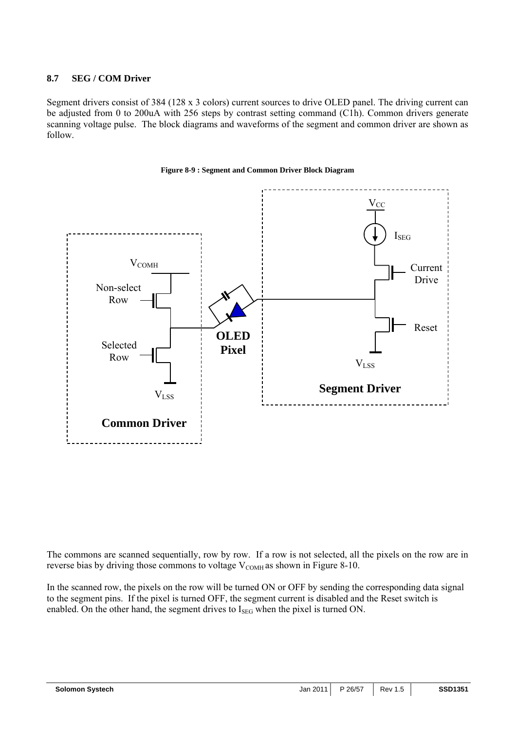### 8.7 SEG / COM Driver

Segment drivers consist of 384 (128 x 3 colors) current sources to drive OLED panel. The driving current can be adjusted from 0 to 200uA with 256 steps by contrast setting command (C1h). Common drivers generate scanning voltage pulse. The block diagrams and waveforms of the segment and common driver are shown as follow.

**Figure 8-9 : Segment and Common Driver Block Diagram**

The commons are scanned sequentially, row by row. If a row is not selected, all the pixels on the row are in reverse bias by driving those commons to voltage $V_{COMH}$ as shown in Figure 8-10.

In the scanned row, the pixels on the row will be turned ON or OFF by sending the corresponding data signal to the segment pins. If the pixel is turned OFF, the segment current is disabled and the Reset switch is enabled. On the other hand, the segment drives to $I_{SEG}$ when the pixel is turned ON.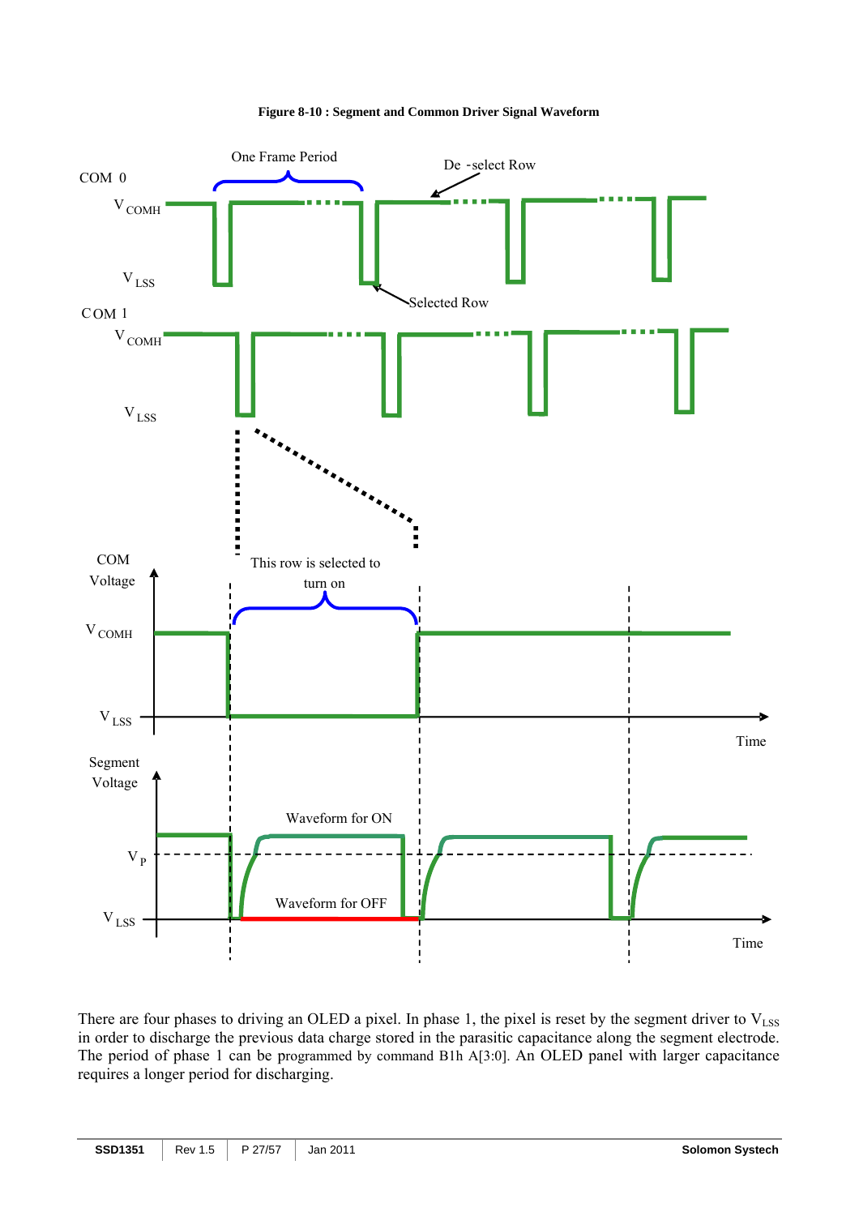**Figure 8-10 : Segment and Common Driver Signal Waveform**

There are four phases to driving an OLED a pixel. In phase 1, the pixel is reset by the segment driver to $V_{LSS}$ in order to discharge the previous data charge stored in the parasitic capacitance along the segment electrode. The period of phase 1 can be programmed by command B1h A[3:0]. An OLED panel with larger capacitance requires a longer period for discharging.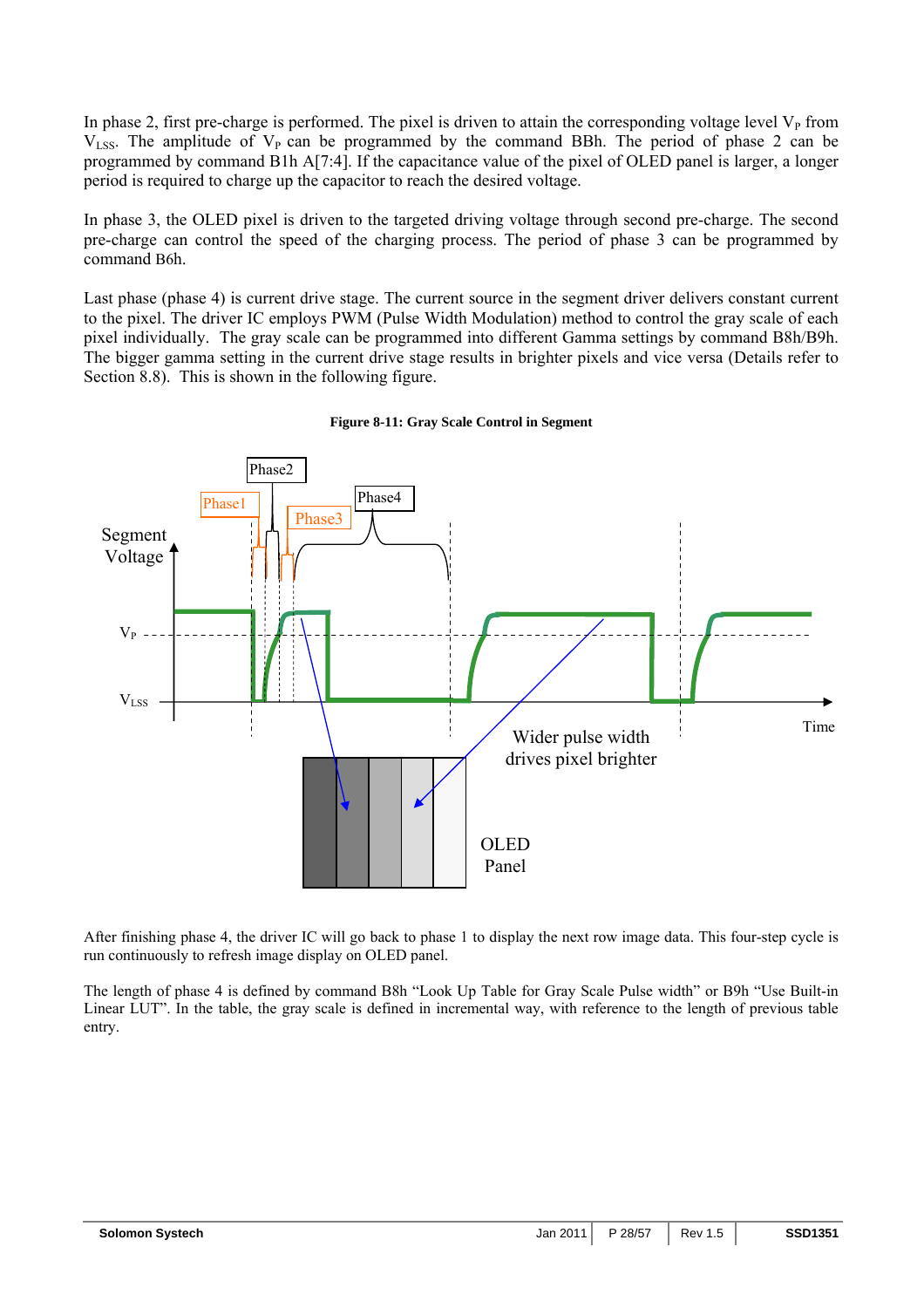In phase 2, first pre-charge is performed. The pixel is driven to attain the corresponding voltage level $V_P$ from $V_{LSS}$. The amplitude of $V_P$ can be programmed by the command BBh. The period of phase 2 can be programmed by command B1h A[7:4]. If the capacitance value of the pixel of OLED panel is larger, a longer period is required to charge up the capacitor to reach the desired voltage.

In phase 3, the OLED pixel is driven to the targeted driving voltage through second pre-charge. The second pre-charge can control the speed of the charging process. The period of phase 3 can be programmed by command B6h.

Last phase (phase 4) is current drive stage. The current source in the segment driver delivers constant current to the pixel. The driver IC employs PWM (Pulse Width Modulation) method to control the gray scale of each pixel individually. The gray scale can be programmed into different Gamma settings by command B8h/B9h. The bigger gamma setting in the current drive stage results in brighter pixels and vice versa (Details refer to Section 8.8). This is shown in the following figure.

**Figure 8-11: Gray Scale Control in Segment**

After finishing phase 4, the driver IC will go back to phase 1 to display the next row image data. This four-step cycle is run continuously to refresh image display on OLED panel.

The length of phase 4 is defined by command B8h "Look Up Table for Gray Scale Pulse width" or B9h "Use Built-in Linear LUT". In the table, the gray scale is defined in incremental way, with reference to the length of previous table entry.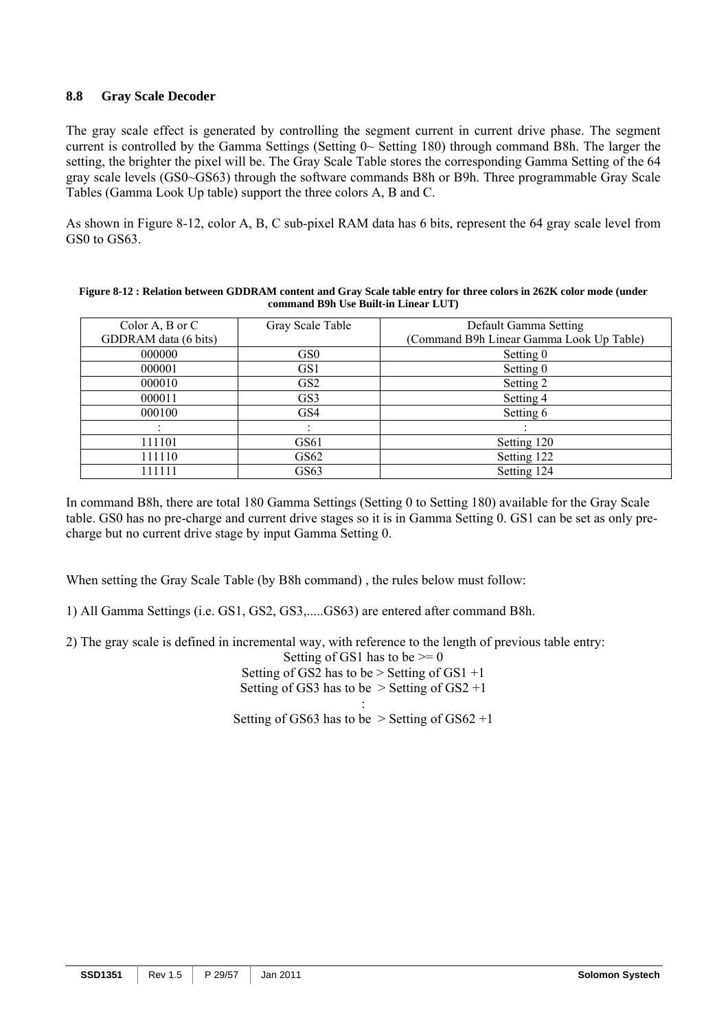## 8.8 Gray Scale Decoder

The gray scale effect is generated by controlling the segment current in current drive phase. The segment current is controlled by the Gamma Settings (Setting 0~ Setting 180) through command B8h. The larger the setting, the brighter the pixel will be. The Gray Scale Table stores the corresponding Gamma Setting of the 64 gray scale levels (GS0~GS63) through the software commands B8h or B9h. Three programmable Gray Scale Tables (Gamma Look Up table) support the three colors A, B and C.

As shown in Figure 8-12, color A, B, C sub-pixel RAM data has 6 bits, represent the 64 gray scale level from GS0 to GS63.

**Figure 8-12 : Relation between GDDRAM content and Gray Scale table entry for three colors in 262K color mode (under command B9h Use Built-in Linear LUT)**

| Color A, B or C GDDRAM data (6 bits) | Gray Scale Table | Default Gamma Setting (Command B9h Linear Gamma Look Up Table) |
|---|---|---|
| 000000 | GS0 | Setting 0 |
| 000001 | GS1 | Setting 0 |
| 000010 | GS2 | Setting 2 |
| 000011 | GS3 | Setting 4 |
| 000100 | GS4 | Setting 6 |
| : | : | : |
| 111101 | GS61 | Setting 120 |
| 111110 | GS62 | Setting 122 |
| 111111 | GS63 | Setting 124 |

In command B8h, there are total 180 Gamma Settings (Setting 0 to Setting 180) available for the Gray Scale table. GS0 has no pre-charge and current drive stages so it is in Gamma Setting 0. GS1 can be set as only pre-charge but no current drive stage by input Gamma Setting 0.

When setting the Gray Scale Table (by B8h command) , the rules below must follow:

1) All Gamma Settings (i.e. GS1, GS2, GS3,.....GS63) are entered after command B8h.

2) The gray scale is defined in incremental way, with reference to the length of previous table entry:

Setting of GS1 has to be >= 0
Setting of GS2 has to be > Setting of GS1 +1
Setting of GS3 has to be > Setting of GS2 +1
:
Setting of GS63 has to be > Setting of GS62 +1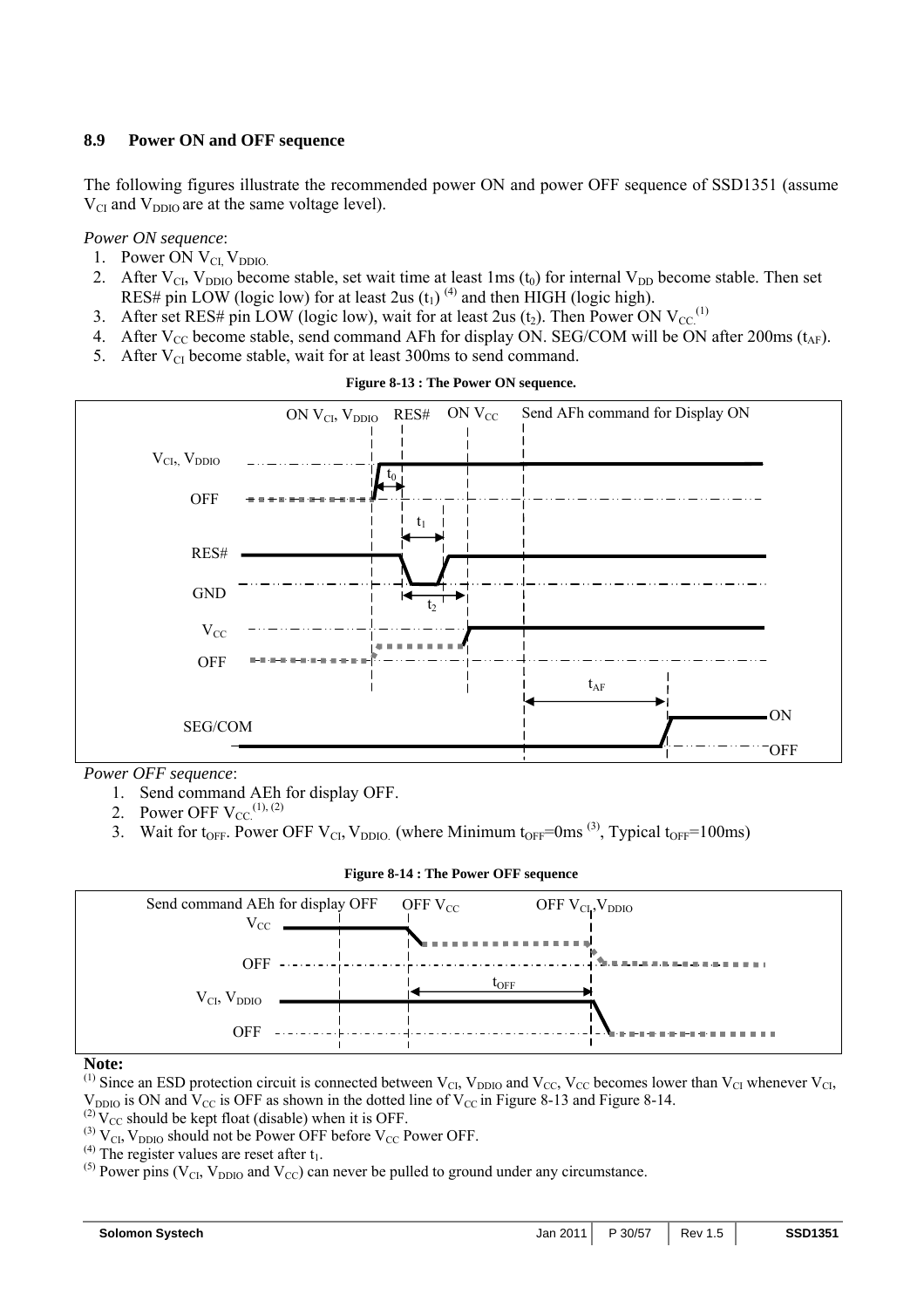## 8.9 Power ON and OFF sequence

The following figures illustrate the recommended power ON and power OFF sequence of SSD1351 (assume $V_{CI}$ and $V_{DDIO}$ are at the same voltage level).

*Power ON sequence*:

1. Power ON $V_{CI}$, $V_{DDIO}$.
2. After $V_{CI}$, $V_{DDIO}$ become stable, set wait time at least 1ms ($t_0$) for internal $V_{DD}$ become stable. Then set RES# pin LOW (logic low) for at least 2us ($t_1$) [4] and then HIGH (logic high).
3. After set RES# pin LOW (logic low), wait for at least 2us ($t_2$). Then Power ON $V_{CC}$.[1]
4. After $V_{CC}$ become stable, send command AFh for display ON. SEG/COM will be ON after 200ms ($t_{AF}$).
5. After $V_{CI}$ become stable, wait for at least 300ms to send command.

**Figure 8-13 : The Power ON sequence.**

ON $V_{CI}$, $V_{DDIO}$ | RES# | ON $V_{CC}$ | Send AFh command for Display ON

$V_{CI}$, $V_{DDIO}$ / OFF; $t_0$; RES# / GND; $t_1$; $t_2$; $V_{CC}$ / OFF; $t_{AF}$; SEG/COM ON / OFF

*Power OFF sequence*:

1. Send command AEh for display OFF.
2. Power OFF $V_{CC}$.[1], [2]
3. Wait for $t_{OFF}$. Power OFF $V_{CI}$, $V_{DDIO}$. (where Minimum $t_{OFF}$=0ms [3], Typical $t_{OFF}$=100ms)

**Figure 8-14 : The Power OFF sequence**

Send command AEh for display OFF | OFF $V_{CC}$ | OFF $V_{CI}$, $V_{DDIO}$

$V_{CC}$ / OFF; $t_{OFF}$; $V_{CI}$, $V_{DDIO}$ / OFF

**Note:**

[1] Since an ESD protection circuit is connected between $V_{CI}$, $V_{DDIO}$ and $V_{CC}$, $V_{CC}$ becomes lower than $V_{CI}$ whenever $V_{CI}$, $V_{DDIO}$ is ON and $V_{CC}$ is OFF as shown in the dotted line of $V_{CC}$ in Figure 8-13 and Figure 8-14.

[2] $V_{CC}$ should be kept float (disable) when it is OFF.

[3] $V_{CI}$, $V_{DDIO}$ should not be Power OFF before $V_{CC}$ Power OFF.

[4] The register values are reset after $t_1$.

[5] Power pins ($V_{CI}$, $V_{DDIO}$ and $V_{CC}$) can never be pulled to ground under any circumstance.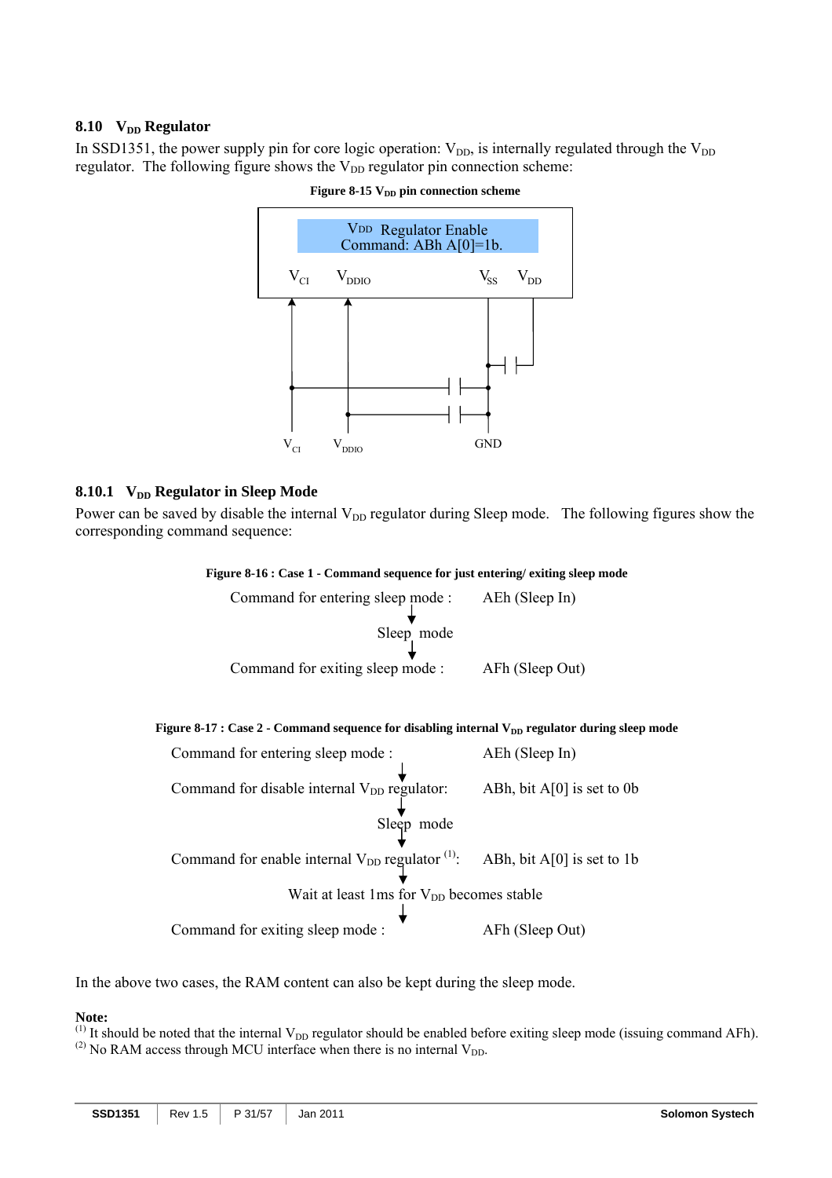## 8.10 $V_{DD}$ Regulator

In SSD1351, the power supply pin for core logic operation: $V_{DD}$, is internally regulated through the $V_{DD}$ regulator. The following figure shows the $V_{DD}$ regulator pin connection scheme:

**Figure 8-15 $V_{DD}$ pin connection scheme**

### 8.10.1 $V_{DD}$ Regulator in Sleep Mode

Power can be saved by disable the internal $V_{DD}$ regulator during Sleep mode. The following figures show the corresponding command sequence:

**Figure 8-16 : Case 1 - Command sequence for just entering/ exiting sleep mode**

Command for entering sleep mode : AEh (Sleep In)

↓

Sleep mode

↓

Command for exiting sleep mode : AFh (Sleep Out)

**Figure 8-17 : Case 2 - Command sequence for disabling internal $V_{DD}$ regulator during sleep mode**

Command for entering sleep mode : AEh (Sleep In)

↓

Command for disable internal $V_{DD}$ regulator: ABh, bit A[0] is set to 0b

↓

Sleep mode

↓

Command for enable internal $V_{DD}$ regulator [1]: ABh, bit A[0] is set to 1b

↓

Wait at least 1ms for $V_{DD}$ becomes stable

↓

Command for exiting sleep mode : AFh (Sleep Out)

In the above two cases, the RAM content can also be kept during the sleep mode.

**Note:**
[1] It should be noted that the internal $V_{DD}$ regulator should be enabled before exiting sleep mode (issuing command AFh).
[2] No RAM access through MCU interface when there is no internal $V_{DD}$.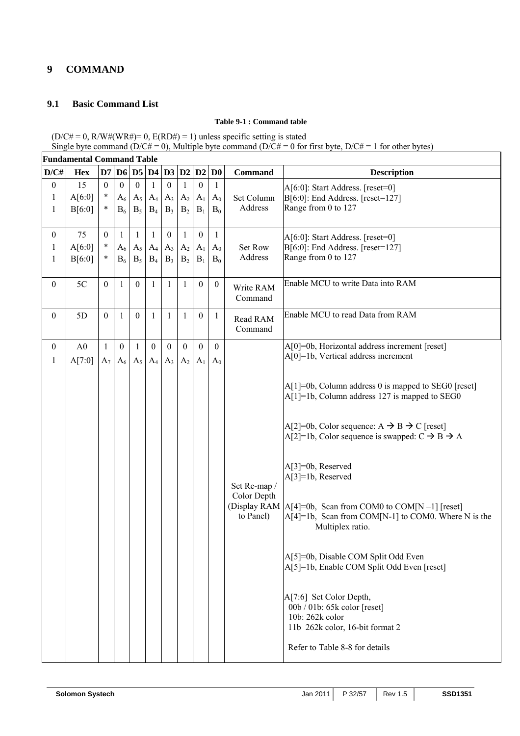# 9 COMMAND

## 9.1 Basic Command List

**Table 9-1 : Command table**

(D/C# = 0, R/W#(WR#)= 0, E(RD#) = 1) unless specific setting is stated
Single byte command (D/C# = 0), Multiple byte command (D/C# = 0 for first byte, D/C# = 1 for other bytes)

| **Fundamental Command Table** | | | | | | | | | | | |
|---|---|---|---|---|---|---|---|---|---|---|---|
| **D/C#** | **Hex** | **D7** | **D6** | **D5** | **D4** | **D3** | **D2** | **D2** | **D0** | **Command** | **Description** |
| 0<br>1<br>1 | 15<br>A[6:0]<br>B[6:0] | 0<br>*<br>* | 0<br>$A_6$<br>$B_6$ | 0<br>$A_5$<br>$B_5$ | 1<br>$A_4$<br>$B_4$ | 0<br>$A_3$<br>$B_3$ | 1<br>$A_2$<br>$B_2$ | 0<br>$A_1$<br>$B_1$ | 1<br>$A_0$<br>$B_0$ | Set Column Address | A[6:0]: Start Address. [reset=0]<br>B[6:0]: End Address. [reset=127]<br>Range from 0 to 127 |
| 0<br>1<br>1 | 75<br>A[6:0]<br>B[6:0] | 0<br>*<br>* | 1<br>$A_6$<br>$B_6$ | 1<br>$A_5$<br>$B_5$ | 1<br>$A_4$<br>$B_4$ | 0<br>$A_3$<br>$B_3$ | 1<br>$A_2$<br>$B_2$ | 0<br>$A_1$<br>$B_1$ | 1<br>$A_0$<br>$B_0$ | Set Row Address | A[6:0]: Start Address. [reset=0]<br>B[6:0]: End Address. [reset=127]<br>Range from 0 to 127 |
| 0 | 5C | 0 | 1 | 0 | 1 | 1 | 1 | 0 | 0 | Write RAM Command | Enable MCU to write Data into RAM |
| 0 | 5D | 0 | 1 | 0 | 1 | 1 | 1 | 0 | 1 | Read RAM Command | Enable MCU to read Data from RAM |
| 0<br>1 | A0<br>A[7:0] | 1<br>$A_7$ | 0<br>$A_6$ | 1<br>$A_5$ | 0<br>$A_4$ | 0<br>$A_3$ | 0<br>$A_2$ | 0<br>$A_1$ | 0<br>$A_0$ | Set Re-map / Color Depth (Display RAM to Panel) | A[0]=0b, Horizontal address increment [reset]<br>A[0]=1b, Vertical address increment<br><br>A[1]=0b, Column address 0 is mapped to SEG0 [reset]<br>A[1]=1b, Column address 127 is mapped to SEG0<br><br>A[2]=0b, Color sequence: A → B → C [reset]<br>A[2]=1b, Color sequence is swapped: C → B → A<br><br>A[3]=0b, Reserved<br>A[3]=1b, Reserved<br><br>A[4]=0b, Scan from COM0 to COM[N –1] [reset]<br>A[4]=1b, Scan from COM[N-1] to COM0. Where N is the Multiplex ratio.<br><br>A[5]=0b, Disable COM Split Odd Even<br>A[5]=1b, Enable COM Split Odd Even [reset]<br><br>A[7:6] Set Color Depth,<br>00b / 01b: 65k color [reset]<br>10b: 262k color<br>11b 262k color, 16-bit format 2<br><br>Refer to Table 8-8 for details |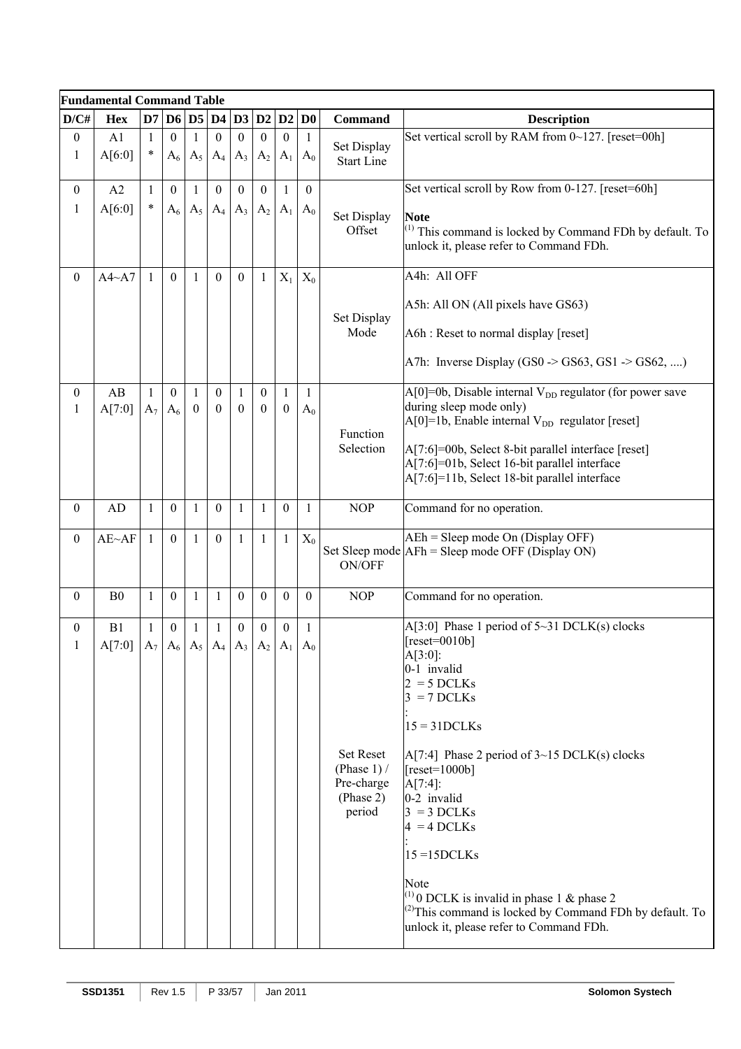**Fundamental Command Table**

| D/C# | Hex | D7 | D6 | D5 | D4 | D3 | D2 | D2 | D0 | Command | Description |
|---|---|---|---|---|---|---|---|---|---|---|---|
| 0<br>1 | A1<br>A[6:0] | 1<br>* | 0<br>$A_6$ | 1<br>$A_5$ | 0<br>$A_4$ | 0<br>$A_3$ | 0<br>$A_2$ | 0<br>$A_1$ | 1<br>$A_0$ | Set Display Start Line | Set vertical scroll by RAM from 0~127. [reset=00h] |
| 0<br>1 | A2<br>A[6:0] | 1<br>* | 0<br>$A_6$ | 1<br>$A_5$ | 0<br>$A_4$ | 0<br>$A_3$ | 0<br>$A_2$ | 1<br>$A_1$ | 0<br>$A_0$ | Set Display Offset | Set vertical scroll by Row from 0-127. [reset=60h]<br><br>**Note**<br>(1) This command is locked by Command FDh by default. To unlock it, please refer to Command FDh. |
| 0 | A4~A7 | 1 | 0 | 1 | 0 | 0 | 1 | $X_1$ | $X_0$ | Set Display Mode | A4h: All OFF<br><br>A5h: All ON (All pixels have GS63)<br><br>A6h : Reset to normal display [reset]<br><br>A7h: Inverse Display (GS0 -> GS63, GS1 -> GS62, ....) |
| 0<br>1 | AB<br>A[7:0] | 1<br>$A_7$ | 0<br>$A_6$ | 1<br>0 | 0<br>0 | 1<br>0 | 0<br>0 | 1<br>0 | 1<br>$A_0$ | Function Selection | A[0]=0b, Disable internal $V_{DD}$ regulator (for power save during sleep mode only)<br>A[0]=1b, Enable internal $V_{DD}$ regulator [reset]<br><br>A[7:6]=00b, Select 8-bit parallel interface [reset]<br>A[7:6]=01b, Select 16-bit parallel interface<br>A[7:6]=11b, Select 18-bit parallel interface |
| 0 | AD | 1 | 0 | 1 | 0 | 1 | 1 | 0 | 1 | NOP | Command for no operation. |
| 0 | AE~AF | 1 | 0 | 1 | 0 | 1 | 1 | 1 | $X_0$ | Set Sleep mode ON/OFF | AEh = Sleep mode On (Display OFF)<br>AFh = Sleep mode OFF (Display ON) |
| 0 | B0 | 1 | 0 | 1 | 1 | 0 | 0 | 0 | 0 | NOP | Command for no operation. |
| 0<br>1 | B1<br>A[7:0] | 1<br>$A_7$ | 0<br>$A_6$ | 1<br>$A_5$ | 1<br>$A_4$ | 0<br>$A_3$ | 0<br>$A_2$ | 0<br>$A_1$ | 1<br>$A_0$ | Set Reset (Phase 1) / Pre-charge (Phase 2) period | A[3:0] Phase 1 period of 5~31 DCLK(s) clocks [reset=0010b]<br>A[3:0]:<br>0-1 invalid<br>2 = 5 DCLKs<br>3 = 7 DCLKs<br>:<br>15 = 31DCLKs<br><br>A[7:4] Phase 2 period of 3~15 DCLK(s) clocks [reset=1000b]<br>A[7:4]:<br>0-2 invalid<br>3 = 3 DCLKs<br>4 = 4 DCLKs<br>:<br>15 =15DCLKs<br><br>Note<br>(1) 0 DCLK is invalid in phase 1 & phase 2<br>(2) This command is locked by Command FDh by default. To unlock it, please refer to Command FDh. |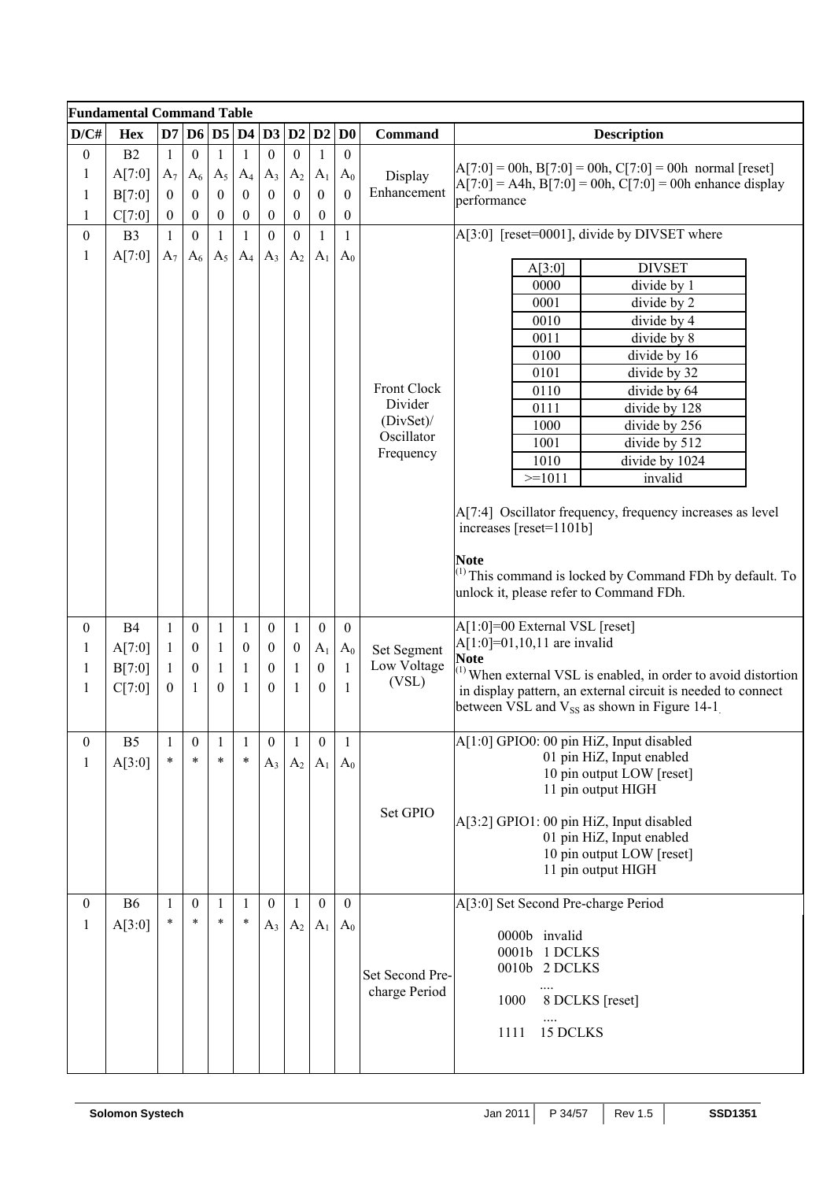**Fundamental Command Table**

| D/C# | Hex | D7 | D6 | D5 | D4 | D3 | D2 | D2 | D0 | Command | Description |
|---|---|---|---|---|---|---|---|---|---|---|---|
| 0 | B2 | 1 | 0 | 1 | 1 | 0 | 0 | 1 | 0 | Display Enhancement | A[7:0] = 00h, B[7:0] = 00h, C[7:0] = 00h normal [reset]<br>A[7:0] = A4h, B[7:0] = 00h, C[7:0] = 00h enhance display performance |
| 1 | A[7:0] | $A_7$ | $A_6$ | $A_5$ | $A_4$ | $A_3$ | $A_2$ | $A_1$ | $A_0$ | | |
| 1 | B[7:0] | 0 | 0 | 0 | 0 | 0 | 0 | 0 | 0 | | |
| 1 | C[7:0] | 0 | 0 | 0 | 0 | 0 | 0 | 0 | 0 | | |
| 0 | B3 | 1 | 0 | 1 | 1 | 0 | 0 | 1 | 1 | Front Clock Divider (DivSet)/ Oscillator Frequency | A[3:0] [reset=0001], divide by DIVSET where<br><br>A[3:0] – DIVSET:<br>0000 – divide by 1<br>0001 – divide by 2<br>0010 – divide by 4<br>0011 – divide by 8<br>0100 – divide by 16<br>0101 – divide by 32<br>0110 – divide by 64<br>0111 – divide by 128<br>1000 – divide by 256<br>1001 – divide by 512<br>1010 – divide by 1024<br>>=1011 – invalid<br><br>A[7:4] Oscillator frequency, frequency increases as level increases [reset=1101b]<br><br>**Note**<br>(1) This command is locked by Command FDh by default. To unlock it, please refer to Command FDh. |
| 1 | A[7:0] | $A_7$ | $A_6$ | $A_5$ | $A_4$ | $A_3$ | $A_2$ | $A_1$ | $A_0$ | | |
| 0 | B4 | 1 | 0 | 1 | 1 | 0 | 1 | 0 | 0 | Set Segment Low Voltage (VSL) | A[1:0]=00 External VSL [reset]<br>A[1:0]=01,10,11 are invalid<br>**Note**<br>(1) When external VSL is enabled, in order to avoid distortion in display pattern, an external circuit is needed to connect between VSL and $V_{SS}$ as shown in Figure 14-1. |
| 1 | A[7:0] | 1 | 0 | 1 | 0 | 0 | 0 | $A_1$ | $A_0$ | | |
| 1 | B[7:0] | 1 | 0 | 1 | 1 | 0 | 1 | 0 | 1 | | |
| 1 | C[7:0] | 0 | 1 | 0 | 1 | 0 | 1 | 0 | 1 | | |
| 0 | B5 | 1 | 0 | 1 | 1 | 0 | 1 | 0 | 1 | Set GPIO | A[1:0] GPIO0: 00 pin HiZ, Input disabled<br>01 pin HiZ, Input enabled<br>10 pin output LOW [reset]<br>11 pin output HIGH<br><br>A[3:2] GPIO1: 00 pin HiZ, Input disabled<br>01 pin HiZ, Input enabled<br>10 pin output LOW [reset]<br>11 pin output HIGH |
| 1 | A[3:0] | * | * | * | * | $A_3$ | $A_2$ | $A_1$ | $A_0$ | | |
| 0 | B6 | 1 | 0 | 1 | 1 | 0 | 1 | 1 | 0 | Set Second Pre-charge Period | A[3:0] Set Second Pre-charge Period<br><br>0000b invalid<br>0001b 1 DCLKS<br>0010b 2 DCLKS<br>....<br>1000 8 DCLKS [reset]<br>....<br>1111 15 DCLKS |
| 1 | A[3:0] | * | * | * | * | $A_3$ | $A_2$ | $A_1$ | $A_0$ | | |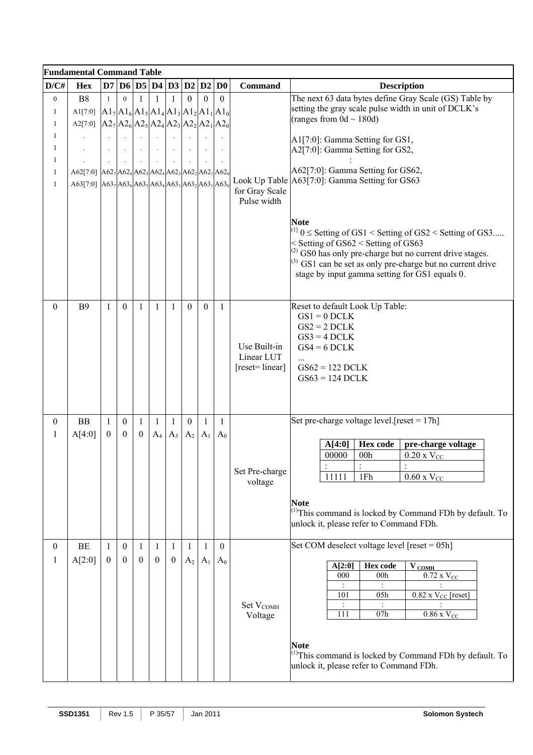**Fundamental Command Table**

| D/C# | Hex | D7 | D6 | D5 | D4 | D3 | D2 | D2 | D0 | Command | Description |
|---|---|---|---|---|---|---|---|---|---|---|---|
| 0<br>1<br>1<br>1<br>1<br>1<br>1<br>1 | B8<br>A1[7:0]<br>A2[7:0]<br>.<br>.<br>.<br>A62[7:0]<br>A63[7:0] | 1<br>$A1_7$<br>$A2_7$<br>.<br>.<br>.<br>$A62_7$<br>$A63_7$ | 0<br>$A1_6$<br>$A2_6$<br>.<br>.<br>.<br>$A62_6$<br>$A63_6$ | 1<br>$A1_5$<br>$A2_5$<br>.<br>.<br>.<br>$A62_5$<br>$A63_5$ | 1<br>$A1_4$<br>$A2_4$<br>.<br>.<br>.<br>$A62_4$<br>$A63_4$ | 1<br>$A1_3$<br>$A2_3$<br>.<br>.<br>.<br>$A62_3$<br>$A63_3$ | 0<br>$A1_2$<br>$A2_2$<br>.<br>.<br>.<br>$A62_2$<br>$A63_2$ | 0<br>$A1_1$<br>$A2_1$<br>.<br>.<br>.<br>$A62_1$<br>$A63_1$ | 0<br>$A1_0$<br>$A2_0$<br>.<br>.<br>.<br>$A62_0$<br>$A63_0$ | Look Up Table for Gray Scale Pulse width | The next 63 data bytes define Gray Scale (GS) Table by setting the gray scale pulse width in unit of DCLK's (ranges from 0d ~ 180d)<br><br>A1[7:0]: Gamma Setting for GS1,<br>A2[7:0]: Gamma Setting for GS2,<br>:<br>A62[7:0]: Gamma Setting for GS62,<br>A63[7:0]: Gamma Setting for GS63<br><br>**Note**<br>[1] 0 ≤ Setting of GS1 < Setting of GS2 < Setting of GS3..... < Setting of GS62 < Setting of GS63<br>[2] GS0 has only pre-charge but no current drive stages.<br>[3] GS1 can be set as only pre-charge but no current drive stage by input gamma setting for GS1 equals 0. |
| 0 | B9 | 1 | 0 | 1 | 1 | 1 | 0 | 0 | 1 | Use Built-in Linear LUT [reset= linear] | Reset to default Look Up Table:<br>GS1 = 0 DCLK<br>GS2 = 2 DCLK<br>GS3 = 4 DCLK<br>GS4 = 6 DCLK<br>...<br>GS62 = 122 DCLK<br>GS63 = 124 DCLK |
| 0<br>1 | BB<br>A[4:0] | 1<br>0 | 0<br>0 | 1<br>0 | 1<br>$A_4$ | 1<br>$A_3$ | 0<br>$A_2$ | 1<br>$A_1$ | 1<br>$A_0$ | Set Pre-charge voltage | Set pre-charge voltage level.[reset = 17h]<br><br>A[4:0] / Hex code / pre-charge voltage:<br>00000 / 00h / 0.20 x $V_{CC}$<br>: / : / :<br>11111 / 1Fh / 0.60 x $V_{CC}$<br><br>**Note**<br>[1] This command is locked by Command FDh by default. To unlock it, please refer to Command FDh. |
| 0<br>1 | BE<br>A[2:0] | 1<br>0 | 0<br>0 | 1<br>0 | 1<br>0 | 1<br>0 | 1<br>$A_2$ | 1<br>$A_1$ | 0<br>$A_0$ | Set $V_{COMH}$ Voltage | Set COM deselect voltage level [reset = 05h]<br><br>A[2:0] / Hex code / $V_{COMH}$:<br>000 / 00h / 0.72 x $V_{CC}$<br>: / : / :<br>101 / 05h / 0.82 x $V_{CC}$ [reset]<br>: / : / :<br>111 / 07h / 0.86 x $V_{CC}$<br><br>**Note**<br>[1] This command is locked by Command FDh by default. To unlock it, please refer to Command FDh. |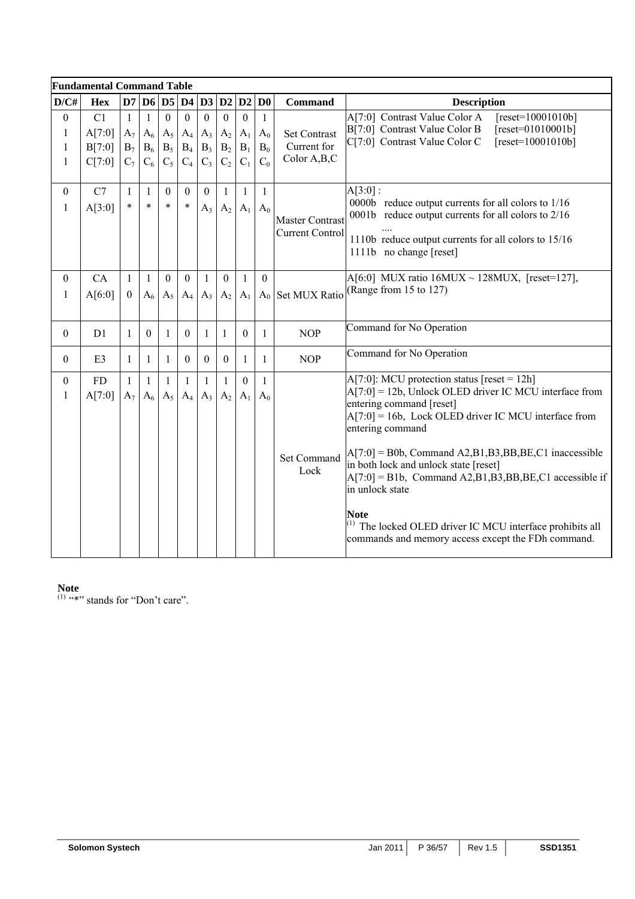| **Fundamental Command Table** | | | | | | | | | | | |
|---|---|---|---|---|---|---|---|---|---|---|---|
| **D/C#** | **Hex** | **D7** | **D6** | **D5** | **D4** | **D3** | **D2** | **D2** | **D0** | **Command** | **Description** |
| 0<br>1<br>1<br>1 | C1<br>A[7:0]<br>B[7:0]<br>C[7:0] | 1<br>$A_7$<br>$B_7$<br>$C_7$ | 1<br>$A_6$<br>$B_6$<br>$C_6$ | 0<br>$A_5$<br>$B_5$<br>$C_5$ | 0<br>$A_4$<br>$B_4$<br>$C_4$ | 0<br>$A_3$<br>$B_3$<br>$C_3$ | 0<br>$A_2$<br>$B_2$<br>$C_2$ | 0<br>$A_1$<br>$B_1$<br>$C_1$ | 1<br>$A_0$<br>$B_0$<br>$C_0$ | Set Contrast Current for Color A,B,C | A[7:0] Contrast Value Color A [reset=10001010b]<br>B[7:0] Contrast Value Color B [reset=01010001b]<br>C[7:0] Contrast Value Color C [reset=10001010b] |
| 0<br>1 | C7<br>A[3:0] | 1<br>* | 1<br>* | 0<br>* | 0<br>* | 0<br>$A_3$ | 1<br>$A_2$ | 1<br>$A_1$ | 1<br>$A_0$ | Master Contrast Current Control | A[3:0] :<br>0000b reduce output currents for all colors to 1/16<br>0001b reduce output currents for all colors to 2/16<br>....<br>1110b reduce output currents for all colors to 15/16<br>1111b no change [reset] |
| 0<br>1 | CA<br>A[6:0] | 1<br>0 | 1<br>$A_6$ | 0<br>$A_5$ | 0<br>$A_4$ | 1<br>$A_3$ | 0<br>$A_2$ | 1<br>$A_1$ | 0<br>$A_0$ | Set MUX Ratio | A[6:0] MUX ratio 16MUX ~ 128MUX, [reset=127], (Range from 15 to 127) |
| 0 | D1 | 1 | 0 | 1 | 0 | 1 | 1 | 0 | 1 | NOP | Command for No Operation |
| 0 | E3 | 1 | 1 | 1 | 0 | 0 | 0 | 1 | 1 | NOP | Command for No Operation |
| 0<br>1 | FD<br>A[7:0] | 1<br>$A_7$ | 1<br>$A_6$ | 1<br>$A_5$ | 1<br>$A_4$ | 1<br>$A_3$ | 1<br>$A_2$ | 0<br>$A_1$ | 1<br>$A_0$ | Set Command Lock | A[7:0]: MCU protection status [reset = 12h]<br>A[7:0] = 12b, Unlock OLED driver IC MCU interface from entering command [reset]<br>A[7:0] = 16b, Lock OLED driver IC MCU interface from entering command<br><br>A[7:0] = B0b, Command A2,B1,B3,BB,BE,C1 inaccessible in both lock and unlock state [reset]<br>A[7:0] = B1b, Command A2,B1,B3,BB,BE,C1 accessible if in unlock state<br><br>**Note**<br>(1) The locked OLED driver IC MCU interface prohibits all commands and memory access except the FDh command. |

**Note**
(1) "*" stands for "Don't care".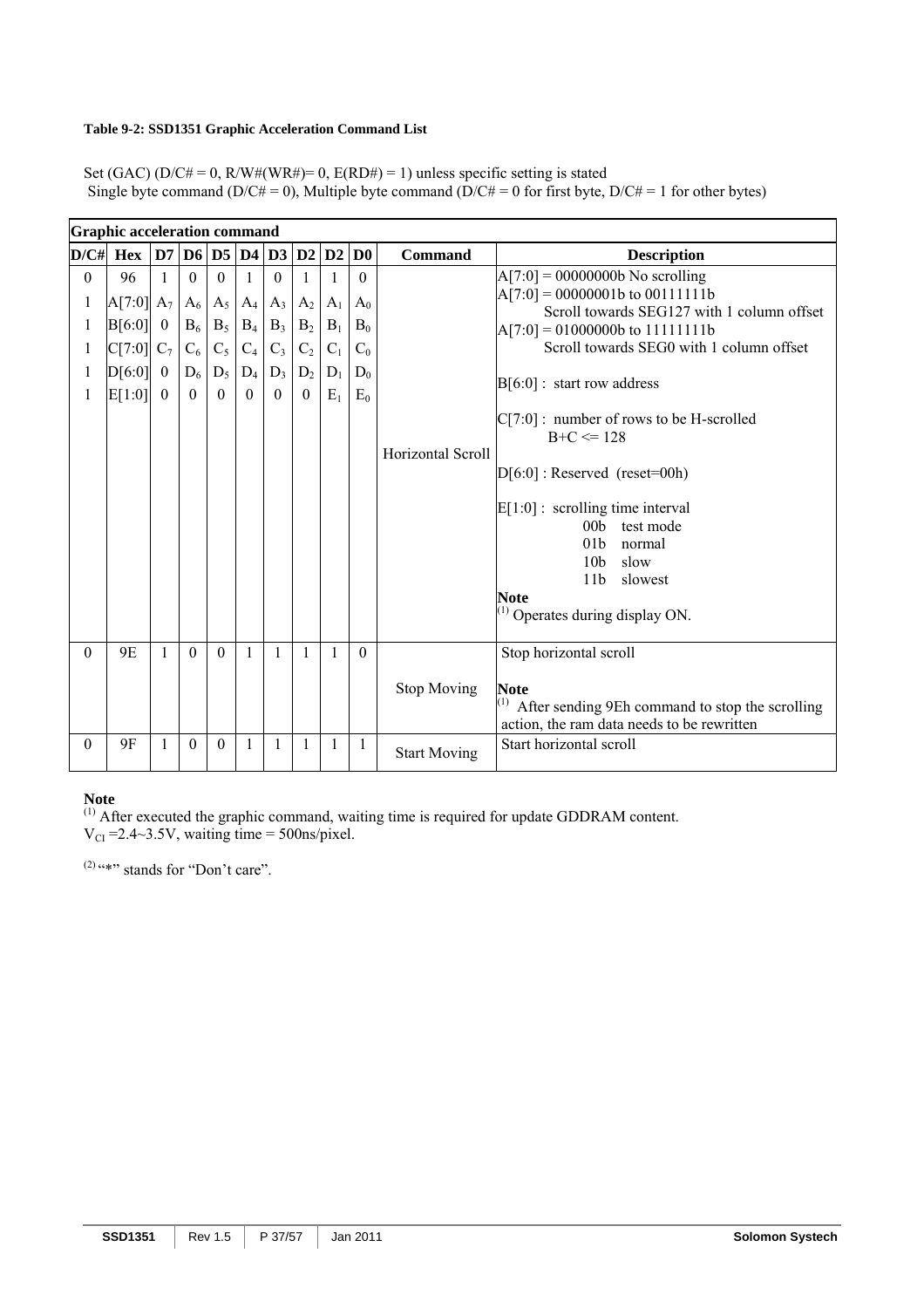**Table 9-2: SSD1351 Graphic Acceleration Command List**

Set (GAC) (D/C# = 0, R/W#(WR#)= 0, E(RD#) = 1) unless specific setting is stated
Single byte command (D/C# = 0), Multiple byte command (D/C# = 0 for first byte, D/C# = 1 for other bytes)

| Graphic acceleration command | | | | | | | | | | | | |
|---|---|---|---|---|---|---|---|---|---|---|---|---|
| **D/C#** | **Hex** | **D7** | **D6** | **D5** | **D4** | **D3** | **D2** | **D2** | **D0** | **Command** | **Description** |
| 0 | 96 | 1 | 0 | 0 | 1 | 0 | 1 | 1 | 0 | Horizontal Scroll | A[7:0] = 00000000b No scrolling<br>A[7:0] = 00000001b to 00111111b<br>Scroll towards SEG127 with 1 column offset<br>A[7:0] = 01000000b to 11111111b<br>Scroll towards SEG0 with 1 column offset<br><br>B[6:0] : start row address<br><br>C[7:0] : number of rows to be H-scrolled<br>B+C <= 128<br><br>D[6:0] : Reserved (reset=00h)<br><br>E[1:0] : scrolling time interval<br>00b test mode<br>01b normal<br>10b slow<br>11b slowest<br>**Note**<br>(1) Operates during display ON. |
| 1 | A[7:0] | $A_7$ | $A_6$ | $A_5$ | $A_4$ | $A_3$ | $A_2$ | $A_1$ | $A_0$ | | |
| 1 | B[6:0] | 0 | $B_6$ | $B_5$ | $B_4$ | $B_3$ | $B_2$ | $B_1$ | $B_0$ | | |
| 1 | C[7:0] | $C_7$ | $C_6$ | $C_5$ | $C_4$ | $C_3$ | $C_2$ | $C_1$ | $C_0$ | | |
| 1 | D[6:0] | 0 | $D_6$ | $D_5$ | $D_4$ | $D_3$ | $D_2$ | $D_1$ | $D_0$ | | |
| 1 | E[1:0] | 0 | 0 | 0 | 0 | 0 | 0 | $E_1$ | $E_0$ | | |
| 0 | 9E | 1 | 0 | 0 | 1 | 1 | 1 | 1 | 0 | Stop Moving | Stop horizontal scroll<br><br>**Note**<br>(1) After sending 9Eh command to stop the scrolling action, the ram data needs to be rewritten |
| 0 | 9F | 1 | 0 | 0 | 1 | 1 | 1 | 1 | 1 | Start Moving | Start horizontal scroll |

**Note**
(1) After executed the graphic command, waiting time is required for update GDDRAM content.
$V_{CI}$ =2.4~3.5V, waiting time = 500ns/pixel.

(2) "*" stands for "Don't care".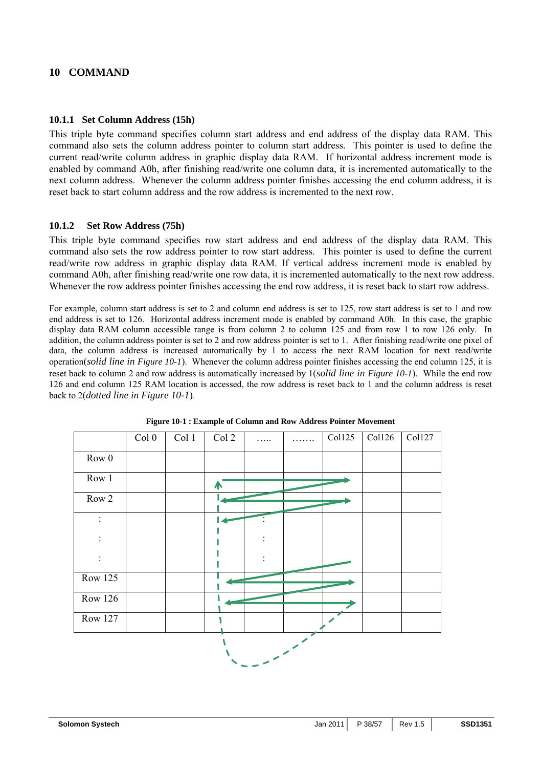# 10 COMMAND

### 10.1.1 Set Column Address (15h)

This triple byte command specifies column start address and end address of the display data RAM. This command also sets the column address pointer to column start address. This pointer is used to define the current read/write column address in graphic display data RAM. If horizontal address increment mode is enabled by command A0h, after finishing read/write one column data, it is incremented automatically to the next column address. Whenever the column address pointer finishes accessing the end column address, it is reset back to start column address and the row address is incremented to the next row.

### 10.1.2 Set Row Address (75h)

This triple byte command specifies row start address and end address of the display data RAM. This command also sets the row address pointer to row start address. This pointer is used to define the current read/write row address in graphic display data RAM. If vertical address increment mode is enabled by command A0h, after finishing read/write one row data, it is incremented automatically to the next row address. Whenever the row address pointer finishes accessing the end row address, it is reset back to start row address.

For example, column start address is set to 2 and column end address is set to 125, row start address is set to 1 and row end address is set to 126. Horizontal address increment mode is enabled by command A0h. In this case, the graphic display data RAM column accessible range is from column 2 to column 125 and from row 1 to row 126 only. In addition, the column address pointer is set to 2 and row address pointer is set to 1. After finishing read/write one pixel of data, the column address is increased automatically by 1 to access the next RAM location for next read/write operation(*solid line in Figure 10-1*). Whenever the column address pointer finishes accessing the end column 125, it is reset back to column 2 and row address is automatically increased by 1(*solid line in Figure 10-1*). While the end row 126 and end column 125 RAM location is accessed, the row address is reset back to 1 and the column address is reset back to 2(*dotted line in Figure 10-1*).

**Figure 10-1 : Example of Column and Row Address Pointer Movement**

| | Col 0 | Col 1 | Col 2 | ….. | ……. | Col125 | Col126 | Col127 |
|---|---|---|---|---|---|---|---|---|
| Row 0 | | | | | | | | |
| Row 1 | | | | | | | | |
| Row 2 | | | | | | | | |
| : | | | | : | | | | |
| : | | | | : | | | | |
| : | | | | : | | | | |
| Row 125 | | | | | | | | |
| Row 126 | | | | | | | | |
| Row 127 | | | | | | | | |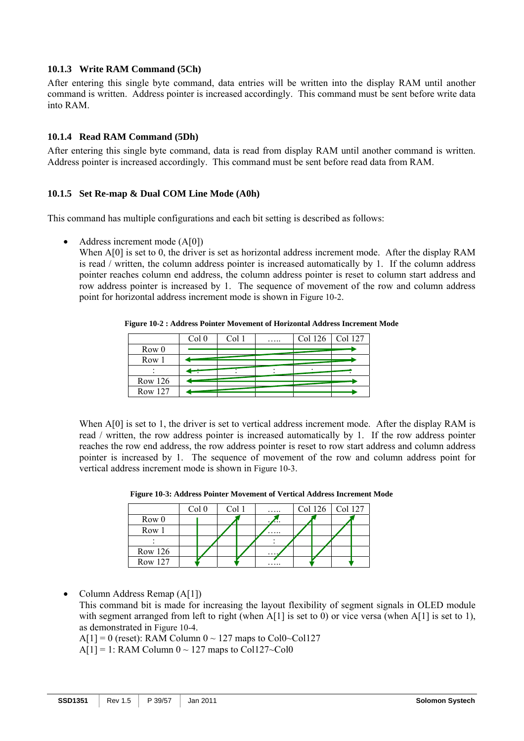### 10.1.3 Write RAM Command (5Ch)

After entering this single byte command, data entries will be written into the display RAM until another command is written. Address pointer is increased accordingly. This command must be sent before write data into RAM.

### 10.1.4 Read RAM Command (5Dh)

After entering this single byte command, data is read from display RAM until another command is written. Address pointer is increased accordingly. This command must be sent before read data from RAM.

### 10.1.5 Set Re-map & Dual COM Line Mode (A0h)

This command has multiple configurations and each bit setting is described as follows:

- Address increment mode (A[0])
  When A[0] is set to 0, the driver is set as horizontal address increment mode. After the display RAM is read / written, the column address pointer is increased automatically by 1. If the column address pointer reaches column end address, the column address pointer is reset to column start address and row address pointer is increased by 1. The sequence of movement of the row and column address point for horizontal address increment mode is shown in Figure 10-2.

**Figure 10-2 : Address Pointer Movement of Horizontal Address Increment Mode**

| | Col 0 | Col 1 | ….. | Col 126 | Col 127 |
|---|---|---|---|---|---|
| Row 0 | | | | | |
| Row 1 | | | | | |
| : | : | : | : | : | : |
| Row 126 | | | | | |
| Row 127 | | | | | |

  When A[0] is set to 1, the driver is set to vertical address increment mode. After the display RAM is read / written, the row address pointer is increased automatically by 1. If the row address pointer reaches the row end address, the row address pointer is reset to row start address and column address pointer is increased by 1. The sequence of movement of the row and column address point for vertical address increment mode is shown in Figure 10-3.

**Figure 10-3: Address Pointer Movement of Vertical Address Increment Mode**

| | Col 0 | Col 1 | ….. | Col 126 | Col 127 |
|---|---|---|---|---|---|
| Row 0 | | | ….. | | |
| Row 1 | | | ….. | | |
| : | | | : | | |
| Row 126 | | | ….. | | |
| Row 127 | | | ….. | | |

- Column Address Remap (A[1])
  This command bit is made for increasing the layout flexibility of segment signals in OLED module with segment arranged from left to right (when A[1] is set to 0) or vice versa (when A[1] is set to 1), as demonstrated in Figure 10-4.
  A[1] = 0 (reset): RAM Column 0 ~ 127 maps to Col0~Col127
  A[1] = 1: RAM Column 0 ~ 127 maps to Col127~Col0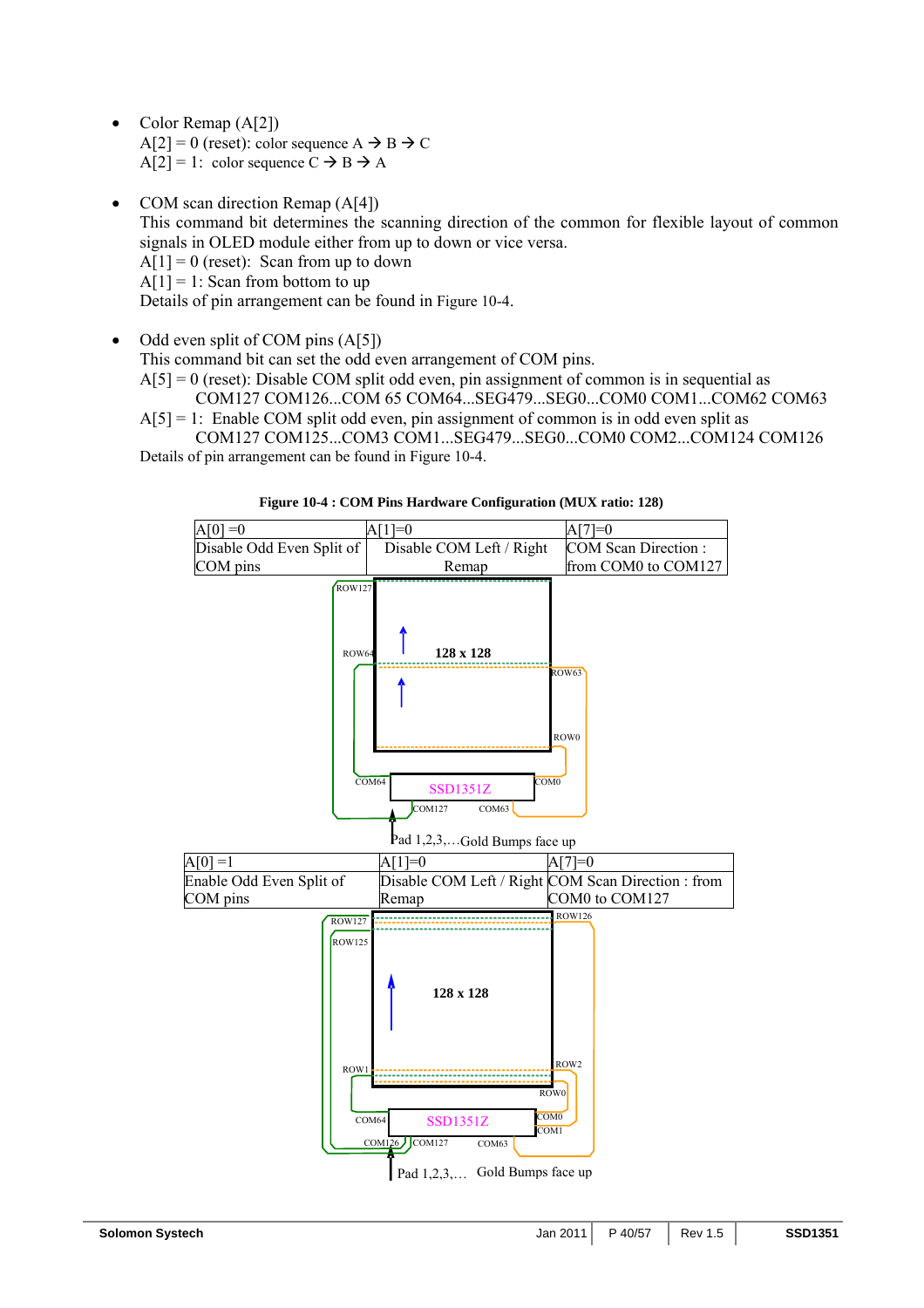- Color Remap (A[2])
  A[2] = 0 (reset): color sequence A → B → C
  A[2] = 1: color sequence C → B → A

- COM scan direction Remap (A[4])
  This command bit determines the scanning direction of the common for flexible layout of common signals in OLED module either from up to down or vice versa.
  A[1] = 0 (reset): Scan from up to down
  A[1] = 1: Scan from bottom to up
  Details of pin arrangement can be found in Figure 10-4.

- Odd even split of COM pins (A[5])
  This command bit can set the odd even arrangement of COM pins.
  A[5] = 0 (reset): Disable COM split odd even, pin assignment of common is in sequential as
  COM127 COM126...COM 65 COM64...SEG479...SEG0...COM0 COM1...COM62 COM63
  A[5] = 1: Enable COM split odd even, pin assignment of common is in odd even split as
  COM127 COM125...COM3 COM1...SEG479...SEG0...COM0 COM2...COM124 COM126
  Details of pin arrangement can be found in Figure 10-4.

**Figure 10-4 : COM Pins Hardware Configuration (MUX ratio: 128)**

| A[0] =0 | A[1]=0 | A[7]=0 |
|---|---|---|
| Disable Odd Even Split of COM pins | Disable COM Left / Right Remap | COM Scan Direction : from COM0 to COM127 |

ROW127, ROW64, 128 x 128, ROW63, ROW0, COM64, SSD1351Z, COM0, COM127, COM63

Pad 1,2,3,…Gold Bumps face up

| A[0] =1 | A[1]=0 | A[7]=0 |
|---|---|---|
| Enable Odd Even Split of COM pins | Disable COM Left / Right Remap | COM Scan Direction : from COM0 to COM127 |

ROW127, ROW126, ROW125, 128 x 128, ROW1, ROW2, ROW0, COM64, SSD1351Z, COM0, COM1, COM126, COM127, COM63

Pad 1,2,3,… Gold Bumps face up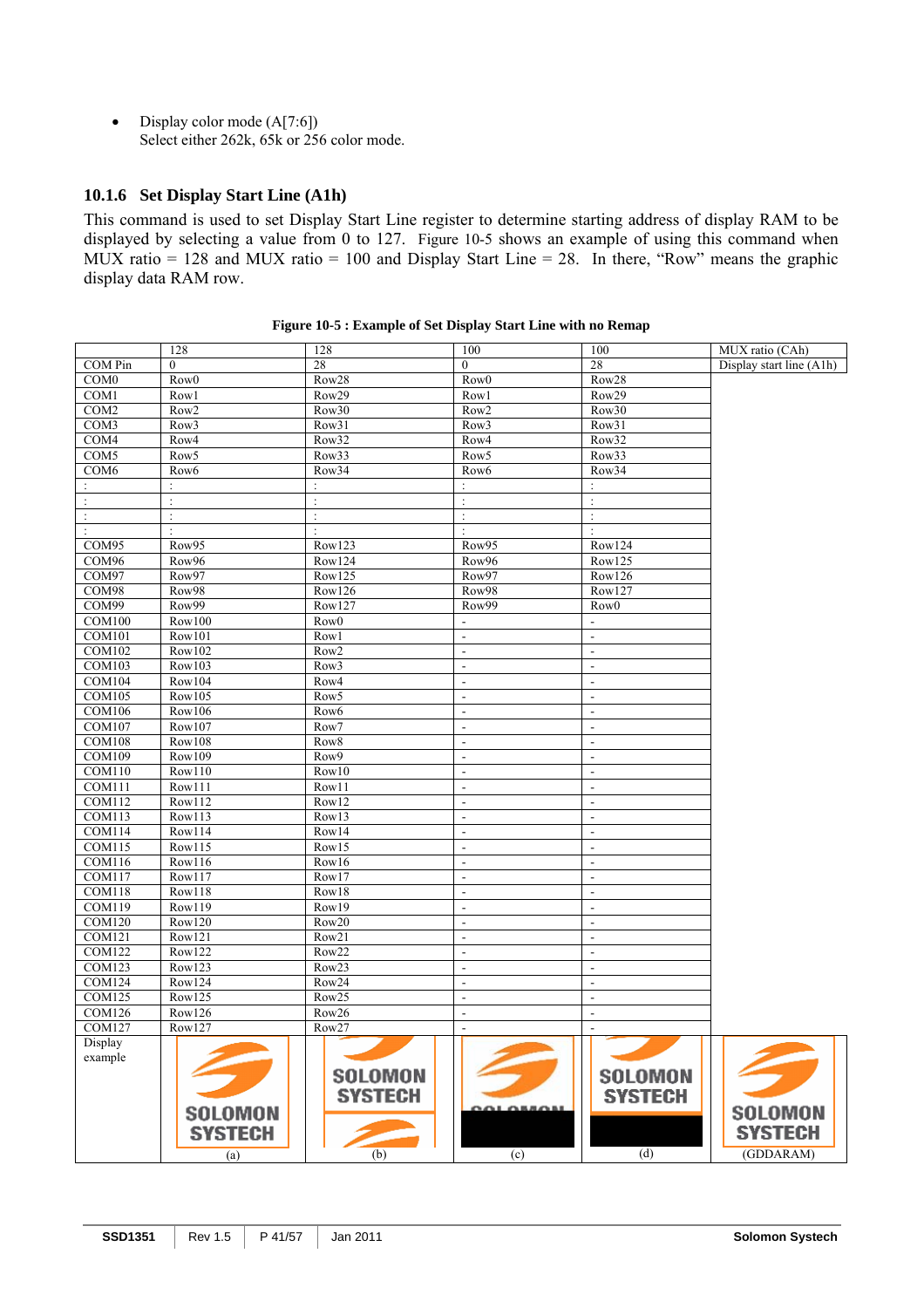- Display color mode (A[7:6])
  Select either 262k, 65k or 256 color mode.

### 10.1.6 Set Display Start Line (A1h)

This command is used to set Display Start Line register to determine starting address of display RAM to be displayed by selecting a value from 0 to 127. Figure 10-5 shows an example of using this command when MUX ratio = 128 and MUX ratio = 100 and Display Start Line = 28. In there, “Row” means the graphic display data RAM row.

**Figure 10-5 : Example of Set Display Start Line with no Remap**

| | 128 | 128 | 100 | 100 | MUX ratio (CAh) |
|---|---|---|---|---|---|
| COM Pin | 0 | 28 | 0 | 28 | Display start line (A1h) |
| COM0 | Row0 | Row28 | Row0 | Row28 | |
| COM1 | Row1 | Row29 | Row1 | Row29 | |
| COM2 | Row2 | Row30 | Row2 | Row30 | |
| COM3 | Row3 | Row31 | Row3 | Row31 | |
| COM4 | Row4 | Row32 | Row4 | Row32 | |
| COM5 | Row5 | Row33 | Row5 | Row33 | |
| COM6 | Row6 | Row34 | Row6 | Row34 | |
| : | : | : | : | : | |
| : | : | : | : | : | |
| : | : | : | : | : | |
| : | : | : | : | : | |
| COM95 | Row95 | Row123 | Row95 | Row124 | |
| COM96 | Row96 | Row124 | Row96 | Row125 | |
| COM97 | Row97 | Row125 | Row97 | Row126 | |
| COM98 | Row98 | Row126 | Row98 | Row127 | |
| COM99 | Row99 | Row127 | Row99 | Row0 | |
| COM100 | Row100 | Row0 | - | - | |
| COM101 | Row101 | Row1 | - | - | |
| COM102 | Row102 | Row2 | - | - | |
| COM103 | Row103 | Row3 | - | - | |
| COM104 | Row104 | Row4 | - | - | |
| COM105 | Row105 | Row5 | - | - | |
| COM106 | Row106 | Row6 | - | - | |
| COM107 | Row107 | Row7 | - | - | |
| COM108 | Row108 | Row8 | - | - | |
| COM109 | Row109 | Row9 | - | - | |
| COM110 | Row110 | Row10 | - | - | |
| COM111 | Row111 | Row11 | - | - | |
| COM112 | Row112 | Row12 | - | - | |
| COM113 | Row113 | Row13 | - | - | |
| COM114 | Row114 | Row14 | - | - | |
| COM115 | Row115 | Row15 | - | - | |
| COM116 | Row116 | Row16 | - | - | |
| COM117 | Row117 | Row17 | - | - | |
| COM118 | Row118 | Row18 | - | - | |
| COM119 | Row119 | Row19 | - | - | |
| COM120 | Row120 | Row20 | - | - | |
| COM121 | Row121 | Row21 | - | - | |
| COM122 | Row122 | Row22 | - | - | |
| COM123 | Row123 | Row23 | - | - | |
| COM124 | Row124 | Row24 | - | - | |
| COM125 | Row125 | Row25 | - | - | |
| COM126 | Row126 | Row26 | - | - | |
| COM127 | Row127 | Row27 | - | - | |
| Display example | (a) | (b) | (c) | (d) | (GDDRAM) |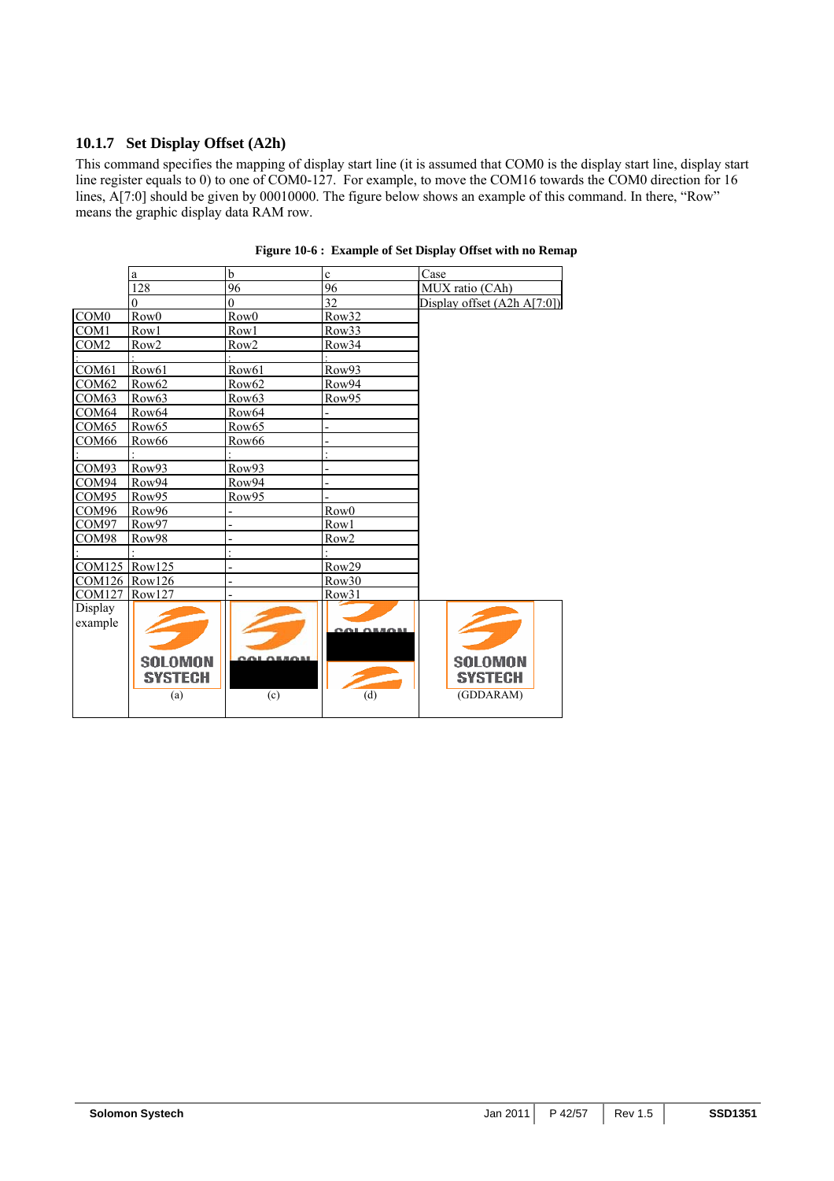### 10.1.7 Set Display Offset (A2h)

This command specifies the mapping of display start line (it is assumed that COM0 is the display start line, display start line register equals to 0) to one of COM0-127. For example, to move the COM16 towards the COM0 direction for 16 lines, A[7:0] should be given by 00010000. The figure below shows an example of this command. In there, "Row" means the graphic display data RAM row.

**Figure 10-6 : Example of Set Display Offset with no Remap**

| | a | b | c | Case |
|---|---|---|---|---|
| | 128 | 96 | 96 | MUX ratio (CAh) |
| | 0 | 0 | 32 | Display offset (A2h A[7:0]) |
| COM0 | Row0 | Row0 | Row32 | |
| COM1 | Row1 | Row1 | Row33 | |
| COM2 | Row2 | Row2 | Row34 | |
| : | : | : | : | |
| COM61 | Row61 | Row61 | Row93 | |
| COM62 | Row62 | Row62 | Row94 | |
| COM63 | Row63 | Row63 | Row95 | |
| COM64 | Row64 | Row64 | - | |
| COM65 | Row65 | Row65 | - | |
| COM66 | Row66 | Row66 | - | |
| : | : | : | : | |
| COM93 | Row93 | Row93 | - | |
| COM94 | Row94 | Row94 | - | |
| COM95 | Row95 | Row95 | - | |
| COM96 | Row96 | - | Row0 | |
| COM97 | Row97 | - | Row1 | |
| COM98 | Row98 | - | Row2 | |
| : | : | : | : | |
| COM125 | Row125 | - | Row29 | |
| COM126 | Row126 | - | Row30 | |
| COM127 | Row127 | - | Row31 | |
| Display example | (a) | (c) | (d) | (GDDRAM) |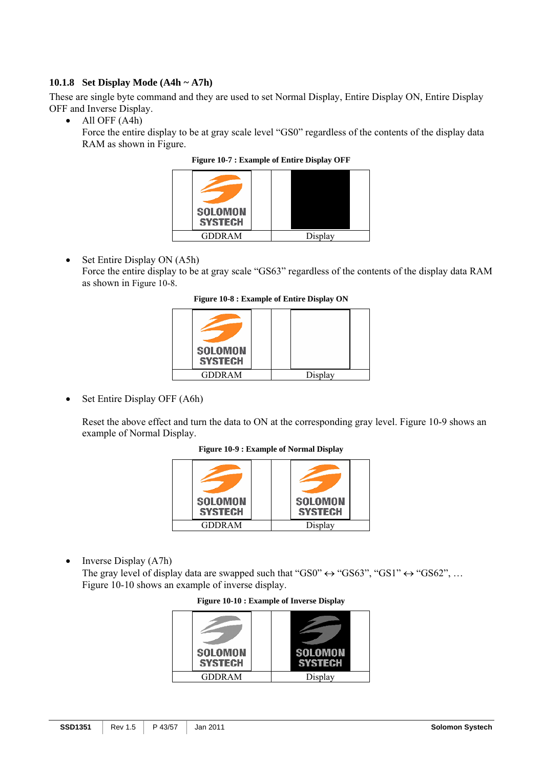### 10.1.8 Set Display Mode (A4h ~ A7h)

These are single byte command and they are used to set Normal Display, Entire Display ON, Entire Display OFF and Inverse Display.

- All OFF (A4h)
  Force the entire display to be at gray scale level "GS0" regardless of the contents of the display data RAM as shown in Figure.

**Figure 10-7 : Example of Entire Display OFF**

| GDDRAM | Display |
|---|---|

- Set Entire Display ON (A5h)
  Force the entire display to be at gray scale "GS63" regardless of the contents of the display data RAM as shown in Figure 10-8.

**Figure 10-8 : Example of Entire Display ON**

| GDDRAM | Display |
|---|---|

- Set Entire Display OFF (A6h)

  Reset the above effect and turn the data to ON at the corresponding gray level. Figure 10-9 shows an example of Normal Display.

**Figure 10-9 : Example of Normal Display**

| GDDRAM | Display |
|---|---|

- Inverse Display (A7h)
  The gray level of display data are swapped such that "GS0" ↔ "GS63", "GS1" ↔ "GS62", …
  Figure 10-10 shows an example of inverse display.

**Figure 10-10 : Example of Inverse Display**

| GDDRAM | Display |
|---|---|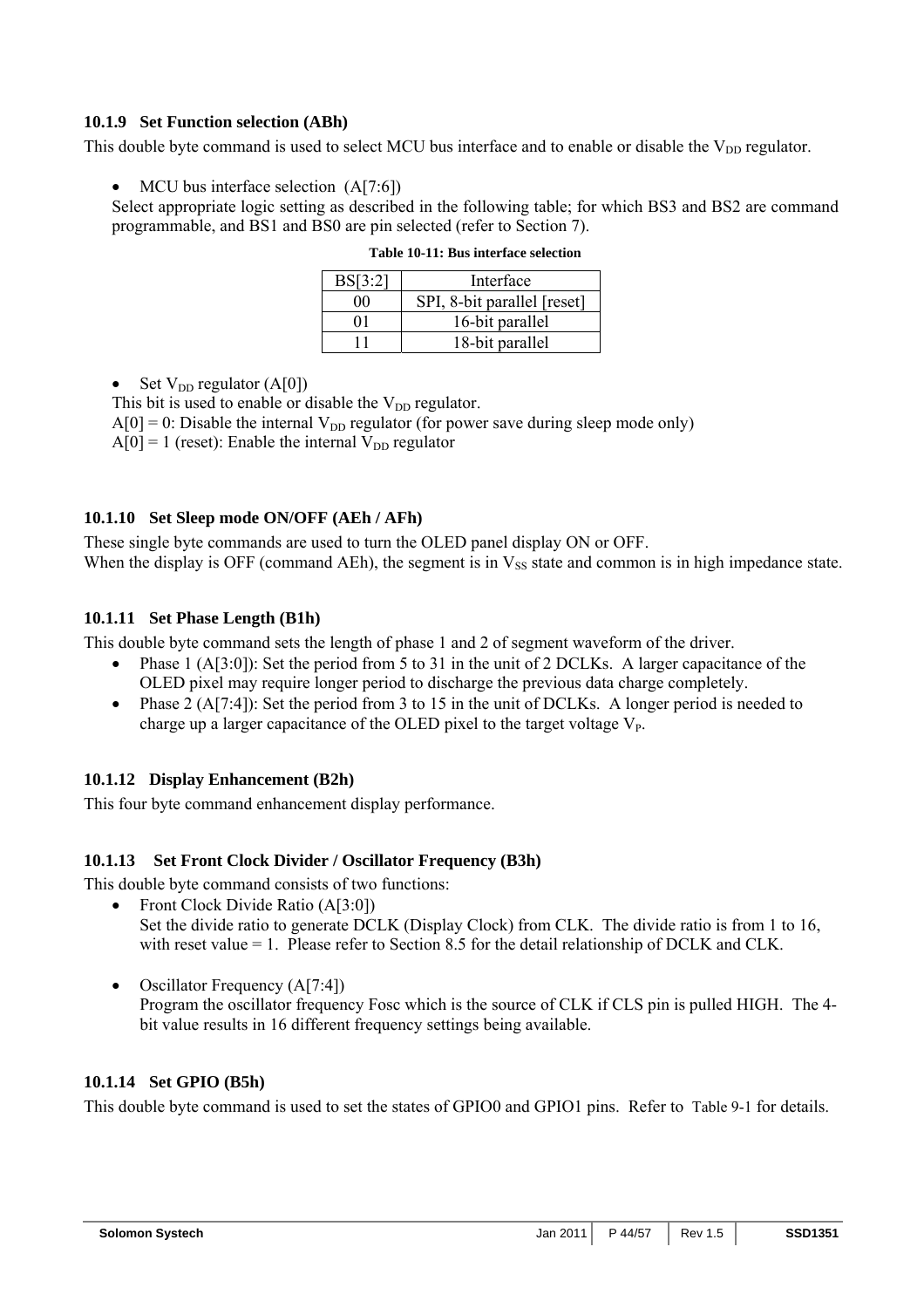### 10.1.9 Set Function selection (ABh)

This double byte command is used to select MCU bus interface and to enable or disable the $V_{DD}$ regulator.

- MCU bus interface selection (A[7:6])

  Select appropriate logic setting as described in the following table; for which BS3 and BS2 are command programmable, and BS1 and BS0 are pin selected (refer to Section 7).

**Table 10-11: Bus interface selection**

| BS[3:2] | Interface |
|---|---|
| 00 | SPI, 8-bit parallel [reset] |
| 01 | 16-bit parallel |
| 11 | 18-bit parallel |

- Set $V_{DD}$ regulator (A[0])

  This bit is used to enable or disable the $V_{DD}$ regulator.

  A[0] = 0: Disable the internal $V_{DD}$ regulator (for power save during sleep mode only)

  A[0] = 1 (reset): Enable the internal $V_{DD}$ regulator

### 10.1.10 Set Sleep mode ON/OFF (AEh / AFh)

These single byte commands are used to turn the OLED panel display ON or OFF.
When the display is OFF (command AEh), the segment is in $V_{SS}$ state and common is in high impedance state.

### 10.1.11 Set Phase Length (B1h)

This double byte command sets the length of phase 1 and 2 of segment waveform of the driver.

- Phase 1 (A[3:0]): Set the period from 5 to 31 in the unit of 2 DCLKs. A larger capacitance of the OLED pixel may require longer period to discharge the previous data charge completely.
- Phase 2 (A[7:4]): Set the period from 3 to 15 in the unit of DCLKs. A longer period is needed to charge up a larger capacitance of the OLED pixel to the target voltage $V_P$.

### 10.1.12 Display Enhancement (B2h)

This four byte command enhancement display performance.

### 10.1.13 Set Front Clock Divider / Oscillator Frequency (B3h)

This double byte command consists of two functions:

- Front Clock Divide Ratio (A[3:0])

  Set the divide ratio to generate DCLK (Display Clock) from CLK. The divide ratio is from 1 to 16, with reset value = 1. Please refer to Section 8.5 for the detail relationship of DCLK and CLK.

- Oscillator Frequency (A[7:4])

  Program the oscillator frequency Fosc which is the source of CLK if CLS pin is pulled HIGH. The 4-bit value results in 16 different frequency settings being available.

### 10.1.14 Set GPIO (B5h)

This double byte command is used to set the states of GPIO0 and GPIO1 pins. Refer to Table 9-1 for details.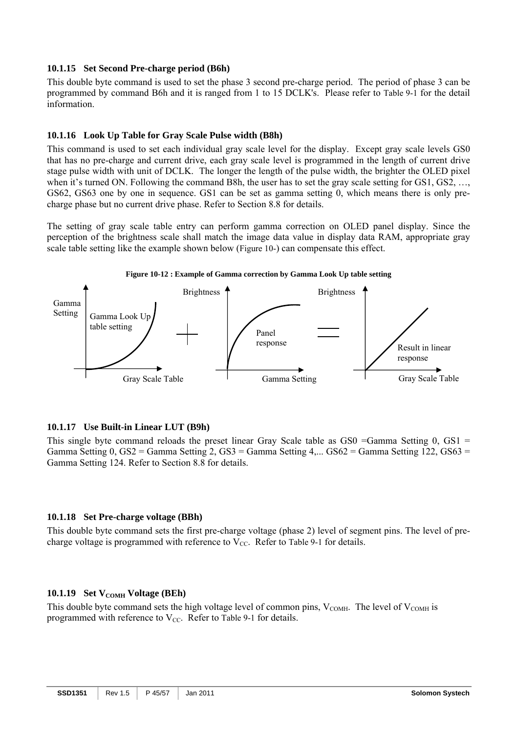### 10.1.15 Set Second Pre-charge period (B6h)

This double byte command is used to set the phase 3 second pre-charge period. The period of phase 3 can be programmed by command B6h and it is ranged from 1 to 15 DCLK's. Please refer to Table 9-1 for the detail information.

### 10.1.16 Look Up Table for Gray Scale Pulse width (B8h)

This command is used to set each individual gray scale level for the display. Except gray scale levels GS0 that has no pre-charge and current drive, each gray scale level is programmed in the length of current drive stage pulse width with unit of DCLK. The longer the length of the pulse width, the brighter the OLED pixel when it's turned ON. Following the command B8h, the user has to set the gray scale setting for GS1, GS2, …, GS62, GS63 one by one in sequence. GS1 can be set as gamma setting 0, which means there is only pre-charge phase but no current drive phase. Refer to Section 8.8 for details.

The setting of gray scale table entry can perform gamma correction on OLED panel display. Since the perception of the brightness scale shall match the image data value in display data RAM, appropriate gray scale table setting like the example shown below (Figure 10-) can compensate this effect.

**Figure 10-12 : Example of Gamma correction by Gamma Look Up table setting**

Gamma Setting — Gamma Look Up table setting — Gray Scale Table + Brightness — Panel response — Gamma Setting = Brightness — Result in linear response — Gray Scale Table

### 10.1.17 Use Built-in Linear LUT (B9h)

This single byte command reloads the preset linear Gray Scale table as GS0 =Gamma Setting 0, GS1 = Gamma Setting 0, GS2 = Gamma Setting 2, GS3 = Gamma Setting 4,... GS62 = Gamma Setting 122, GS63 = Gamma Setting 124. Refer to Section 8.8 for details.

### 10.1.18 Set Pre-charge voltage (BBh)

This double byte command sets the first pre-charge voltage (phase 2) level of segment pins. The level of pre-charge voltage is programmed with reference to $V_{CC}$. Refer to Table 9-1 for details.

### 10.1.19 Set $V_{COMH}$ Voltage (BEh)

This double byte command sets the high voltage level of common pins, $V_{COMH}$. The level of $V_{COMH}$ is programmed with reference to $V_{CC}$. Refer to Table 9-1 for details.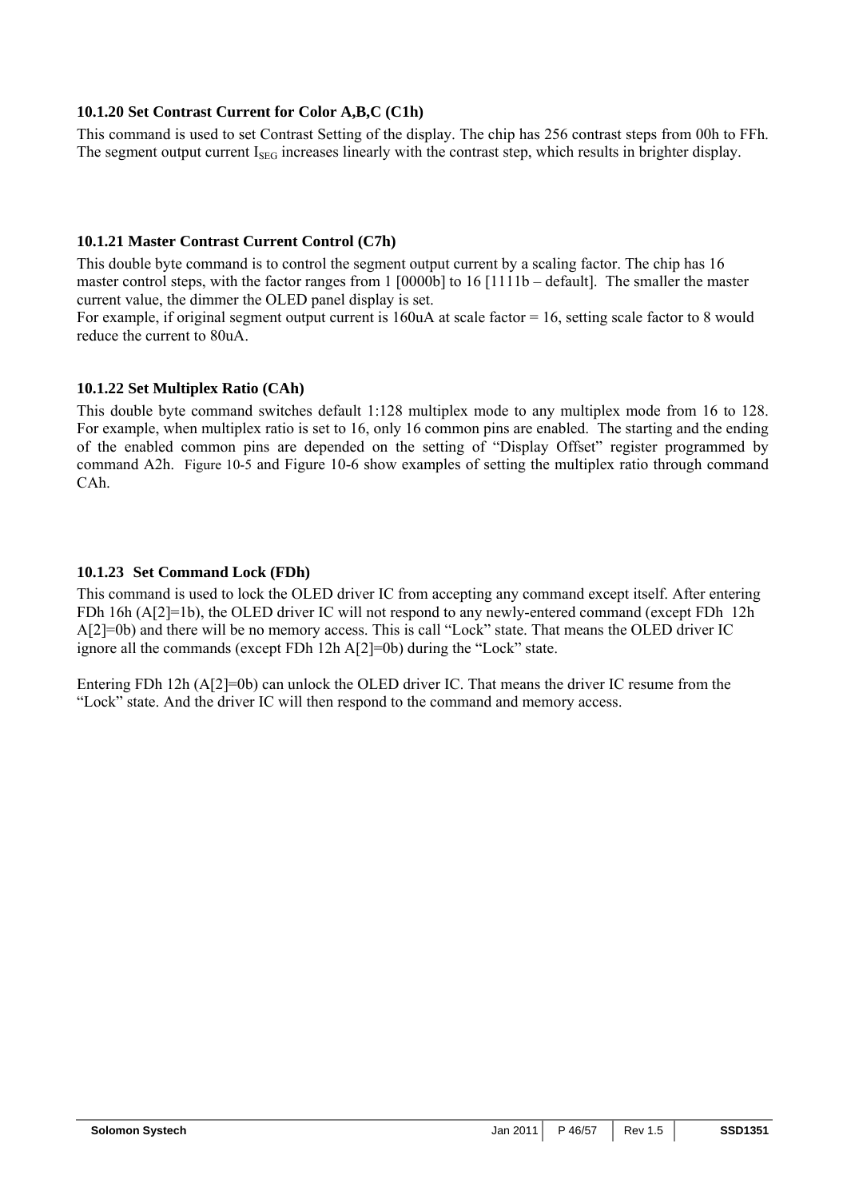### 10.1.20 Set Contrast Current for Color A,B,C (C1h)

This command is used to set Contrast Setting of the display. The chip has 256 contrast steps from 00h to FFh. The segment output current $I_{SEG}$ increases linearly with the contrast step, which results in brighter display.

### 10.1.21 Master Contrast Current Control (C7h)

This double byte command is to control the segment output current by a scaling factor. The chip has 16 master control steps, with the factor ranges from 1 [0000b] to 16 [1111b – default]. The smaller the master current value, the dimmer the OLED panel display is set.
For example, if original segment output current is 160uA at scale factor = 16, setting scale factor to 8 would reduce the current to 80uA.

### 10.1.22 Set Multiplex Ratio (CAh)

This double byte command switches default 1:128 multiplex mode to any multiplex mode from 16 to 128. For example, when multiplex ratio is set to 16, only 16 common pins are enabled. The starting and the ending of the enabled common pins are depended on the setting of “Display Offset” register programmed by command A2h. Figure 10-5 and Figure 10-6 show examples of setting the multiplex ratio through command CAh.

### 10.1.23 Set Command Lock (FDh)

This command is used to lock the OLED driver IC from accepting any command except itself. After entering FDh 16h (A[2]=1b), the OLED driver IC will not respond to any newly-entered command (except FDh 12h A[2]=0b) and there will be no memory access. This is call “Lock” state. That means the OLED driver IC ignore all the commands (except FDh 12h A[2]=0b) during the “Lock” state.

Entering FDh 12h (A[2]=0b) can unlock the OLED driver IC. That means the driver IC resume from the “Lock” state. And the driver IC will then respond to the command and memory access.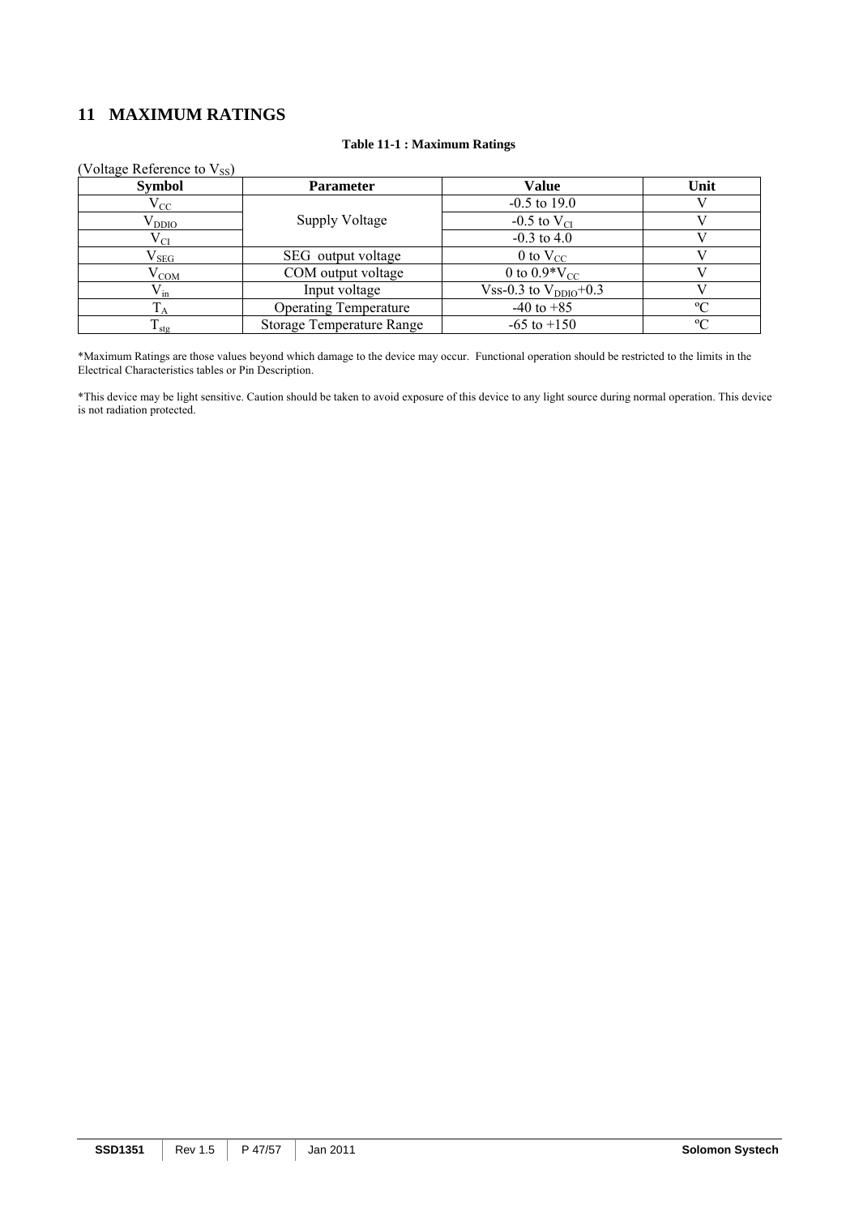# 11 MAXIMUM RATINGS

**Table 11-1 : Maximum Ratings**

(Voltage Reference to $V_{SS}$)

| Symbol | Parameter | Value | Unit |
|---|---|---|---|
| $V_{CC}$ | Supply Voltage | -0.5 to 19.0 | V |
| $V_{DDIO}$ | | -0.5 to $V_{CI}$ | V |
| $V_{CI}$ | | -0.3 to 4.0 | V |
| $V_{SEG}$ | SEG output voltage | 0 to $V_{CC}$ | V |
| $V_{COM}$ | COM output voltage | 0 to $0.9*V_{CC}$ | V |
| $V_{in}$ | Input voltage | Vss-0.3 to $V_{DDIO}$+0.3 | V |
| $T_A$ | Operating Temperature | -40 to +85 | ºC |
| $T_{stg}$ | Storage Temperature Range | -65 to +150 | ºC |

*Maximum Ratings are those values beyond which damage to the device may occur. Functional operation should be restricted to the limits in the Electrical Characteristics tables or Pin Description.

*This device may be light sensitive. Caution should be taken to avoid exposure of this device to any light source during normal operation. This device is not radiation protected.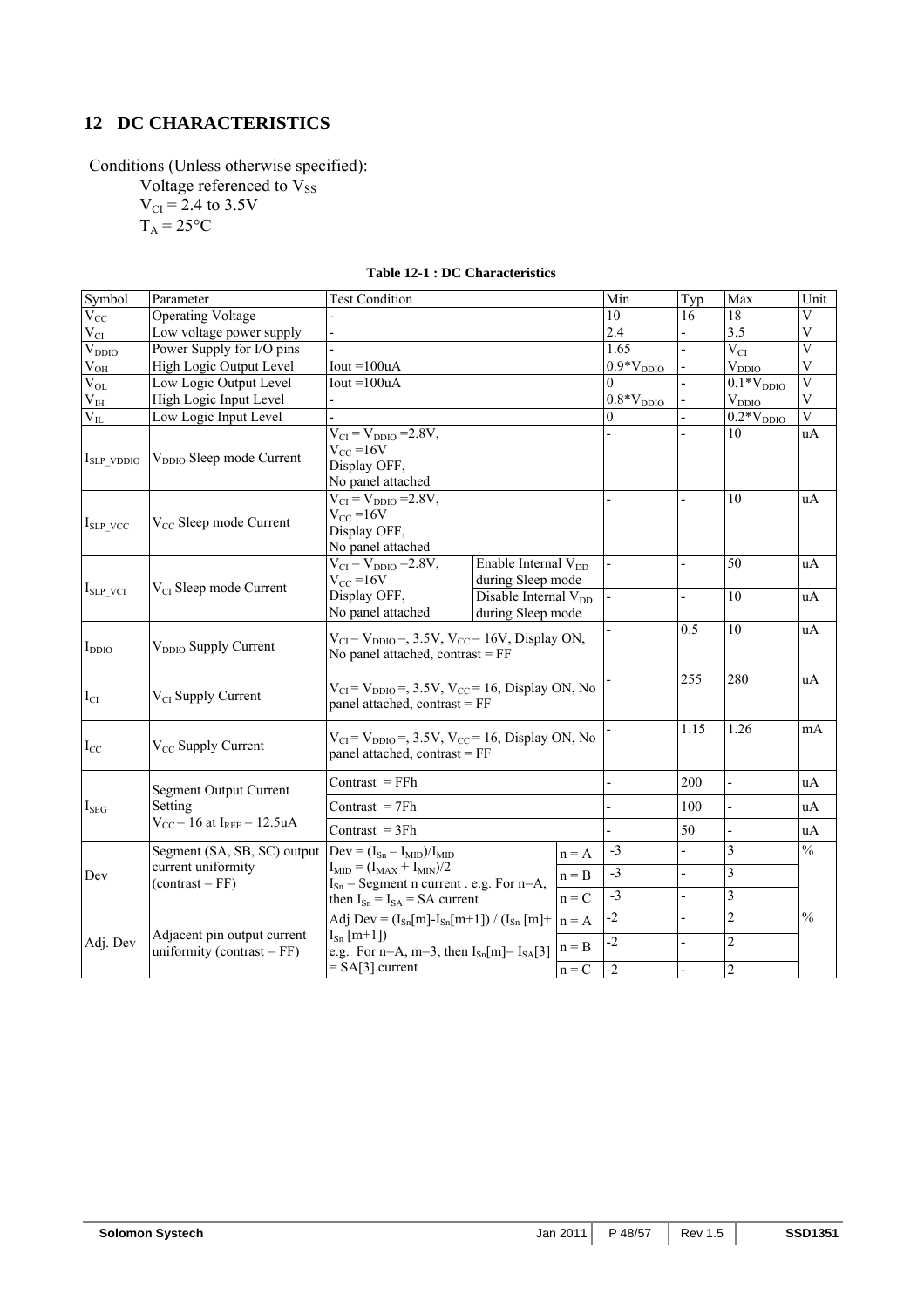## 12 DC CHARACTERISTICS

Conditions (Unless otherwise specified):

Voltage referenced to $V_{SS}$
$V_{CI}$ = 2.4 to 3.5V
$T_A$ = 25°C

**Table 12-1 : DC Characteristics**

| Symbol | Parameter | Test Condition | | | Min | Typ | Max | Unit |
|---|---|---|---|---|---|---|---|---|
| $V_{CC}$ | Operating Voltage | - | | | 10 | 16 | 18 | V |
| $V_{CI}$ | Low voltage power supply | - | | | 2.4 | - | 3.5 | V |
| $V_{DDIO}$ | Power Supply for I/O pins | - | | | 1.65 | - | $V_{CI}$ | V |
| $V_{OH}$ | High Logic Output Level | Iout =100uA | | | $0.9*V_{DDIO}$ | - | $V_{DDIO}$ | V |
| $V_{OL}$ | Low Logic Output Level | Iout =100uA | | | 0 | - | $0.1*V_{DDIO}$ | V |
| $V_{IH}$ | High Logic Input Level | - | | | $0.8*V_{DDIO}$ | - | $V_{DDIO}$ | V |
| $V_{IL}$ | Low Logic Input Level | - | | | 0 | - | $0.2*V_{DDIO}$ | V |
| $I_{SLP\_VDDIO}$ | $V_{DDIO}$ Sleep mode Current | $V_{CI} = V_{DDIO}$ =2.8V, $V_{CC}$ =16V Display OFF, No panel attached | | | - | - | 10 | uA |
| $I_{SLP\_VCC}$ | $V_{CC}$ Sleep mode Current | $V_{CI} = V_{DDIO}$ =2.8V, $V_{CC}$ =16V Display OFF, No panel attached | | | - | - | 10 | uA |
| $I_{SLP\_VCI}$ | $V_{CI}$ Sleep mode Current | $V_{CI} = V_{DDIO}$ =2.8V, $V_{CC}$ =16V Display OFF, No panel attached | Enable Internal $V_{DD}$ during Sleep mode | | - | - | 50 | uA |
| | | | Disable Internal $V_{DD}$ during Sleep mode | | - | - | 10 | uA |
| $I_{DDIO}$ | $V_{DDIO}$ Supply Current | $V_{CI} = V_{DDIO}$ =, 3.5V, $V_{CC}$ = 16V, Display ON, No panel attached, contrast = FF | | | - | 0.5 | 10 | uA |
| $I_{CI}$ | $V_{CI}$ Supply Current | $V_{CI} = V_{DDIO}$ =, 3.5V, $V_{CC}$ = 16, Display ON, No panel attached, contrast = FF | | | - | 255 | 280 | uA |
| $I_{CC}$ | $V_{CC}$ Supply Current | $V_{CI} = V_{DDIO}$ =, 3.5V, $V_{CC}$ = 16, Display ON, No panel attached, contrast = FF | | | - | 1.15 | 1.26 | mA |
| $I_{SEG}$ | Segment Output Current Setting $V_{CC}$ = 16 at $I_{REF}$ = 12.5uA | Contrast = FFh | | | - | 200 | - | uA |
| | | Contrast = 7Fh | | | - | 100 | - | uA |
| | | Contrast = 3Fh | | | - | 50 | - | uA |
| Dev | Segment (SA, SB, SC) output current uniformity (contrast = FF) | $Dev = (I_{Sn} - I_{MID})/I_{MID}$ $I_{MID} = (I_{MAX} + I_{MIN})/2$ $I_{Sn}$ = Segment n current . e.g. For n=A, then $I_{Sn} = I_{SA}$ = SA current | | n = A | -3 | - | 3 | % |
| | | | | n = B | -3 | - | 3 | |
| | | | | n = C | -3 | - | 3 | |
| Adj. Dev | Adjacent pin output current uniformity (contrast = FF) | Adj Dev = $(I_{Sn}[m]-I_{Sn}[m+1]) / (I_{Sn}[m]+I_{Sn}[m+1])$ e.g. For n=A, m=3, then $I_{Sn}[m] = I_{SA}[3]$ = SA[3] current | | n = A | -2 | - | 2 | % |
| | | | | n = B | -2 | - | 2 | |
| | | | | n = C | -2 | - | 2 | |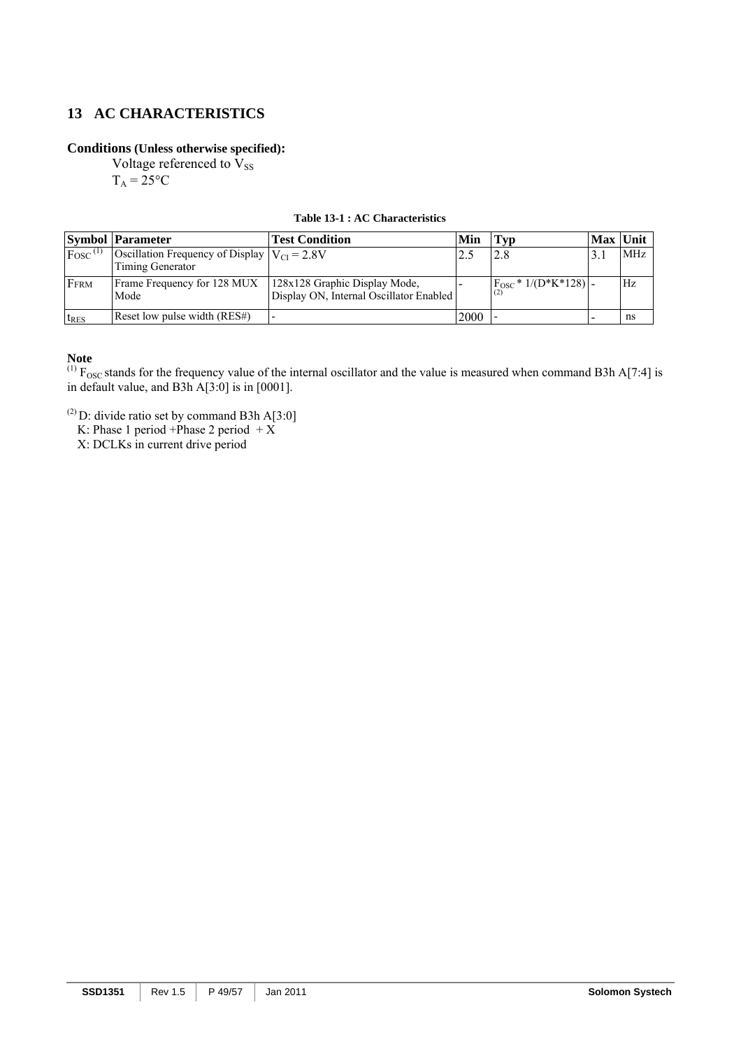# 13 AC CHARACTERISTICS

**Conditions (Unless otherwise specified):**

Voltage referenced to $V_{SS}$

$T_A = 25°C$

**Table 13-1 : AC Characteristics**

| Symbol | Parameter | Test Condition | Min | Typ | Max | Unit |
|---|---|---|---|---|---|---|
| $F_{OSC}$ [(1)] | Oscillation Frequency of Display Timing Generator | $V_{CI} = 2.8V$ | 2.5 | 2.8 | 3.1 | MHz |
| $F_{FRM}$ | Frame Frequency for 128 MUX Mode | 128x128 Graphic Display Mode, Display ON, Internal Oscillator Enabled | - | $F_{OSC}$ * 1/(D*K*128) [(2)] | - | Hz |
| $t_{RES}$ | Reset low pulse width (RES#) | - | 2000 | - | - | ns |

**Note**

[(1)] $F_{OSC}$ stands for the frequency value of the internal oscillator and the value is measured when command B3h A[7:4] is in default value, and B3h A[3:0] is in [0001].

[(2)] D: divide ratio set by command B3h A[3:0]

K: Phase 1 period +Phase 2 period + X

X: DCLKs in current drive period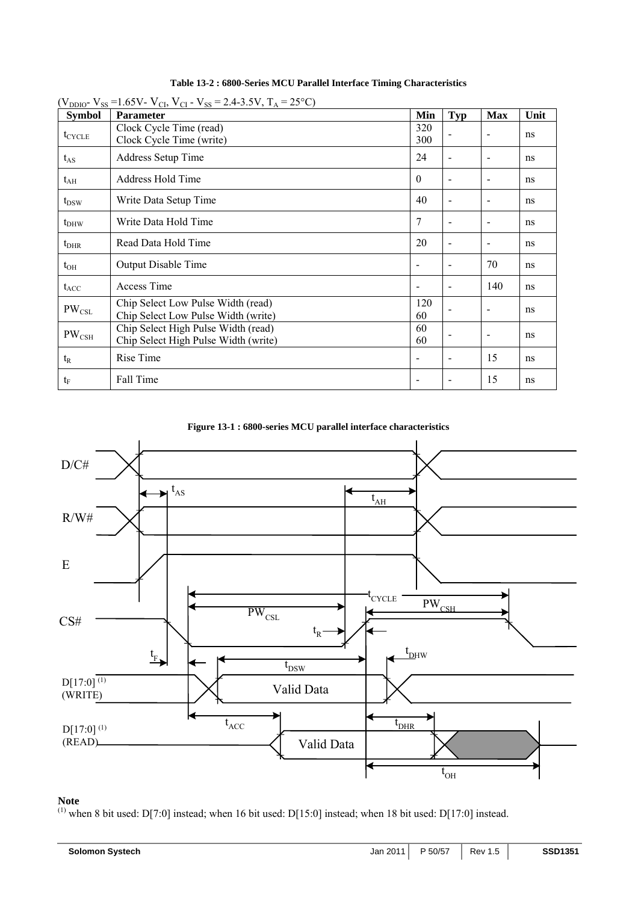**Table 13-2 : 6800-Series MCU Parallel Interface Timing Characteristics**

($V_{DDIO}$- $V_{SS}$ =1.65V- $V_{CI}$, $V_{CI}$ - $V_{SS}$ = 2.4-3.5V, $T_A$ = 25°C)

| Symbol | Parameter | Min | Typ | Max | Unit |
|---|---|---|---|---|---|
| $t_{CYCLE}$ | Clock Cycle Time (read)<br>Clock Cycle Time (write) | 320<br>300 | - | - | ns |
| $t_{AS}$ | Address Setup Time | 24 | - | - | ns |
| $t_{AH}$ | Address Hold Time | 0 | - | - | ns |
| $t_{DSW}$ | Write Data Setup Time | 40 | - | - | ns |
| $t_{DHW}$ | Write Data Hold Time | 7 | - | - | ns |
| $t_{DHR}$ | Read Data Hold Time | 20 | - | - | ns |
| $t_{OH}$ | Output Disable Time | - | - | 70 | ns |
| $t_{ACC}$ | Access Time | - | - | 140 | ns |
| $PW_{CSL}$ | Chip Select Low Pulse Width (read)<br>Chip Select Low Pulse Width (write) | 120<br>60 | - | - | ns |
| $PW_{CSH}$ | Chip Select High Pulse Width (read)<br>Chip Select High Pulse Width (write) | 60<br>60 | - | - | ns |
| $t_R$ | Rise Time | - | - | 15 | ns |
| $t_F$ | Fall Time | - | - | 15 | ns |

**Figure 13-1 : 6800-series MCU parallel interface characteristics**

**Note**

(1) when 8 bit used: D[7:0] instead; when 16 bit used: D[15:0] instead; when 18 bit used: D[17:0] instead.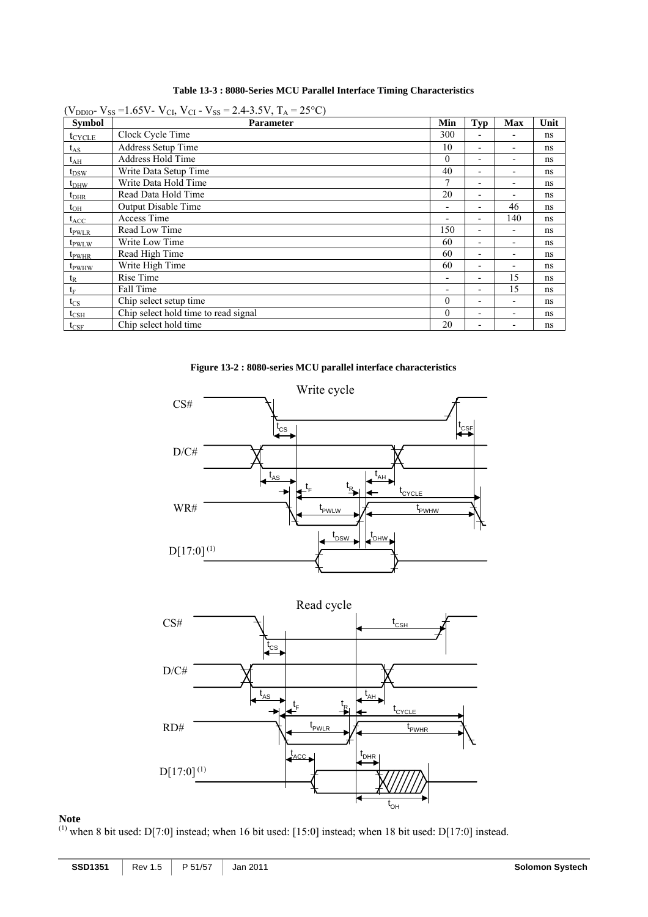**Table 13-3 : 8080-Series MCU Parallel Interface Timing Characteristics**

($V_{DDIO}$- $V_{SS}$ =1.65V- $V_{CI}$, $V_{CI}$ - $V_{SS}$ = 2.4-3.5V, $T_A$ = 25°C)

| Symbol | Parameter | Min | Typ | Max | Unit |
|---|---|---|---|---|---|
| $t_{CYCLE}$ | Clock Cycle Time | 300 | - | - | ns |
| $t_{AS}$ | Address Setup Time | 10 | - | - | ns |
| $t_{AH}$ | Address Hold Time | 0 | - | - | ns |
| $t_{DSW}$ | Write Data Setup Time | 40 | - | - | ns |
| $t_{DHW}$ | Write Data Hold Time | 7 | - | - | ns |
| $t_{DHR}$ | Read Data Hold Time | 20 | - | - | ns |
| $t_{OH}$ | Output Disable Time | - | - | 46 | ns |
| $t_{ACC}$ | Access Time | - | - | 140 | ns |
| $t_{PWLR}$ | Read Low Time | 150 | - | - | ns |
| $t_{PWLW}$ | Write Low Time | 60 | - | - | ns |
| $t_{PWHR}$ | Read High Time | 60 | - | - | ns |
| $t_{PWHW}$ | Write High Time | 60 | - | - | ns |
| $t_R$ | Rise Time | - | - | 15 | ns |
| $t_F$ | Fall Time | - | - | 15 | ns |
| $t_{CS}$ | Chip select setup time | 0 | - | - | ns |
| $t_{CSH}$ | Chip select hold time to read signal | 0 | - | - | ns |
| $t_{CSF}$ | Chip select hold time | 20 | - | - | ns |

**Figure 13-2 : 8080-series MCU parallel interface characteristics**

**Note**

(1) when 8 bit used: D[7:0] instead; when 16 bit used: [15:0] instead; when 18 bit used: D[17:0] instead.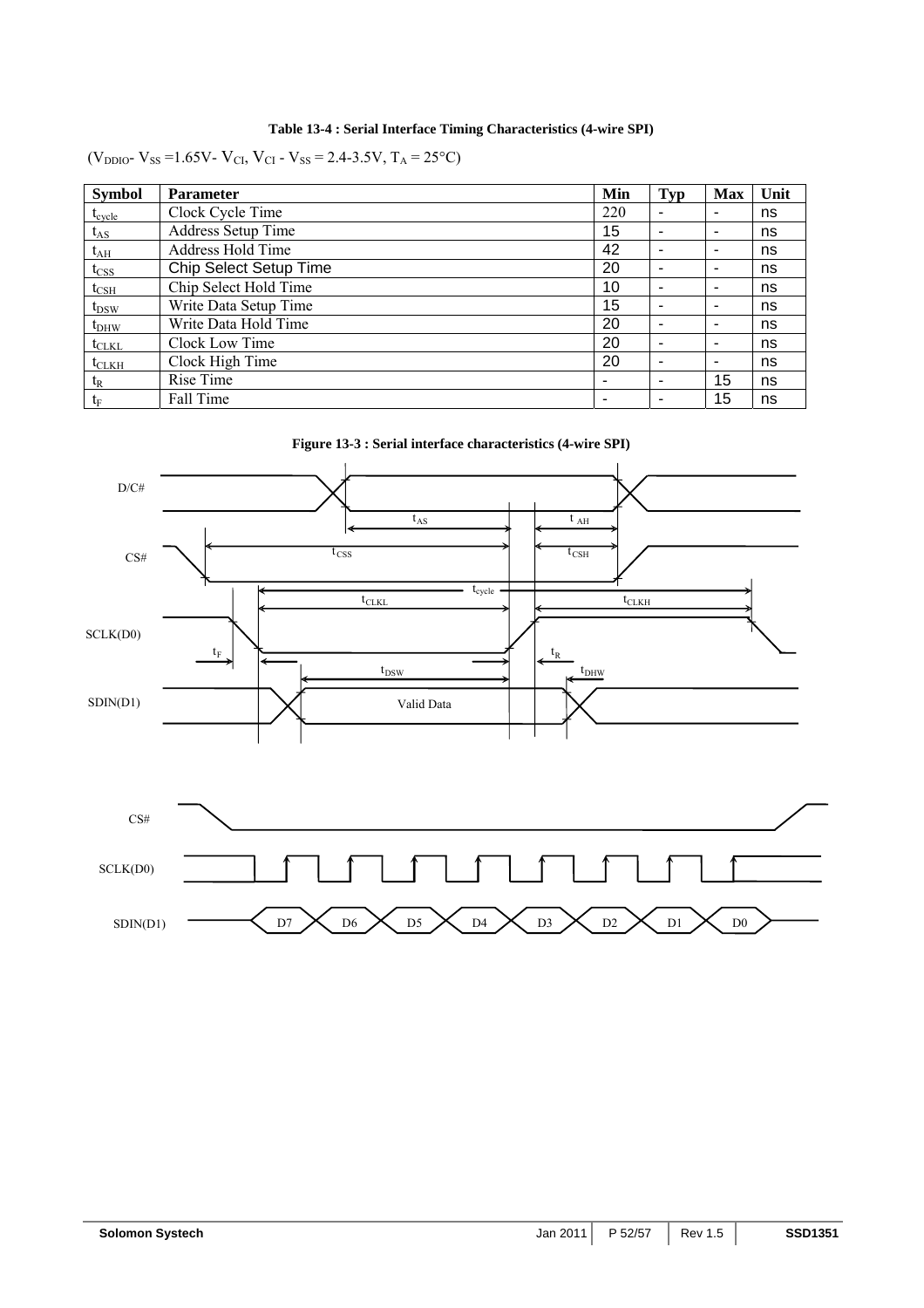**Table 13-4 : Serial Interface Timing Characteristics (4-wire SPI)**

($V_{DDIO}$- $V_{SS}$ =1.65V- $V_{CI}$, $V_{CI}$ - $V_{SS}$ = 2.4-3.5V, $T_A$ = 25°C)

| Symbol | Parameter | Min | Typ | Max | Unit |
|---|---|---|---|---|---|
| $t_{cycle}$ | Clock Cycle Time | 220 | - | - | ns |
| $t_{AS}$ | Address Setup Time | 15 | - | - | ns |
| $t_{AH}$ | Address Hold Time | 42 | - | - | ns |
| $t_{CSS}$ | Chip Select Setup Time | 20 | - | - | ns |
| $t_{CSH}$ | Chip Select Hold Time | 10 | - | - | ns |
| $t_{DSW}$ | Write Data Setup Time | 15 | - | - | ns |
| $t_{DHW}$ | Write Data Hold Time | 20 | - | - | ns |
| $t_{CLKL}$ | Clock Low Time | 20 | - | - | ns |
| $t_{CLKH}$ | Clock High Time | 20 | - | - | ns |
| $t_R$ | Rise Time | - | - | 15 | ns |
| $t_F$ | Fall Time | - | - | 15 | ns |

**Figure 13-3 : Serial interface characteristics (4-wire SPI)**

D/C#

CS#

SCLK(D0)

SDIN(D1)

$t_{AS}$ $t_{AH}$ $t_{CSS}$ $t_{CSH}$ $t_{cycle}$ $t_{CLKL}$ $t_{CLKH}$ $t_F$ $t_R$ $t_{DSW}$ $t_{DHW}$

Valid Data

CS#

SCLK(D0)

SDIN(D1)

D7 D6 D5 D4 D3 D2 D1 D0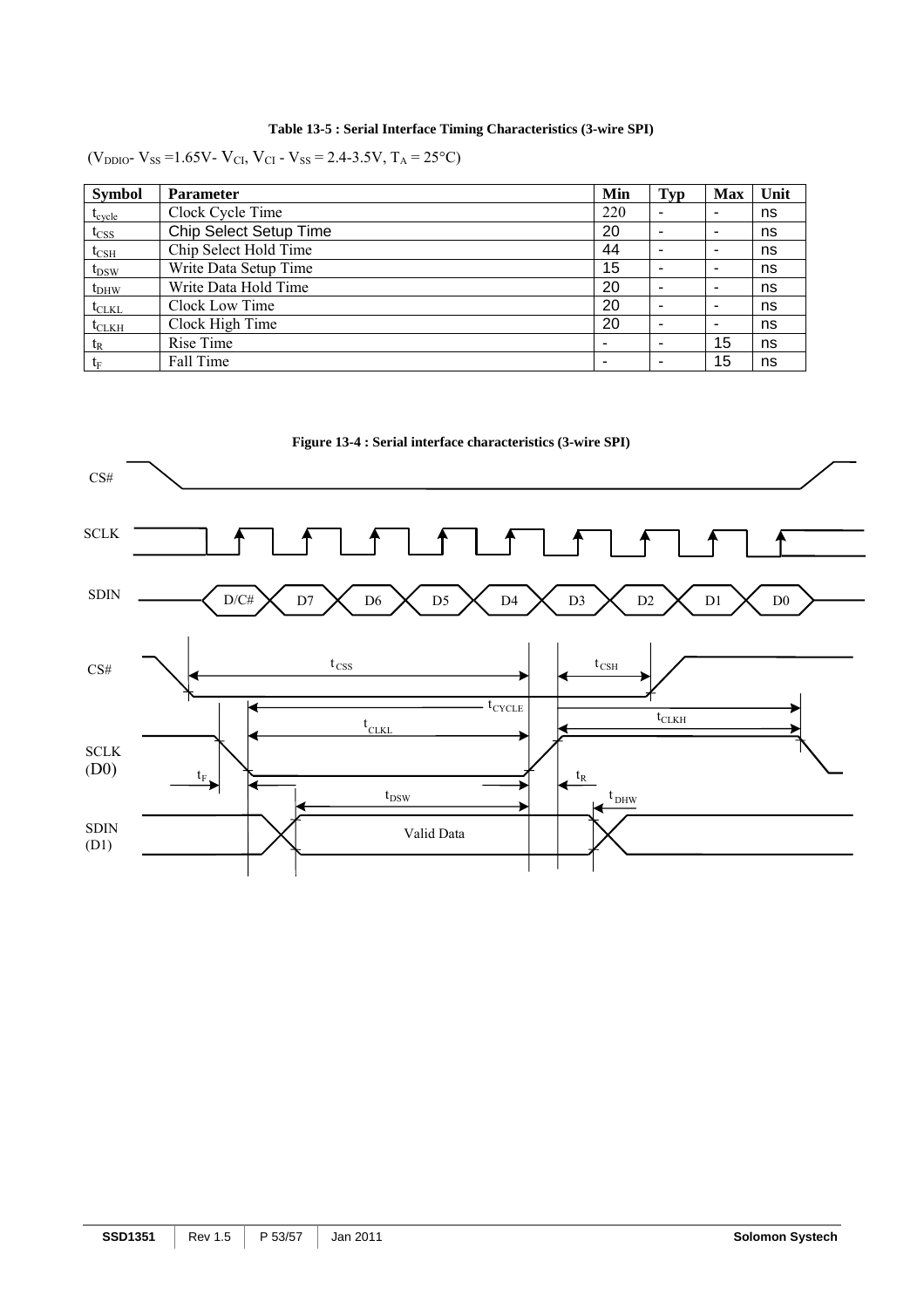**Table 13-5 : Serial Interface Timing Characteristics (3-wire SPI)**

($V_{DDIO}$- $V_{SS}$ =1.65V- $V_{CI}$, $V_{CI}$ - $V_{SS}$ = 2.4-3.5V, $T_A$ = 25°C)

| Symbol | Parameter | Min | Typ | Max | Unit |
|---|---|---|---|---|---|
| $t_{cycle}$ | Clock Cycle Time | 220 | - | - | ns |
| $t_{CSS}$ | Chip Select Setup Time | 20 | - | - | ns |
| $t_{CSH}$ | Chip Select Hold Time | 44 | - | - | ns |
| $t_{DSW}$ | Write Data Setup Time | 15 | - | - | ns |
| $t_{DHW}$ | Write Data Hold Time | 20 | - | - | ns |
| $t_{CLKL}$ | Clock Low Time | 20 | - | - | ns |
| $t_{CLKH}$ | Clock High Time | 20 | - | - | ns |
| $t_R$ | Rise Time | - | - | 15 | ns |
| $t_F$ | Fall Time | - | - | 15 | ns |

**Figure 13-4 : Serial interface characteristics (3-wire SPI)**

CS#

SCLK

SDIN: D/C# D7 D6 D5 D4 D3 D2 D1 D0

CS#: $t_{CSS}$ $t_{CSH}$

SCLK (D0): $t_{CYCLE}$ $t_{CLKL}$ $t_{CLKH}$ $t_F$ $t_R$

SDIN (D1): $t_{DSW}$ $t_{DHW}$ Valid Data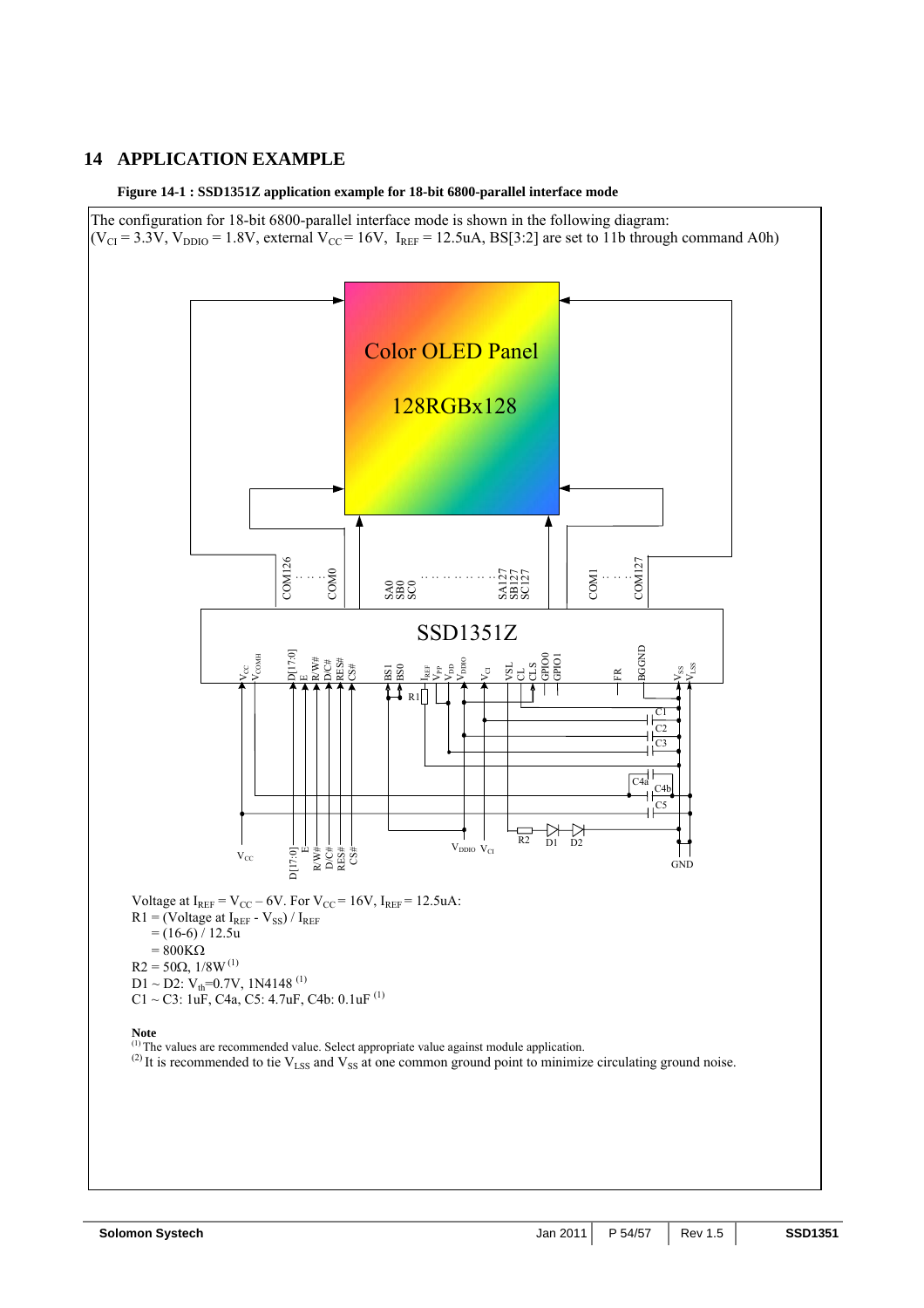# 14 APPLICATION EXAMPLE

**Figure 14-1 : SSD1351Z application example for 18-bit 6800-parallel interface mode**

The configuration for 18-bit 6800-parallel interface mode is shown in the following diagram:
($V_{CI}$ = 3.3V, $V_{DDIO}$ = 1.8V, external $V_{CC}$ = 16V, $I_{REF}$ = 12.5uA, BS[3:2] are set to 11b through command A0h)

Voltage at $I_{REF}$ = $V_{CC}$ – 6V. For $V_{CC}$ = 16V, $I_{REF}$ = 12.5uA:
R1 = (Voltage at $I_{REF}$ - $V_{SS}$) / $I_{REF}$
= (16-6) / 12.5u
= 800KΩ
R2 = 50Ω, 1/8W [1]
D1 ~ D2: $V_{th}$=0.7V, 1N4148 [1]
C1 ~ C3: 1uF, C4a, C5: 4.7uF, C4b: 0.1uF [1]

**Note**
[1] The values are recommended value. Select appropriate value against module application.
[2] It is recommended to tie $V_{LSS}$ and $V_{SS}$ at one common ground point to minimize circulating ground noise.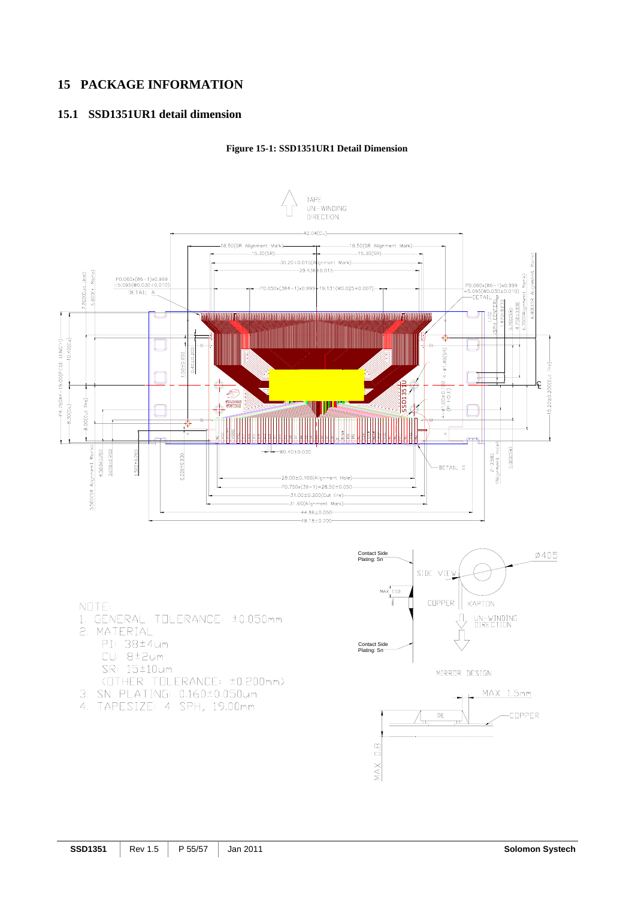# 15 PACKAGE INFORMATION

## 15.1 SSD1351UR1 detail dimension

**Figure 15-1: SSD1351UR1 Detail Dimension**

NOTE:
1. GENERAL TOLERANCE: ±0.050mm
2. MATERIAL
   PI: 38±4um
   CU: 8±2um
   SR: 15±10um
   (OTHER TOLERANCE: ±0.200mm)
3. SN PLATING: 0.160±0.050um
4. TAPESIZE: 4 SPH, 19.00mm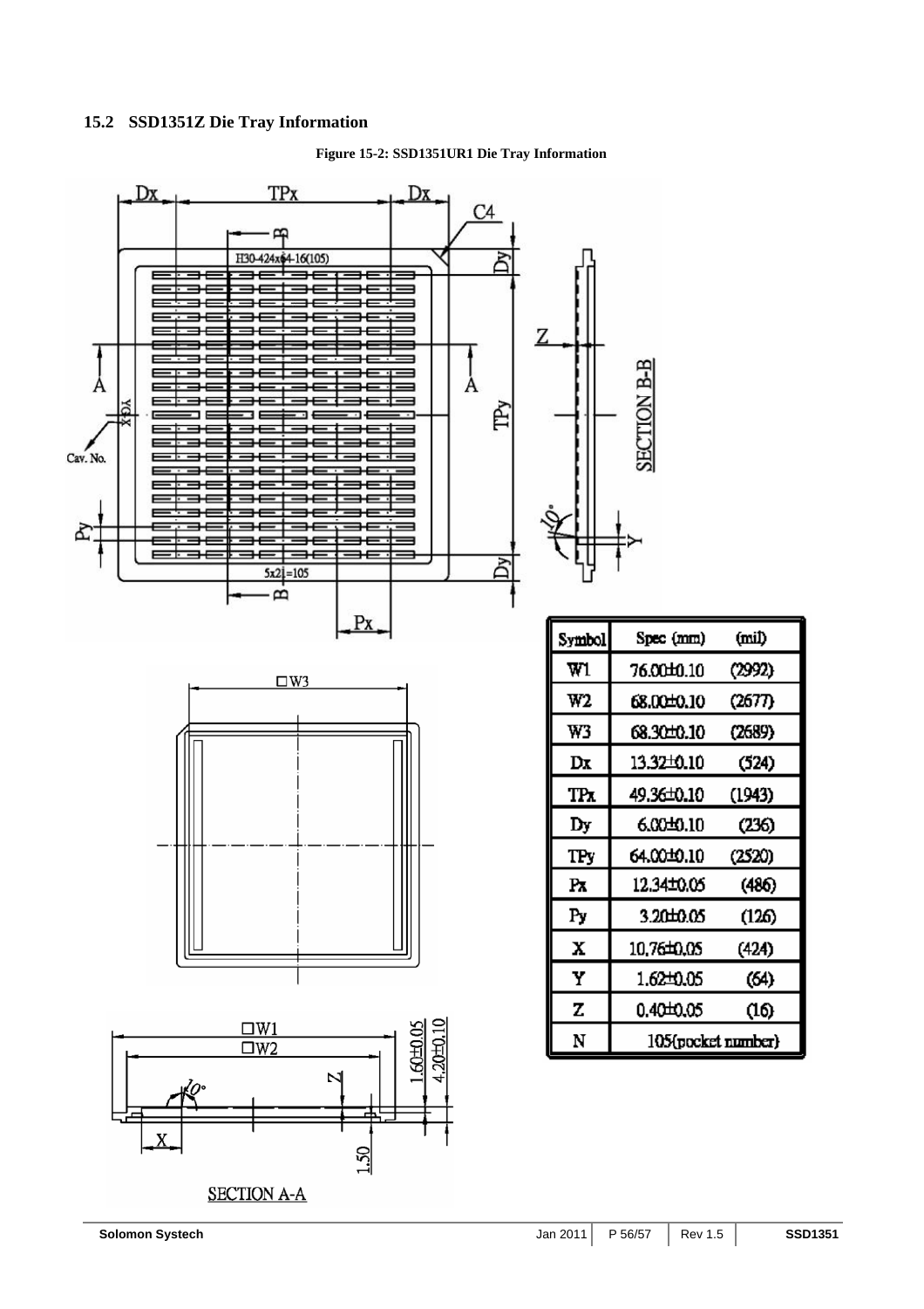## 15.2 SSD1351Z Die Tray Information

**Figure 15-2: SSD1351UR1 Die Tray Information**

| Symbol | Spec (mm) | (mil) |
|---|---|---|
| W1 | 76.00±0.10 | (2992) |
| W2 | 68.00±0.10 | (2677) |
| W3 | 68.30±0.10 | (2689) |
| Dx | 13.32±0.10 | (524) |
| TPx | 49.36±0.10 | (1943) |
| Dy | 6.00±0.10 | (236) |
| TPy | 64.00±0.10 | (2520) |
| Px | 12.34±0.05 | (486) |
| Py | 3.20±0.05 | (126) |
| X | 10.76±0.05 | (424) |
| Y | 1.62±0.05 | (64) |
| Z | 0.40±0.05 | (16) |
| N | 105(pocket number) | |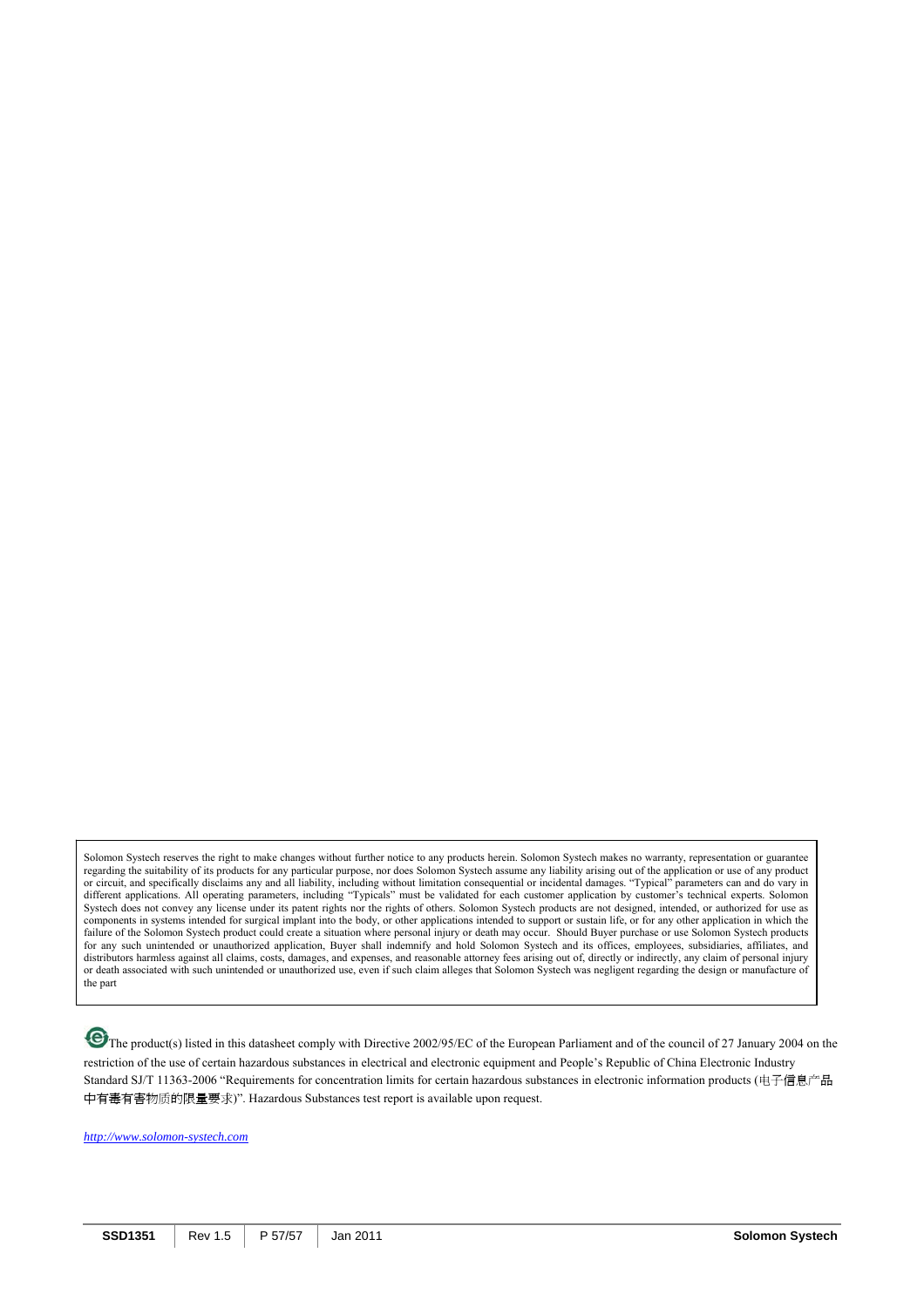Solomon Systech reserves the right to make changes without further notice to any products herein. Solomon Systech makes no warranty, representation or guarantee regarding the suitability of its products for any particular purpose, nor does Solomon Systech assume any liability arising out of the application or use of any product or circuit, and specifically disclaims any and all liability, including without limitation consequential or incidental damages. "Typical" parameters can and do vary in different applications. All operating parameters, including "Typicals" must be validated for each customer application by customer's technical experts. Solomon Systech does not convey any license under its patent rights nor the rights of others. Solomon Systech products are not designed, intended, or authorized for use as components in systems intended for surgical implant into the body, or other applications intended to support or sustain life, or for any other application in which the failure of the Solomon Systech product could create a situation where personal injury or death may occur. Should Buyer purchase or use Solomon Systech products for any such unintended or unauthorized application, Buyer shall indemnify and hold Solomon Systech and its offices, employees, subsidiaries, affiliates, and distributors harmless against all claims, costs, damages, and expenses, and reasonable attorney fees arising out of, directly or indirectly, any claim of personal injury or death associated with such unintended or unauthorized use, even if such claim alleges that Solomon Systech was negligent regarding the design or manufacture of the part

The product(s) listed in this datasheet comply with Directive 2002/95/EC of the European Parliament and of the council of 27 January 2004 on the restriction of the use of certain hazardous substances in electrical and electronic equipment and People's Republic of China Electronic Industry Standard SJ/T 11363-2006 "Requirements for concentration limits for certain hazardous substances in electronic information products (电子信息产品中有毒有害物质的限量要求)". Hazardous Substances test report is available upon request.

*http://www.solomon-systech.com*